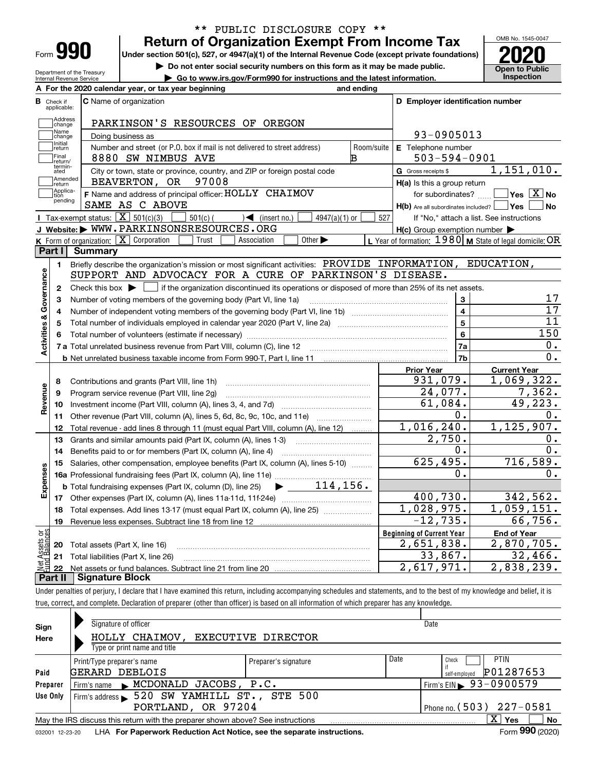** PUBLIC DISCLOSURE COPY **

# Form 990 — Return of Organization Exempt From Income Tax

Under section 501(c), 527, or 4947(a)(1) of the Internal Revenue Code (except private foundations)

▶ Do not enter social security numbers on this form as it may be made public.

▶ Go to www.irs.gov/Form990 for instructions and the latest information.

Department of the Treasury
Internal Revenue Service

OMB No. 1545-0047

**2020**

Open to Public Inspection

**A** For the 2020 calendar year, or tax year beginning and ending

**B** Check if applicable: Address change, Name change, Initial return, Final return/terminated, Amended return, Application pending

**C** Name of organization: PARKINSON'S RESOURCES OF OREGON

Doing business as

Number and street (or P.O. box if mail is not delivered to street address): 8880 SW NIMBUS AVE — Room/suite: B

City or town, state or province, country, and ZIP or foreign postal code: BEAVERTON, OR 97008

**D** Employer identification number: 93-0905013

**E** Telephone number: 503-594-0901

**G** Gross receipts $ 1,151,010.

**F** Name and address of principal officer: HOLLY CHAIMOV, SAME AS C ABOVE

**H(a)** Is this a group return for subordinates? Yes [ ] No [X]

**H(b)** Are all subordinates included? Yes [ ] No [ ]
If "No," attach a list. See instructions

**H(c)** Group exemption number ▶

**I** Tax-exempt status: [X] 501(c)(3) [ ] 501(c) ( ) ◀ (insert no.) [ ] 4947(a)(1) or [ ] 527

**J** Website: ▶ WWW.PARKINSONSRESOURCES.ORG

**K** Form of organization: [X] Corporation [ ] Trust [ ] Association [ ] Other ▶

**L** Year of formation: 1980 **M** State of legal domicile: OR

## Part I Summary

**Activities & Governance**

1. Briefly describe the organization's mission or most significant activities: PROVIDE INFORMATION, EDUCATION, SUPPORT AND ADVOCACY FOR A CURE OF PARKINSON'S DISEASE.
2. Check this box ▶ [ ] if the organization discontinued its operations or disposed of more than 25% of its net assets.

| Line | Description | | Value |
|---|---|---|---|
| 3 | Number of voting members of the governing body (Part VI, line 1a) | 3 | 17 |
| 4 | Number of independent voting members of the governing body (Part VI, line 1b) | 4 | 17 |
| 5 | Total number of individuals employed in calendar year 2020 (Part V, line 2a) | 5 | 11 |
| 6 | Total number of volunteers (estimate if necessary) | 6 | 150 |
| 7a | Total unrelated business revenue from Part VIII, column (C), line 12 | 7a | 0. |
| 7b | Net unrelated business taxable income from Form 990-T, Part I, line 11 | 7b | 0. |

| Line | Description | Prior Year | Current Year |
|---|---|---|---|
| **Revenue** | | | |
| 8 | Contributions and grants (Part VIII, line 1h) | 931,079. | 1,069,322. |
| 9 | Program service revenue (Part VIII, line 2g) | 24,077. | 7,362. |
| 10 | Investment income (Part VIII, column (A), lines 3, 4, and 7d) | 61,084. | 49,223. |
| 11 | Other revenue (Part VIII, column (A), lines 5, 6d, 8c, 9c, 10c, and 11e) | 0. | 0. |
| 12 | Total revenue - add lines 8 through 11 (must equal Part VIII, column (A), line 12) | 1,016,240. | 1,125,907. |
| **Expenses** | | | |
| 13 | Grants and similar amounts paid (Part IX, column (A), lines 1-3) | 2,750. | 0. |
| 14 | Benefits paid to or for members (Part IX, column (A), line 4) | 0. | 0. |
| 15 | Salaries, other compensation, employee benefits (Part IX, column (A), lines 5-10) | 625,495. | 716,589. |
| 16a | Professional fundraising fees (Part IX, column (A), line 11e) | 0. | 0. |
| b | Total fundraising expenses (Part IX, column (D), line 25) ▶ 114,156. | | |
| 17 | Other expenses (Part IX, column (A), lines 11a-11d, 11f-24e) | 400,730. | 342,562. |
| 18 | Total expenses. Add lines 13-17 (must equal Part IX, column (A), line 25) | 1,028,975. | 1,059,151. |
| 19 | Revenue less expenses. Subtract line 18 from line 12 | -12,735. | 66,756. |

| Line | Net Assets or Fund Balances | Beginning of Current Year | End of Year |
|---|---|---|---|
| 20 | Total assets (Part X, line 16) | 2,651,838. | 2,870,705. |
| 21 | Total liabilities (Part X, line 26) | 33,867. | 32,466. |
| 22 | Net assets or fund balances. Subtract line 21 from line 20 | 2,617,971. | 2,838,239. |

## Part II Signature Block

Under penalties of perjury, I declare that I have examined this return, including accompanying schedules and statements, and to the best of my knowledge and belief, it is true, correct, and complete. Declaration of preparer (other than officer) is based on all information of which preparer has any knowledge.

**Sign Here**

Signature of officer — Date

HOLLY CHAIMOV, EXECUTIVE DIRECTOR
Type or print name and title

**Paid Preparer Use Only**

| Print/Type preparer's name | Preparer's signature | Date | Check if self-employed | PTIN |
|---|---|---|---|---|
| GERARD DEBLOIS | | | [ ] | P01287653 |

Firm's name ▶ MCDONALD JACOBS, P.C. — Firm's EIN ▶ 93-0900579

Firm's address ▶ 520 SW YAMHILL ST., STE 500, PORTLAND, OR 97204 — Phone no. (503) 227-0581

May the IRS discuss this return with the preparer shown above? See instructions [X] Yes [ ] No

032001 12-23-20 LHA For Paperwork Reduction Act Notice, see the separate instructions. Form **990** (2020)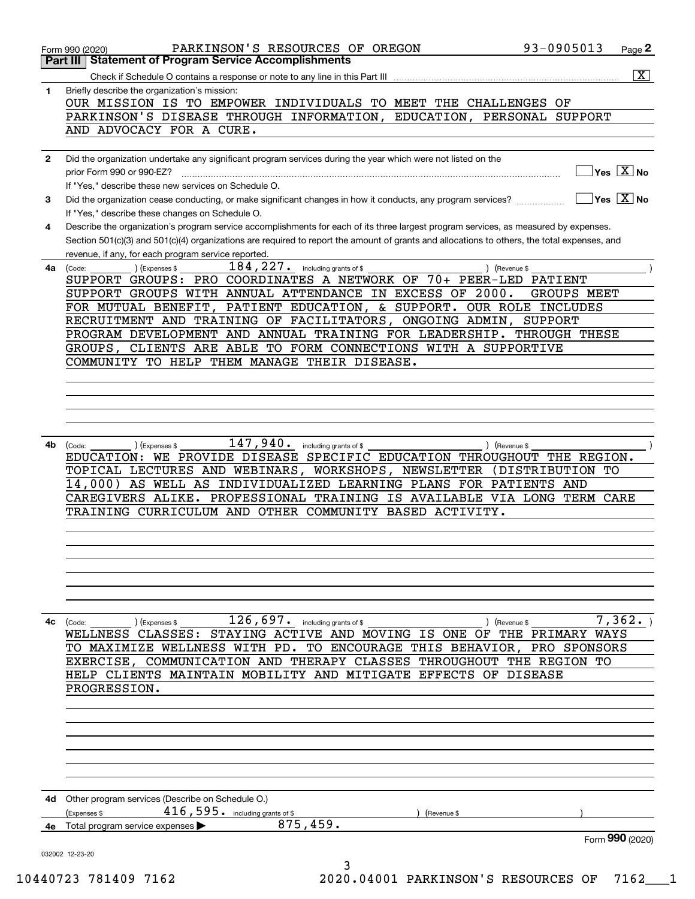Form 990 (2020) PARKINSON'S RESOURCES OF OREGON 93-0905013 Page 2

## Part III Statement of Program Service Accomplishments

Check if Schedule O contains a response or note to any line in this Part III [X]

**1** Briefly describe the organization's mission:

OUR MISSION IS TO EMPOWER INDIVIDUALS TO MEET THE CHALLENGES OF PARKINSON'S DISEASE THROUGH INFORMATION, EDUCATION, PERSONAL SUPPORT AND ADVOCACY FOR A CURE.

**2** Did the organization undertake any significant program services during the year which were not listed on the prior Form 990 or 990-EZ? [ ] Yes [X] No

If "Yes," describe these new services on Schedule O.

**3** Did the organization cease conducting, or make significant changes in how it conducts, any program services? [ ] Yes [X] No

If "Yes," describe these changes on Schedule O.

**4** Describe the organization's program service accomplishments for each of its three largest program services, as measured by expenses. Section 501(c)(3) and 501(c)(4) organizations are required to report the amount of grants and allocations to others, the total expenses, and revenue, if any, for each program service reported.

**4a** (Code: ) (Expenses $ 184,227. including grants of $ ) (Revenue $ )

SUPPORT GROUPS: PRO COORDINATES A NETWORK OF 70+ PEER-LED PATIENT SUPPORT GROUPS WITH ANNUAL ATTENDANCE IN EXCESS OF 2000. GROUPS MEET FOR MUTUAL BENEFIT, PATIENT EDUCATION, & SUPPORT. OUR ROLE INCLUDES RECRUITMENT AND TRAINING OF FACILITATORS, ONGOING ADMIN, SUPPORT PROGRAM DEVELOPMENT AND ANNUAL TRAINING FOR LEADERSHIP. THROUGH THESE GROUPS, CLIENTS ARE ABLE TO FORM CONNECTIONS WITH A SUPPORTIVE COMMUNITY TO HELP THEM MANAGE THEIR DISEASE.

**4b** (Code: ) (Expenses $ 147,940. including grants of $ ) (Revenue $ )

EDUCATION: WE PROVIDE DISEASE SPECIFIC EDUCATION THROUGHOUT THE REGION. TOPICAL LECTURES AND WEBINARS, WORKSHOPS, NEWSLETTER (DISTRIBUTION TO 14,000) AS WELL AS INDIVIDUALIZED LEARNING PLANS FOR PATIENTS AND CAREGIVERS ALIKE. PROFESSIONAL TRAINING IS AVAILABLE VIA LONG TERM CARE TRAINING CURRICULUM AND OTHER COMMUNITY BASED ACTIVITY.

**4c** (Code: ) (Expenses $ 126,697. including grants of $ ) (Revenue $ 7,362. )

WELLNESS CLASSES: STAYING ACTIVE AND MOVING IS ONE OF THE PRIMARY WAYS TO MAXIMIZE WELLNESS WITH PD. TO ENCOURAGE THIS BEHAVIOR, PRO SPONSORS EXERCISE, COMMUNICATION AND THERAPY CLASSES THROUGHOUT THE REGION TO HELP CLIENTS MAINTAIN MOBILITY AND MITIGATE EFFECTS OF DISEASE PROGRESSION.

**4d** Other program services (Describe on Schedule O.)

(Expenses $ 416,595. including grants of $ ) (Revenue $ )

**4e** Total program service expenses ▶ 875,459.

Form **990** (2020)

032002 12-23-20

10440723 781409 7162 2020.04001 PARKINSON'S RESOURCES OF 7162___1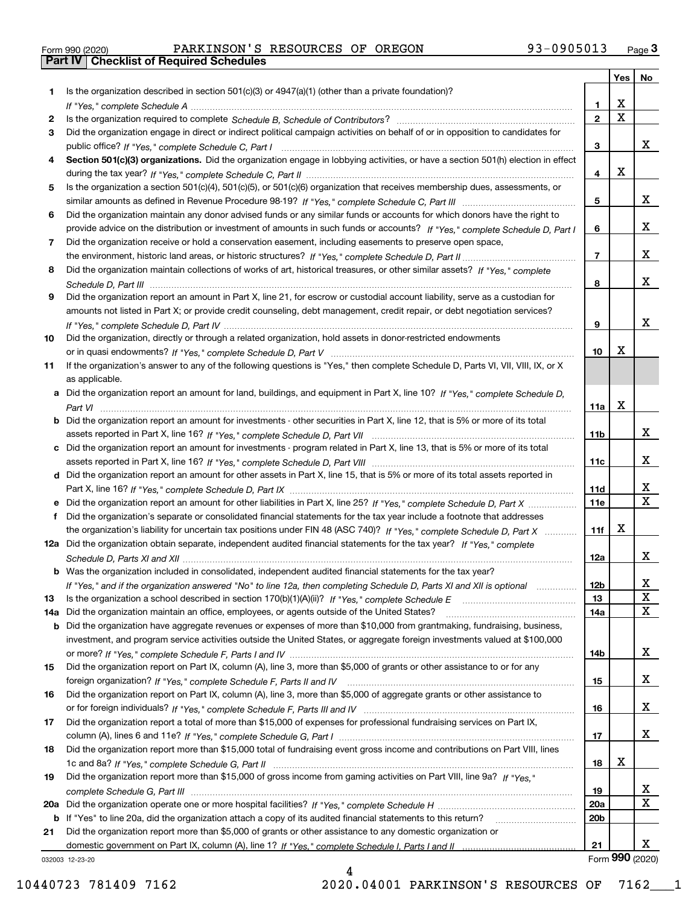Form 990 (2020) PARKINSON'S RESOURCES OF OREGON 93-0905013

## Part IV Checklist of Required Schedules

| | | | Yes | No |
|---|---|---|---|---|
| 1 | Is the organization described in section 501(c)(3) or 4947(a)(1) (other than a private foundation)? *If "Yes," complete Schedule A* | 1 | X | |
| 2 | Is the organization required to complete *Schedule B, Schedule of Contributors*? | 2 | X | |
| 3 | Did the organization engage in direct or indirect political campaign activities on behalf of or in opposition to candidates for public office? *If "Yes," complete Schedule C, Part I* | 3 | | X |
| 4 | **Section 501(c)(3) organizations.** Did the organization engage in lobbying activities, or have a section 501(h) election in effect during the tax year? *If "Yes," complete Schedule C, Part II* | 4 | X | |
| 5 | Is the organization a section 501(c)(4), 501(c)(5), or 501(c)(6) organization that receives membership dues, assessments, or similar amounts as defined in Revenue Procedure 98-19? *If "Yes," complete Schedule C, Part III* | 5 | | X |
| 6 | Did the organization maintain any donor advised funds or any similar funds or accounts for which donors have the right to provide advice on the distribution or investment of amounts in such funds or accounts? *If "Yes," complete Schedule D, Part I* | 6 | | X |
| 7 | Did the organization receive or hold a conservation easement, including easements to preserve open space, the environment, historic land areas, or historic structures? *If "Yes," complete Schedule D, Part II* | 7 | | X |
| 8 | Did the organization maintain collections of works of art, historical treasures, or other similar assets? *If "Yes," complete Schedule D, Part III* | 8 | | X |
| 9 | Did the organization report an amount in Part X, line 21, for escrow or custodial account liability, serve as a custodian for amounts not listed in Part X; or provide credit counseling, debt management, credit repair, or debt negotiation services? *If "Yes," complete Schedule D, Part IV* | 9 | | X |
| 10 | Did the organization, directly or through a related organization, hold assets in donor-restricted endowments or in quasi endowments? *If "Yes," complete Schedule D, Part V* | 10 | X | |
| 11 | If the organization's answer to any of the following questions is "Yes," then complete Schedule D, Parts VI, VII, VIII, IX, or X as applicable. | | | |
| a | Did the organization report an amount for land, buildings, and equipment in Part X, line 10? *If "Yes," complete Schedule D, Part VI* | 11a | X | |
| b | Did the organization report an amount for investments - other securities in Part X, line 12, that is 5% or more of its total assets reported in Part X, line 16? *If "Yes," complete Schedule D, Part VII* | 11b | | X |
| c | Did the organization report an amount for investments - program related in Part X, line 13, that is 5% or more of its total assets reported in Part X, line 16? *If "Yes," complete Schedule D, Part VIII* | 11c | | X |
| d | Did the organization report an amount for other assets in Part X, line 15, that is 5% or more of its total assets reported in Part X, line 16? *If "Yes," complete Schedule D, Part IX* | 11d | | X |
| e | Did the organization report an amount for other liabilities in Part X, line 25? *If "Yes," complete Schedule D, Part X* | 11e | | X |
| f | Did the organization's separate or consolidated financial statements for the tax year include a footnote that addresses the organization's liability for uncertain tax positions under FIN 48 (ASC 740)? *If "Yes," complete Schedule D, Part X* | 11f | X | |
| 12a | Did the organization obtain separate, independent audited financial statements for the tax year? *If "Yes," complete Schedule D, Parts XI and XII* | 12a | | X |
| b | Was the organization included in consolidated, independent audited financial statements for the tax year? *If "Yes," and if the organization answered "No" to line 12a, then completing Schedule D, Parts XI and XII is optional* | 12b | | X |
| 13 | Is the organization a school described in section 170(b)(1)(A)(ii)? *If "Yes," complete Schedule E* | 13 | | X |
| 14a | Did the organization maintain an office, employees, or agents outside of the United States? | 14a | | X |
| b | Did the organization have aggregate revenues or expenses of more than $10,000 from grantmaking, fundraising, business, investment, and program service activities outside the United States, or aggregate foreign investments valued at $100,000 or more? *If "Yes," complete Schedule F, Parts I and IV* | 14b | | X |
| 15 | Did the organization report on Part IX, column (A), line 3, more than $5,000 of grants or other assistance to or for any foreign organization? *If "Yes," complete Schedule F, Parts II and IV* | 15 | | X |
| 16 | Did the organization report on Part IX, column (A), line 3, more than $5,000 of aggregate grants or other assistance to or for foreign individuals? *If "Yes," complete Schedule F, Parts III and IV* | 16 | | X |
| 17 | Did the organization report a total of more than $15,000 of expenses for professional fundraising services on Part IX, column (A), lines 6 and 11e? *If "Yes," complete Schedule G, Part I* | 17 | | X |
| 18 | Did the organization report more than $15,000 total of fundraising event gross income and contributions on Part VIII, lines 1c and 8a? *If "Yes," complete Schedule G, Part II* | 18 | X | |
| 19 | Did the organization report more than $15,000 of gross income from gaming activities on Part VIII, line 9a? *If "Yes," complete Schedule G, Part III* | 19 | | X |
| 20a | Did the organization operate one or more hospital facilities? *If "Yes," complete Schedule H* | 20a | | X |
| b | If "Yes" to line 20a, did the organization attach a copy of its audited financial statements to this return? | 20b | | |
| 21 | Did the organization report more than $5,000 of grants or other assistance to any domestic organization or domestic government on Part IX, column (A), line 1? *If "Yes," complete Schedule I, Parts I and II* | 21 | | X |

032003 12-23-20 Form **990** (2020)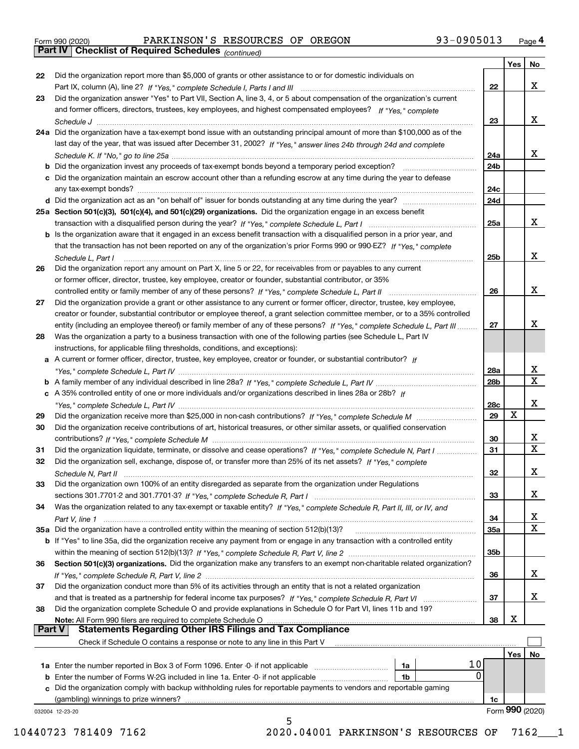Form 990 (2020) PARKINSON'S RESOURCES OF OREGON 93-0905013 Page 4

## Part IV Checklist of Required Schedules *(continued)*

| | | | Yes | No |
|---|---|---|---|---|
| 22 | Did the organization report more than $5,000 of grants or other assistance to or for domestic individuals on Part IX, column (A), line 2? *If "Yes," complete Schedule I, Parts I and III* | 22 | | X |
| 23 | Did the organization answer "Yes" to Part VII, Section A, line 3, 4, or 5 about compensation of the organization's current and former officers, directors, trustees, key employees, and highest compensated employees? *If "Yes," complete Schedule J* | 23 | | X |
| 24a | Did the organization have a tax-exempt bond issue with an outstanding principal amount of more than $100,000 as of the last day of the year, that was issued after December 31, 2002? *If "Yes," answer lines 24b through 24d and complete Schedule K. If "No," go to line 25a* | 24a | | X |
| b | Did the organization invest any proceeds of tax-exempt bonds beyond a temporary period exception? | 24b | | |
| c | Did the organization maintain an escrow account other than a refunding escrow at any time during the year to defease any tax-exempt bonds? | 24c | | |
| d | Did the organization act as an "on behalf of" issuer for bonds outstanding at any time during the year? | 24d | | |
| 25a | **Section 501(c)(3), 501(c)(4), and 501(c)(29) organizations.** Did the organization engage in an excess benefit transaction with a disqualified person during the year? *If "Yes," complete Schedule L, Part I* | 25a | | X |
| b | Is the organization aware that it engaged in an excess benefit transaction with a disqualified person in a prior year, and that the transaction has not been reported on any of the organization's prior Forms 990 or 990-EZ? *If "Yes," complete Schedule L, Part I* | 25b | | X |
| 26 | Did the organization report any amount on Part X, line 5 or 22, for receivables from or payables to any current or former officer, director, trustee, key employee, creator or founder, substantial contributor, or 35% controlled entity or family member of any of these persons? *If "Yes," complete Schedule L, Part II* | 26 | | X |
| 27 | Did the organization provide a grant or other assistance to any current or former officer, director, trustee, key employee, creator or founder, substantial contributor or employee thereof, a grant selection committee member, or to a 35% controlled entity (including an employee thereof) or family member of any of these persons? *If "Yes," complete Schedule L, Part III* | 27 | | X |
| 28 | Was the organization a party to a business transaction with one of the following parties (see Schedule L, Part IV instructions, for applicable filing thresholds, conditions, and exceptions): | | | |
| a | A current or former officer, director, trustee, key employee, creator or founder, or substantial contributor? *If "Yes," complete Schedule L, Part IV* | 28a | | X |
| b | A family member of any individual described in line 28a? *If "Yes," complete Schedule L, Part IV* | 28b | | X |
| c | A 35% controlled entity of one or more individuals and/or organizations described in lines 28a or 28b? *If "Yes," complete Schedule L, Part IV* | 28c | | X |
| 29 | Did the organization receive more than $25,000 in non-cash contributions? *If "Yes," complete Schedule M* | 29 | X | |
| 30 | Did the organization receive contributions of art, historical treasures, or other similar assets, or qualified conservation contributions? *If "Yes," complete Schedule M* | 30 | | X |
| 31 | Did the organization liquidate, terminate, or dissolve and cease operations? *If "Yes," complete Schedule N, Part I* | 31 | | X |
| 32 | Did the organization sell, exchange, dispose of, or transfer more than 25% of its net assets? *If "Yes," complete Schedule N, Part II* | 32 | | X |
| 33 | Did the organization own 100% of an entity disregarded as separate from the organization under Regulations sections 301.7701-2 and 301.7701-3? *If "Yes," complete Schedule R, Part I* | 33 | | X |
| 34 | Was the organization related to any tax-exempt or taxable entity? *If "Yes," complete Schedule R, Part II, III, or IV, and Part V, line 1* | 34 | | X |
| 35a | Did the organization have a controlled entity within the meaning of section 512(b)(13)? | 35a | | X |
| b | If "Yes" to line 35a, did the organization receive any payment from or engage in any transaction with a controlled entity within the meaning of section 512(b)(13)? *If "Yes," complete Schedule R, Part V, line 2* | 35b | | |
| 36 | **Section 501(c)(3) organizations.** Did the organization make any transfers to an exempt non-charitable related organization? *If "Yes," complete Schedule R, Part V, line 2* | 36 | | X |
| 37 | Did the organization conduct more than 5% of its activities through an entity that is not a related organization and that is treated as a partnership for federal income tax purposes? *If "Yes," complete Schedule R, Part VI* | 37 | | X |
| 38 | Did the organization complete Schedule O and provide explanations in Schedule O for Part VI, lines 11b and 19? **Note:** All Form 990 filers are required to complete Schedule O | 38 | X | |

## Part V Statements Regarding Other IRS Filings and Tax Compliance

Check if Schedule O contains a response or note to any line in this Part V ☐

| | | | | | Yes | No |
|---|---|---|---|---|---|---|
| 1a | Enter the number reported in Box 3 of Form 1096. Enter -0- if not applicable | 1a | 10 | | | |
| b | Enter the number of Forms W-2G included in line 1a. Enter -0- if not applicable | 1b | 0 | | | |
| c | Did the organization comply with backup withholding rules for reportable payments to vendors and reportable gaming (gambling) winnings to prize winners? | | | 1c | | |

032004 12-23-20 Form **990** (2020)

10440723 781409 7162 2020.04001 PARKINSON'S RESOURCES OF 7162___1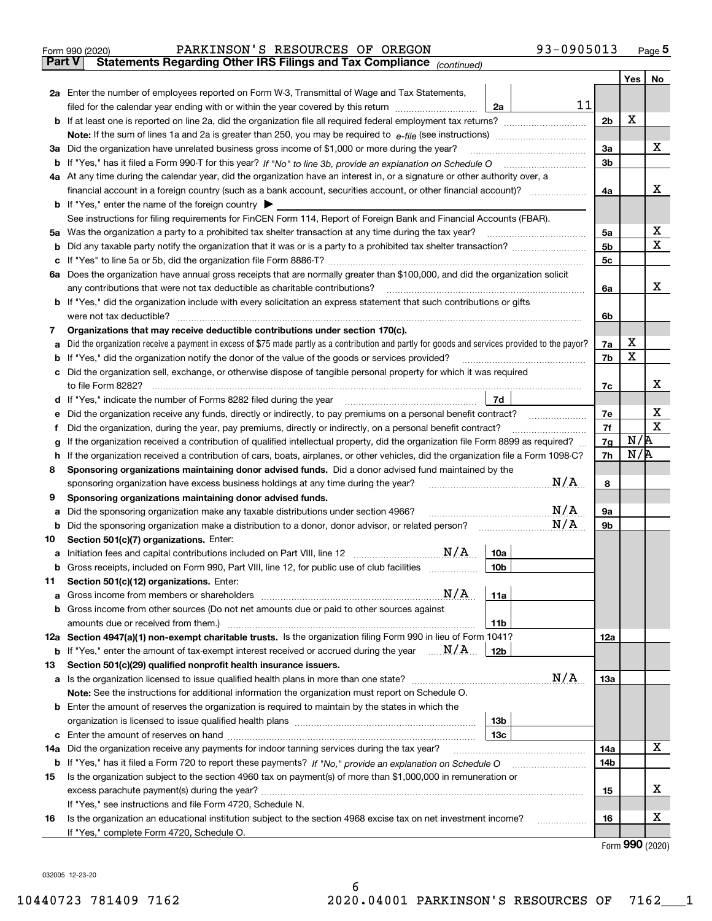Form 990 (2020) PARKINSON'S RESOURCES OF OREGON 93-0905013 Page 5

**Part V Statements Regarding Other IRS Filings and Tax Compliance** *(continued)*

| | | | | Yes | No |
|---|---|---|---|---|---|
| **2a** | Enter the number of employees reported on Form W-3, Transmittal of Wage and Tax Statements, filed for the calendar year ending with or within the year covered by this return | 2a | 11 | | |
| **b** | If at least one is reported on line 2a, did the organization file all required federal employment tax returns? | | 2b | X | |
| | **Note:** If the sum of lines 1a and 2a is greater than 250, you may be required to *e-file* (see instructions) | | | | |
| **3a** | Did the organization have unrelated business gross income of $1,000 or more during the year? | | 3a | | X |
| **b** | If "Yes," has it filed a Form 990-T for this year? *If "No" to line 3b, provide an explanation on Schedule O* | | 3b | | |
| **4a** | At any time during the calendar year, did the organization have an interest in, or a signature or other authority over, a financial account in a foreign country (such as a bank account, securities account, or other financial account)? | | 4a | | X |
| **b** | If "Yes," enter the name of the foreign country ▶ | | | | |
| | See instructions for filing requirements for FinCEN Form 114, Report of Foreign Bank and Financial Accounts (FBAR). | | | | |
| **5a** | Was the organization a party to a prohibited tax shelter transaction at any time during the tax year? | | 5a | | X |
| **b** | Did any taxable party notify the organization that it was or is a party to a prohibited tax shelter transaction? | | 5b | | X |
| **c** | If "Yes" to line 5a or 5b, did the organization file Form 8886-T? | | 5c | | |
| **6a** | Does the organization have annual gross receipts that are normally greater than $100,000, and did the organization solicit any contributions that were not tax deductible as charitable contributions? | | 6a | | X |
| **b** | If "Yes," did the organization include with every solicitation an express statement that such contributions or gifts were not tax deductible? | | 6b | | |
| **7** | **Organizations that may receive deductible contributions under section 170(c).** | | | | |
| **a** | Did the organization receive a payment in excess of $75 made partly as a contribution and partly for goods and services provided to the payor? | | 7a | X | |
| **b** | If "Yes," did the organization notify the donor of the value of the goods or services provided? | | 7b | X | |
| **c** | Did the organization sell, exchange, or otherwise dispose of tangible personal property for which it was required to file Form 8282? | | 7c | | X |
| **d** | If "Yes," indicate the number of Forms 8282 filed during the year | 7d | | | |
| **e** | Did the organization receive any funds, directly or indirectly, to pay premiums on a personal benefit contract? | | 7e | | X |
| **f** | Did the organization, during the year, pay premiums, directly or indirectly, on a personal benefit contract? | | 7f | | X |
| **g** | If the organization received a contribution of qualified intellectual property, did the organization file Form 8899 as required? | | 7g | N/A | |
| **h** | If the organization received a contribution of cars, boats, airplanes, or other vehicles, did the organization file a Form 1098-C? | | 7h | N/A | |
| **8** | **Sponsoring organizations maintaining donor advised funds.** Did a donor advised fund maintained by the sponsoring organization have excess business holdings at any time during the year? N/A | | 8 | | |
| **9** | **Sponsoring organizations maintaining donor advised funds.** | | | | |
| **a** | Did the sponsoring organization make any taxable distributions under section 4966? N/A | | 9a | | |
| **b** | Did the sponsoring organization make a distribution to a donor, donor advisor, or related person? N/A | | 9b | | |
| **10** | **Section 501(c)(7) organizations.** Enter: | | | | |
| **a** | Initiation fees and capital contributions included on Part VIII, line 12 N/A | 10a | | | |
| **b** | Gross receipts, included on Form 990, Part VIII, line 12, for public use of club facilities | 10b | | | |
| **11** | **Section 501(c)(12) organizations.** Enter: | | | | |
| **a** | Gross income from members or shareholders N/A | 11a | | | |
| **b** | Gross income from other sources (Do not net amounts due or paid to other sources against amounts due or received from them.) | 11b | | | |
| **12a** | **Section 4947(a)(1) non-exempt charitable trusts.** Is the organization filing Form 990 in lieu of Form 1041? | | 12a | | |
| **b** | If "Yes," enter the amount of tax-exempt interest received or accrued during the year N/A | 12b | | | |
| **13** | **Section 501(c)(29) qualified nonprofit health insurance issuers.** | | | | |
| **a** | Is the organization licensed to issue qualified health plans in more than one state? N/A | | 13a | | |
| | **Note:** See the instructions for additional information the organization must report on Schedule O. | | | | |
| **b** | Enter the amount of reserves the organization is required to maintain by the states in which the organization is licensed to issue qualified health plans | 13b | | | |
| **c** | Enter the amount of reserves on hand | 13c | | | |
| **14a** | Did the organization receive any payments for indoor tanning services during the tax year? | | 14a | | X |
| **b** | If "Yes," has it filed a Form 720 to report these payments? *If "No," provide an explanation on Schedule O* | | 14b | | |
| **15** | Is the organization subject to the section 4960 tax on payment(s) of more than $1,000,000 in remuneration or excess parachute payment(s) during the year? | | 15 | | X |
| | If "Yes," see instructions and file Form 4720, Schedule N. | | | | |
| **16** | Is the organization an educational institution subject to the section 4968 excise tax on net investment income? | | 16 | | X |
| | If "Yes," complete Form 4720, Schedule O. | | | | |

Form **990** (2020)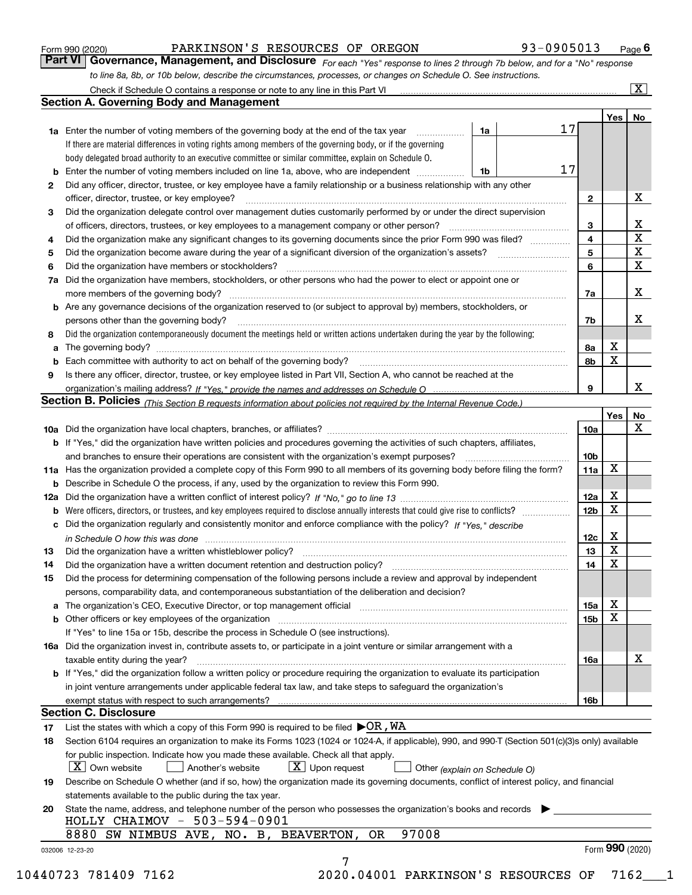Form 990 (2020) PARKINSON'S RESOURCES OF OREGON 93-0905013

## Part VI Governance, Management, and Disclosure

*For each "Yes" response to lines 2 through 7b below, and for a "No" response to line 8a, 8b, or 10b below, describe the circumstances, processes, or changes on Schedule O. See instructions.*

Check if Schedule O contains a response or note to any line in this Part VI [X]

### Section A. Governing Body and Management

| | | | | Yes | No |
|---|---|---|---|---|---|
| **1a** | Enter the number of voting members of the governing body at the end of the tax year (1a) If there are material differences in voting rights among members of the governing body, or if the governing body delegated broad authority to an executive committee or similar committee, explain on Schedule O. | 17 | | | |
| **b** | Enter the number of voting members included on line 1a, above, who are independent (1b) | 17 | | | |
| **2** | Did any officer, director, trustee, or key employee have a family relationship or a business relationship with any other officer, director, trustee, or key employee? | | 2 | | X |
| **3** | Did the organization delegate control over management duties customarily performed by or under the direct supervision of officers, directors, trustees, or key employees to a management company or other person? | | 3 | | X |
| **4** | Did the organization make any significant changes to its governing documents since the prior Form 990 was filed? | | 4 | | X |
| **5** | Did the organization become aware during the year of a significant diversion of the organization's assets? | | 5 | | X |
| **6** | Did the organization have members or stockholders? | | 6 | | X |
| **7a** | Did the organization have members, stockholders, or other persons who had the power to elect or appoint one or more members of the governing body? | | 7a | | X |
| **b** | Are any governance decisions of the organization reserved to (or subject to approval by) members, stockholders, or persons other than the governing body? | | 7b | | X |
| **8** | Did the organization contemporaneously document the meetings held or written actions undertaken during the year by the following: | | | | |
| **a** | The governing body? | | 8a | X | |
| **b** | Each committee with authority to act on behalf of the governing body? | | 8b | X | |
| **9** | Is there any officer, director, trustee, or key employee listed in Part VII, Section A, who cannot be reached at the organization's mailing address? *If "Yes," provide the names and addresses on Schedule O* | | 9 | | X |

### Section B. Policies *(This Section B requests information about policies not required by the Internal Revenue Code.)*

| | | | Yes | No |
|---|---|---|---|---|
| **10a** | Did the organization have local chapters, branches, or affiliates? | 10a | | X |
| **b** | If "Yes," did the organization have written policies and procedures governing the activities of such chapters, affiliates, and branches to ensure their operations are consistent with the organization's exempt purposes? | 10b | | |
| **11a** | Has the organization provided a complete copy of this Form 990 to all members of its governing body before filing the form? | 11a | X | |
| **b** | Describe in Schedule O the process, if any, used by the organization to review this Form 990. | | | |
| **12a** | Did the organization have a written conflict of interest policy? *If "No," go to line 13* | 12a | X | |
| **b** | Were officers, directors, or trustees, and key employees required to disclose annually interests that could give rise to conflicts? | 12b | X | |
| **c** | Did the organization regularly and consistently monitor and enforce compliance with the policy? *If "Yes," describe in Schedule O how this was done* | 12c | X | |
| **13** | Did the organization have a written whistleblower policy? | 13 | X | |
| **14** | Did the organization have a written document retention and destruction policy? | 14 | X | |
| **15** | Did the process for determining compensation of the following persons include a review and approval by independent persons, comparability data, and contemporaneous substantiation of the deliberation and decision? | | | |
| **a** | The organization's CEO, Executive Director, or top management official | 15a | X | |
| **b** | Other officers or key employees of the organization | 15b | X | |
| | If "Yes" to line 15a or 15b, describe the process in Schedule O (see instructions). | | | |
| **16a** | Did the organization invest in, contribute assets to, or participate in a joint venture or similar arrangement with a taxable entity during the year? | 16a | | X |
| **b** | If "Yes," did the organization follow a written policy or procedure requiring the organization to evaluate its participation in joint venture arrangements under applicable federal tax law, and take steps to safeguard the organization's exempt status with respect to such arrangements? | 16b | | |

### Section C. Disclosure

**17** List the states with which a copy of this Form 990 is required to be filed ▶ OR, WA

**18** Section 6104 requires an organization to make its Forms 1023 (1024 or 1024-A, if applicable), 990, and 990-T (Section 501(c)(3)s only) available for public inspection. Indicate how you made these available. Check all that apply.

[X] Own website [ ] Another's website [X] Upon request [ ] Other *(explain on Schedule O)*

**19** Describe on Schedule O whether (and if so, how) the organization made its governing documents, conflict of interest policy, and financial statements available to the public during the tax year.

**20** State the name, address, and telephone number of the person who possesses the organization's books and records ▶

HOLLY CHAIMOV - 503-594-0901
8880 SW NIMBUS AVE, NO. B, BEAVERTON, OR 97008

Form **990** (2020)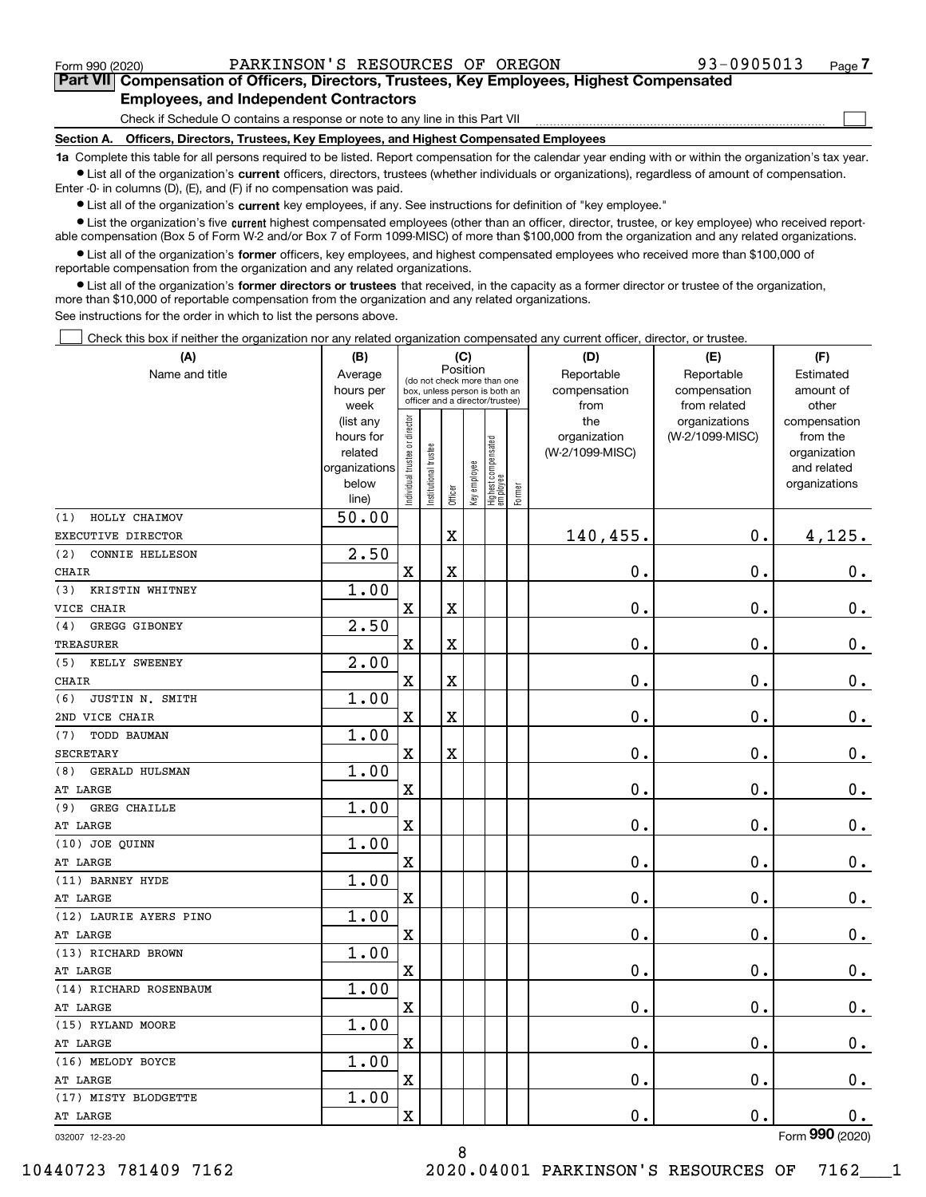Form 990 (2020) PARKINSON'S RESOURCES OF OREGON 93-0905013 Page **7**

## Part VII Compensation of Officers, Directors, Trustees, Key Employees, Highest Compensated Employees, and Independent Contractors

Check if Schedule O contains a response or note to any line in this Part VII ☐

**Section A. Officers, Directors, Trustees, Key Employees, and Highest Compensated Employees**

**1a** Complete this table for all persons required to be listed. Report compensation for the calendar year ending with or within the organization's tax year.

- List all of the organization's **current** officers, directors, trustees (whether individuals or organizations), regardless of amount of compensation. Enter -0- in columns (D), (E), and (F) if no compensation was paid.
- List all of the organization's **current** key employees, if any. See instructions for definition of "key employee."
- List the organization's five **current** highest compensated employees (other than an officer, director, trustee, or key employee) who received reportable compensation (Box 5 of Form W-2 and/or Box 7 of Form 1099-MISC) of more than $100,000 from the organization and any related organizations.
- List all of the organization's **former** officers, key employees, and highest compensated employees who received more than $100,000 of reportable compensation from the organization and any related organizations.
- List all of the organization's **former directors or trustees** that received, in the capacity as a former director or trustee of the organization, more than $10,000 of reportable compensation from the organization and any related organizations.

See instructions for the order in which to list the persons above.

☐ Check this box if neither the organization nor any related organization compensated any current officer, director, or trustee.

| (A) Name and title | (B) Average hours per week (list any hours for related organizations below line) | (C) Position (do not check more than one box, unless person is both an officer and a director/trustee) | | | | | | (D) Reportable compensation from the organization (W-2/1099-MISC) | (E) Reportable compensation from related organizations (W-2/1099-MISC) | (F) Estimated amount of other compensation from the organization and related organizations |
|---|---|---|---|---|---|---|---|---|---|---|
| | | Individual trustee or director | Institutional trustee | Officer | Key employee | Highest compensated employee | Former | | | |
| (1) HOLLY CHAIMOV<br>EXECUTIVE DIRECTOR | 50.00 | | | X | | | | 140,455. | 0. | 4,125. |
| (2) CONNIE HELLESON<br>CHAIR | 2.50 | X | | X | | | | 0. | 0. | 0. |
| (3) KRISTIN WHITNEY<br>VICE CHAIR | 1.00 | X | | X | | | | 0. | 0. | 0. |
| (4) GREGG GIBONEY<br>TREASURER | 2.50 | X | | X | | | | 0. | 0. | 0. |
| (5) KELLY SWEENEY<br>CHAIR | 2.00 | X | | X | | | | 0. | 0. | 0. |
| (6) JUSTIN N. SMITH<br>2ND VICE CHAIR | 1.00 | X | | X | | | | 0. | 0. | 0. |
| (7) TODD BAUMAN<br>SECRETARY | 1.00 | X | | X | | | | 0. | 0. | 0. |
| (8) GERALD HULSMAN<br>AT LARGE | 1.00 | X | | | | | | 0. | 0. | 0. |
| (9) GREG CHAILLE<br>AT LARGE | 1.00 | X | | | | | | 0. | 0. | 0. |
| (10) JOE QUINN<br>AT LARGE | 1.00 | X | | | | | | 0. | 0. | 0. |
| (11) BARNEY HYDE<br>AT LARGE | 1.00 | X | | | | | | 0. | 0. | 0. |
| (12) LAURIE AYERS PINO<br>AT LARGE | 1.00 | X | | | | | | 0. | 0. | 0. |
| (13) RICHARD BROWN<br>AT LARGE | 1.00 | X | | | | | | 0. | 0. | 0. |
| (14) RICHARD ROSENBAUM<br>AT LARGE | 1.00 | X | | | | | | 0. | 0. | 0. |
| (15) RYLAND MOORE<br>AT LARGE | 1.00 | X | | | | | | 0. | 0. | 0. |
| (16) MELODY BOYCE<br>AT LARGE | 1.00 | X | | | | | | 0. | 0. | 0. |
| (17) MISTY BLODGETTE<br>AT LARGE | 1.00 | X | | | | | | 0. | 0. | 0. |

032007 12-23-20

Form **990** (2020)

10440723 781409 7162 2020.04001 PARKINSON'S RESOURCES OF 7162___1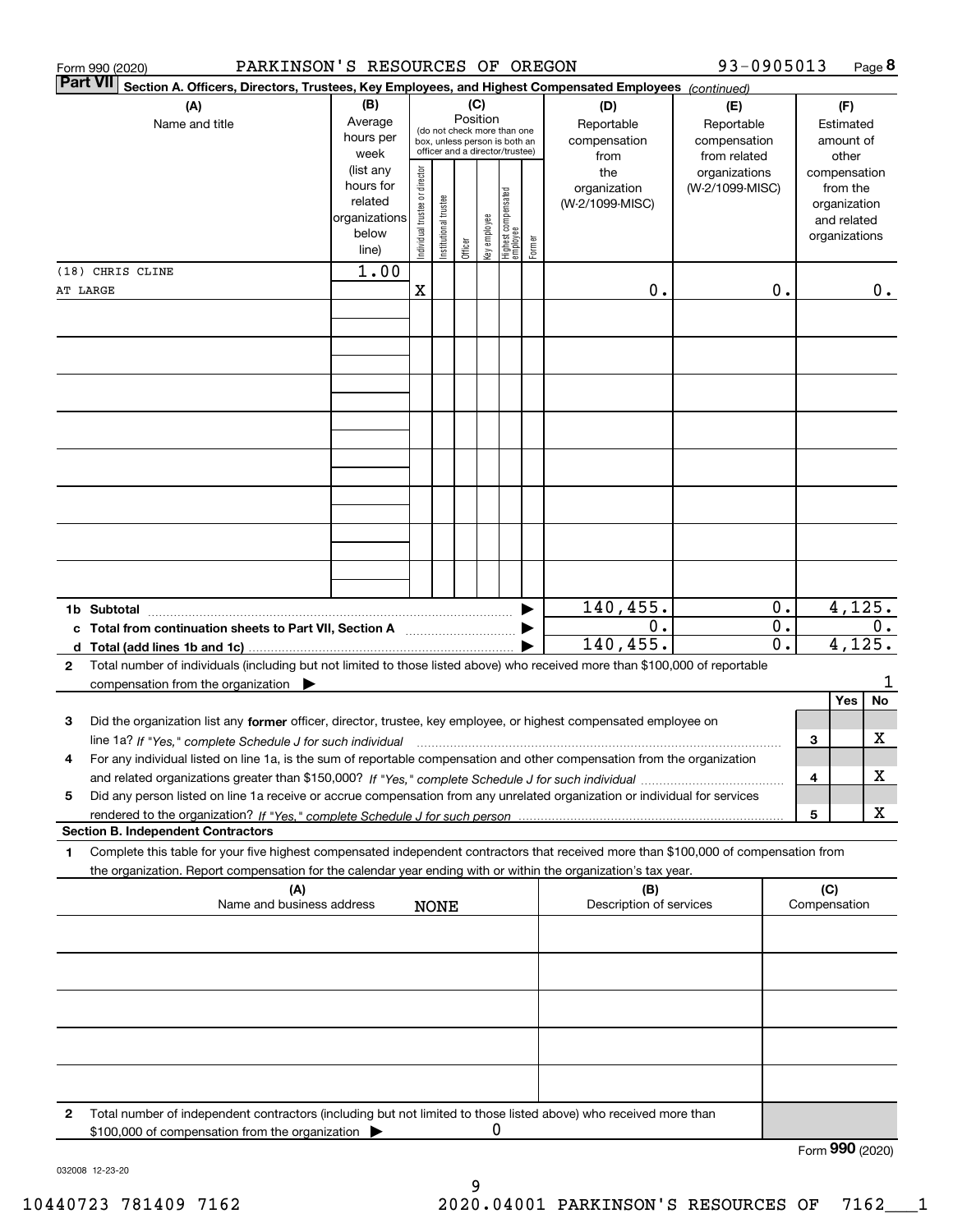Form 990 (2020) PARKINSON'S RESOURCES OF OREGON 93-0905013 Page **8**

**Part VII** **Section A. Officers, Directors, Trustees, Key Employees, and Highest Compensated Employees** *(continued)*

| (A) Name and title | (B) Average hours per week (list any hours for related organizations below line) | (C) Position: Individual trustee or director | Institutional trustee | Officer | Key employee | Highest compensated employee | Former | (D) Reportable compensation from the organization (W-2/1099-MISC) | (E) Reportable compensation from related organizations (W-2/1099-MISC) | (F) Estimated amount of other compensation from the organization and related organizations |
|---|---|---|---|---|---|---|---|---|---|---|
| (18) CHRIS CLINE | 1.00 | | | | | | | | | |
| AT LARGE | | X | | | | | | 0. | 0. | 0. |
| | | | | | | | | | | |
| | | | | | | | | | | |
| | | | | | | | | | | |
| | | | | | | | | | | |
| | | | | | | | | | | |
| | | | | | | | | | | |
| | | | | | | | | | | |
| | | | | | | | | | | |
| **1b Subtotal** | | | | | | | | 140,455. | 0. | 4,125. |
| **c Total from continuation sheets to Part VII, Section A** | | | | | | | | 0. | 0. | 0. |
| **d Total (add lines 1b and 1c)** | | | | | | | | 140,455. | 0. | 4,125. |

**2** Total number of individuals (including but not limited to those listed above) who received more than $100,000 of reportable compensation from the organization ▶ 1

| | | Yes | No |
|---|---|---|---|
| **3** Did the organization list any **former** officer, director, trustee, key employee, or highest compensated employee on line 1a? *If "Yes," complete Schedule J for such individual* | 3 | | X |
| **4** For any individual listed on line 1a, is the sum of reportable compensation and other compensation from the organization and related organizations greater than $150,000? *If "Yes," complete Schedule J for such individual* | 4 | | X |
| **5** Did any person listed on line 1a receive or accrue compensation from any unrelated organization or individual for services rendered to the organization? *If "Yes," complete Schedule J for such person* | 5 | | X |

**Section B. Independent Contractors**

**1** Complete this table for your five highest compensated independent contractors that received more than $100,000 of compensation from the organization. Report compensation for the calendar year ending with or within the organization's tax year.

| (A) Name and business address | (B) Description of services | (C) Compensation |
|---|---|---|
| NONE | | |
| | | |
| | | |
| | | |
| | | |

**2** Total number of independent contractors (including but not limited to those listed above) who received more than $100,000 of compensation from the organization ▶ 0

Form **990** (2020)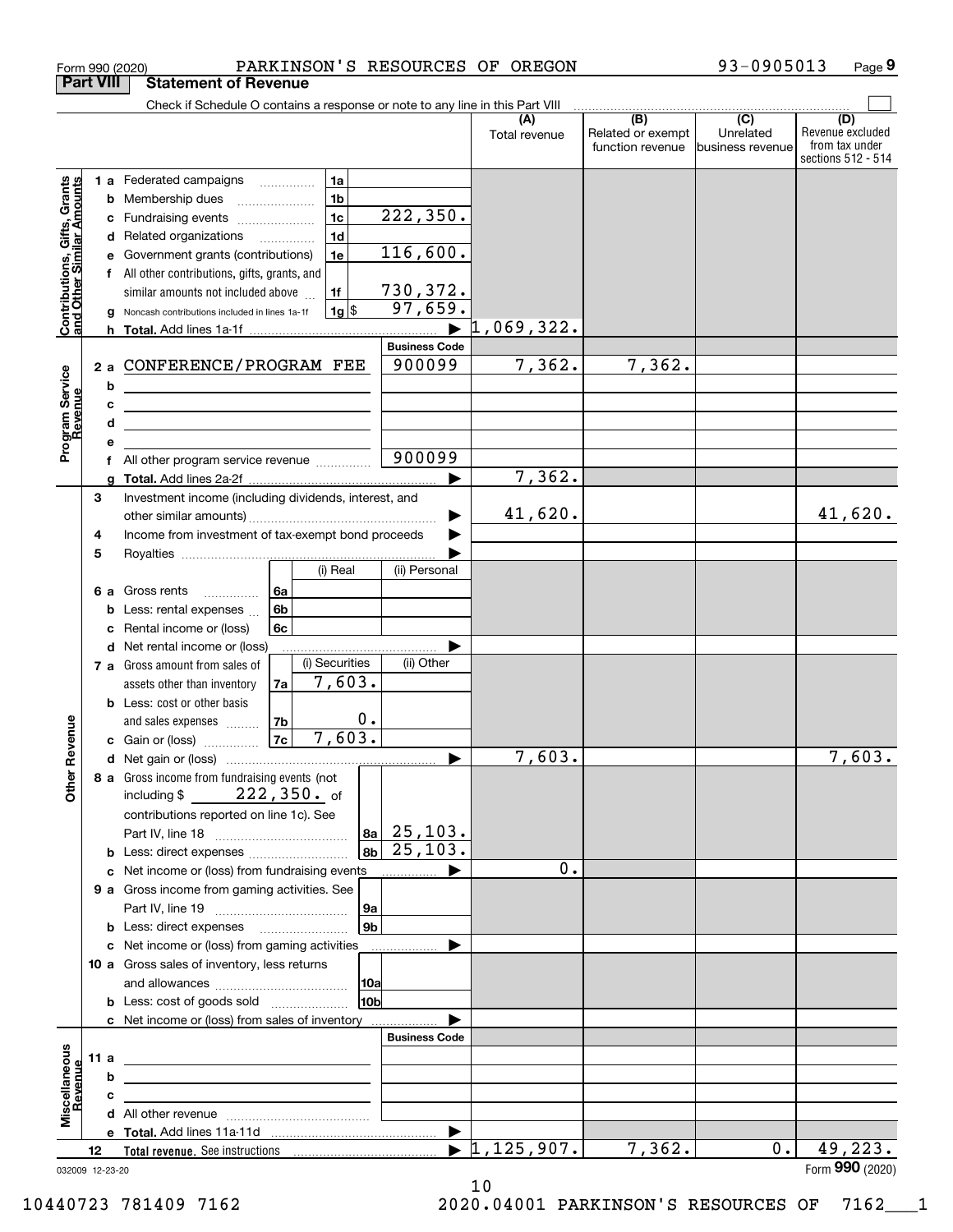Form 990 (2020) PARKINSON'S RESOURCES OF OREGON 93-0905013 Page **9**

**Part VIII Statement of Revenue**

Check if Schedule O contains a response or note to any line in this Part VIII ☐

| | | | (A) Total revenue | (B) Related or exempt function revenue | (C) Unrelated business revenue | (D) Revenue excluded from tax under sections 512 - 514 |
|---|---|---|---|---|---|---|
| **Contributions, Gifts, Grants and Other Similar Amounts** | 1 a Federated campaigns 1a | | | | | |
| | b Membership dues 1b | | | | | |
| | c Fundraising events 1c | 222,350. | | | | |
| | d Related organizations 1d | | | | | |
| | e Government grants (contributions) 1e | 116,600. | | | | |
| | f All other contributions, gifts, grants, and similar amounts not included above 1f | 730,372. | | | | |
| | g Noncash contributions included in lines 1a-1f 1g $ | 97,659. | | | | |
| | h **Total.** Add lines 1a-1f | ▶ | 1,069,322. | | | |
| **Program Service Revenue** | | **Business Code** | | | | |
| | 2 a CONFERENCE/PROGRAM FEE | 900099 | 7,362. | 7,362. | | |
| | b | | | | | |
| | c | | | | | |
| | d | | | | | |
| | e | | | | | |
| | f All other program service revenue | 900099 | | | | |
| | g **Total.** Add lines 2a-2f | ▶ | 7,362. | | | |
| **Other Revenue** | 3 Investment income (including dividends, interest, and other similar amounts) | ▶ | 41,620. | | | 41,620. |
| | 4 Income from investment of tax-exempt bond proceeds | ▶ | | | | |
| | 5 Royalties | ▶ | | | | |
| | 6 a Gross rents 6a — (i) Real: ; (ii) Personal: | | | | | |
| | b Less: rental expenses 6b | | | | | |
| | c Rental income or (loss) 6c | | | | | |
| | d Net rental income or (loss) | ▶ | | | | |
| | 7 a Gross amount from sales of assets other than inventory 7a — (i) Securities: 7,603.; (ii) Other: | | | | | |
| | b Less: cost or other basis and sales expenses 7b — (i) Securities: 0. | | | | | |
| | c Gain or (loss) 7c — (i) Securities: 7,603. | | | | | |
| | d Net gain or (loss) | ▶ | 7,603. | | | 7,603. |
| | 8 a Gross income from fundraising events (not including $ 222,350. of contributions reported on line 1c). See Part IV, line 18 8a | 25,103. | | | | |
| | b Less: direct expenses 8b | 25,103. | | | | |
| | c Net income or (loss) from fundraising events | ▶ | 0. | | | |
| | 9 a Gross income from gaming activities. See Part IV, line 19 9a | | | | | |
| | b Less: direct expenses 9b | | | | | |
| | c Net income or (loss) from gaming activities | ▶ | | | | |
| | 10 a Gross sales of inventory, less returns and allowances 10a | | | | | |
| | b Less: cost of goods sold 10b | | | | | |
| | c Net income or (loss) from sales of inventory | ▶ | | | | |
| **Miscellaneous Revenue** | | **Business Code** | | | | |
| | 11 a | | | | | |
| | b | | | | | |
| | c | | | | | |
| | d All other revenue | | | | | |
| | e **Total.** Add lines 11a-11d | ▶ | | | | |
| | 12 **Total revenue.** See instructions | ▶ | 1,125,907. | 7,362. | 0. | 49,223. |

032009 12-23-20 Form **990** (2020)

10440723 781409 7162 2020.04001 PARKINSON'S RESOURCES OF 7162___1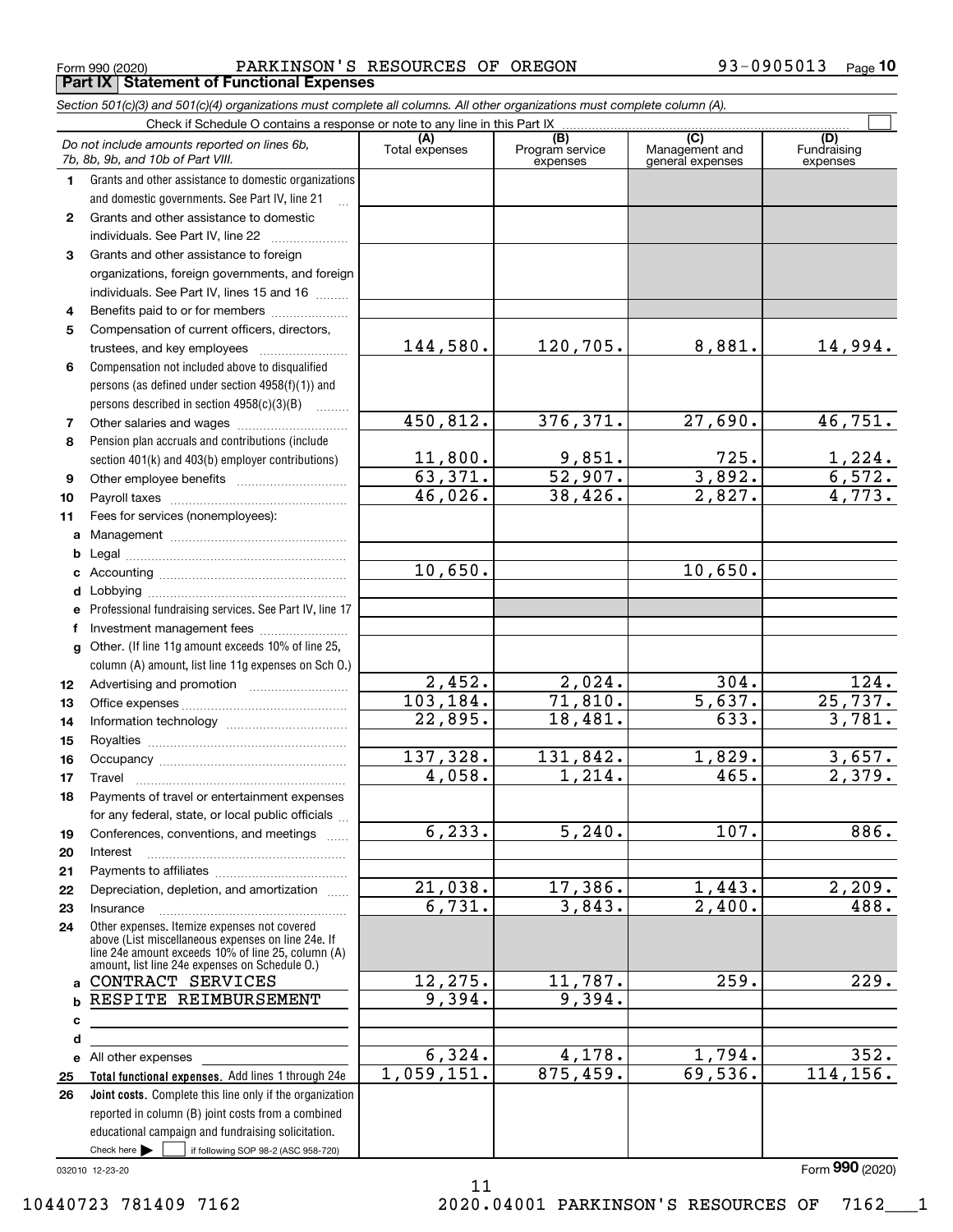Form 990 (2020) PARKINSON'S RESOURCES OF OREGON 93-0905013

## Part IX Statement of Functional Expenses

*Section 501(c)(3) and 501(c)(4) organizations must complete all columns. All other organizations must complete column (A).*

Check if Schedule O contains a response or note to any line in this Part IX ☐

| | *Do not include amounts reported on lines 6b, 7b, 8b, 9b, and 10b of Part VIII.* | (A) Total expenses | (B) Program service expenses | (C) Management and general expenses | (D) Fundraising expenses |
|---|---|---|---|---|---|
| 1 | Grants and other assistance to domestic organizations and domestic governments. See Part IV, line 21 | | | | |
| 2 | Grants and other assistance to domestic individuals. See Part IV, line 22 | | | | |
| 3 | Grants and other assistance to foreign organizations, foreign governments, and foreign individuals. See Part IV, lines 15 and 16 | | | | |
| 4 | Benefits paid to or for members | | | | |
| 5 | Compensation of current officers, directors, trustees, and key employees | 144,580. | 120,705. | 8,881. | 14,994. |
| 6 | Compensation not included above to disqualified persons (as defined under section 4958(f)(1)) and persons described in section 4958(c)(3)(B) | | | | |
| 7 | Other salaries and wages | 450,812. | 376,371. | 27,690. | 46,751. |
| 8 | Pension plan accruals and contributions (include section 401(k) and 403(b) employer contributions) | 11,800. | 9,851. | 725. | 1,224. |
| 9 | Other employee benefits | 63,371. | 52,907. | 3,892. | 6,572. |
| 10 | Payroll taxes | 46,026. | 38,426. | 2,827. | 4,773. |
| 11 | Fees for services (nonemployees): | | | | |
| a | Management | | | | |
| b | Legal | | | | |
| c | Accounting | 10,650. | | 10,650. | |
| d | Lobbying | | | | |
| e | Professional fundraising services. See Part IV, line 17 | | | | |
| f | Investment management fees | | | | |
| g | Other. (If line 11g amount exceeds 10% of line 25, column (A) amount, list line 11g expenses on Sch O.) | | | | |
| 12 | Advertising and promotion | 2,452. | 2,024. | 304. | 124. |
| 13 | Office expenses | 103,184. | 71,810. | 5,637. | 25,737. |
| 14 | Information technology | 22,895. | 18,481. | 633. | 3,781. |
| 15 | Royalties | | | | |
| 16 | Occupancy | 137,328. | 131,842. | 1,829. | 3,657. |
| 17 | Travel | 4,058. | 1,214. | 465. | 2,379. |
| 18 | Payments of travel or entertainment expenses for any federal, state, or local public officials | | | | |
| 19 | Conferences, conventions, and meetings | 6,233. | 5,240. | 107. | 886. |
| 20 | Interest | | | | |
| 21 | Payments to affiliates | | | | |
| 22 | Depreciation, depletion, and amortization | 21,038. | 17,386. | 1,443. | 2,209. |
| 23 | Insurance | 6,731. | 3,843. | 2,400. | 488. |
| 24 | Other expenses. Itemize expenses not covered above (List miscellaneous expenses on line 24e. If line 24e amount exceeds 10% of line 25, column (A) amount, list line 24e expenses on Schedule O.) | | | | |
| a | CONTRACT SERVICES | 12,275. | 11,787. | 259. | 229. |
| b | RESPITE REIMBURSEMENT | 9,394. | 9,394. | | |
| c | | | | | |
| d | | | | | |
| e | All other expenses | 6,324. | 4,178. | 1,794. | 352. |
| 25 | **Total functional expenses.** Add lines 1 through 24e | 1,059,151. | 875,459. | 69,536. | 114,156. |
| 26 | **Joint costs.** Complete this line only if the organization reported in column (B) joint costs from a combined educational campaign and fundraising solicitation. Check here ☐ if following SOP 98-2 (ASC 958-720) | | | | |

032010 12-23-20

Form **990** (2020)

10440723 781409 7162 2020.04001 PARKINSON'S RESOURCES OF 7162___1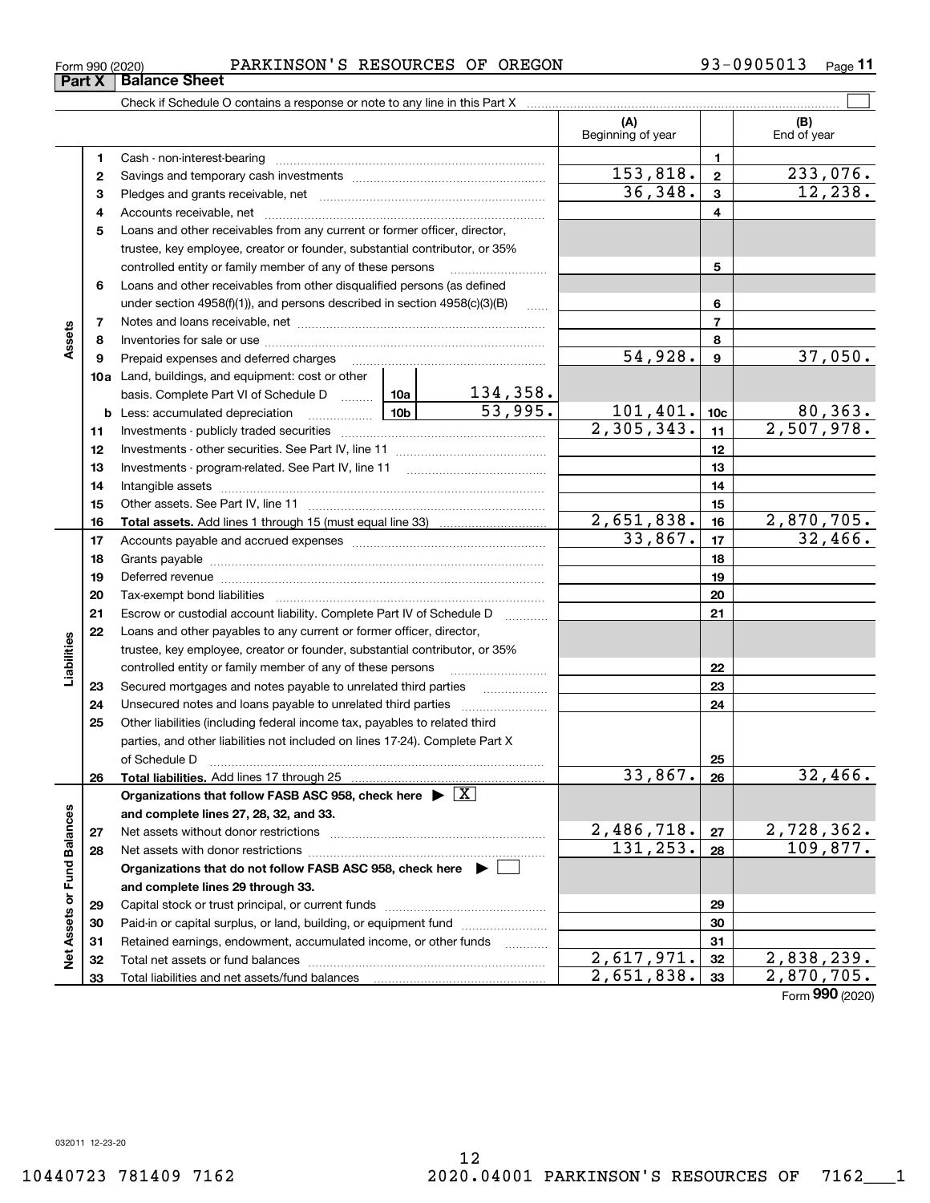Form 990 (2020) PARKINSON'S RESOURCES OF OREGON 93-0905013

## Part X Balance Sheet

Check if Schedule O contains a response or note to any line in this Part X

| | | | | (A) Beginning of year | | (B) End of year |
|---|---|---|---|---|---|---|
| **Assets** | 1 | Cash - non-interest-bearing | | | 1 | |
| | 2 | Savings and temporary cash investments | | 153,818. | 2 | 233,076. |
| | 3 | Pledges and grants receivable, net | | 36,348. | 3 | 12,238. |
| | 4 | Accounts receivable, net | | | 4 | |
| | 5 | Loans and other receivables from any current or former officer, director, trustee, key employee, creator or founder, substantial contributor, or 35% controlled entity or family member of any of these persons | | | 5 | |
| | 6 | Loans and other receivables from other disqualified persons (as defined under section 4958(f)(1)), and persons described in section 4958(c)(3)(B) | | | 6 | |
| | 7 | Notes and loans receivable, net | | | 7 | |
| | 8 | Inventories for sale or use | | | 8 | |
| | 9 | Prepaid expenses and deferred charges | | 54,928. | 9 | 37,050. |
| | 10a | Land, buildings, and equipment: cost or other basis. Complete Part VI of Schedule D | 10a 134,358. | | | |
| | b | Less: accumulated depreciation | 10b 53,995. | 101,401. | 10c | 80,363. |
| | 11 | Investments - publicly traded securities | | 2,305,343. | 11 | 2,507,978. |
| | 12 | Investments - other securities. See Part IV, line 11 | | | 12 | |
| | 13 | Investments - program-related. See Part IV, line 11 | | | 13 | |
| | 14 | Intangible assets | | | 14 | |
| | 15 | Other assets. See Part IV, line 11 | | | 15 | |
| | 16 | **Total assets.** Add lines 1 through 15 (must equal line 33) | | 2,651,838. | 16 | 2,870,705. |
| **Liabilities** | 17 | Accounts payable and accrued expenses | | 33,867. | 17 | 32,466. |
| | 18 | Grants payable | | | 18 | |
| | 19 | Deferred revenue | | | 19 | |
| | 20 | Tax-exempt bond liabilities | | | 20 | |
| | 21 | Escrow or custodial account liability. Complete Part IV of Schedule D | | | 21 | |
| | 22 | Loans and other payables to any current or former officer, director, trustee, key employee, creator or founder, substantial contributor, or 35% controlled entity or family member of any of these persons | | | 22 | |
| | 23 | Secured mortgages and notes payable to unrelated third parties | | | 23 | |
| | 24 | Unsecured notes and loans payable to unrelated third parties | | | 24 | |
| | 25 | Other liabilities (including federal income tax, payables to related third parties, and other liabilities not included on lines 17-24). Complete Part X of Schedule D | | | 25 | |
| | 26 | **Total liabilities.** Add lines 17 through 25 | | 33,867. | 26 | 32,466. |
| **Net Assets or Fund Balances** | | **Organizations that follow FASB ASC 958, check here ▶ [X] and complete lines 27, 28, 32, and 33.** | | | | |
| | 27 | Net assets without donor restrictions | | 2,486,718. | 27 | 2,728,362. |
| | 28 | Net assets with donor restrictions | | 131,253. | 28 | 109,877. |
| | | **Organizations that do not follow FASB ASC 958, check here ▶ [ ] and complete lines 29 through 33.** | | | | |
| | 29 | Capital stock or trust principal, or current funds | | | 29 | |
| | 30 | Paid-in or capital surplus, or land, building, or equipment fund | | | 30 | |
| | 31 | Retained earnings, endowment, accumulated income, or other funds | | | 31 | |
| | 32 | Total net assets or fund balances | | 2,617,971. | 32 | 2,838,239. |
| | 33 | Total liabilities and net assets/fund balances | | 2,651,838. | 33 | 2,870,705. |

Form **990** (2020)

032011 12-23-20

10440723 781409 7162 2020.04001 PARKINSON'S RESOURCES OF 7162___1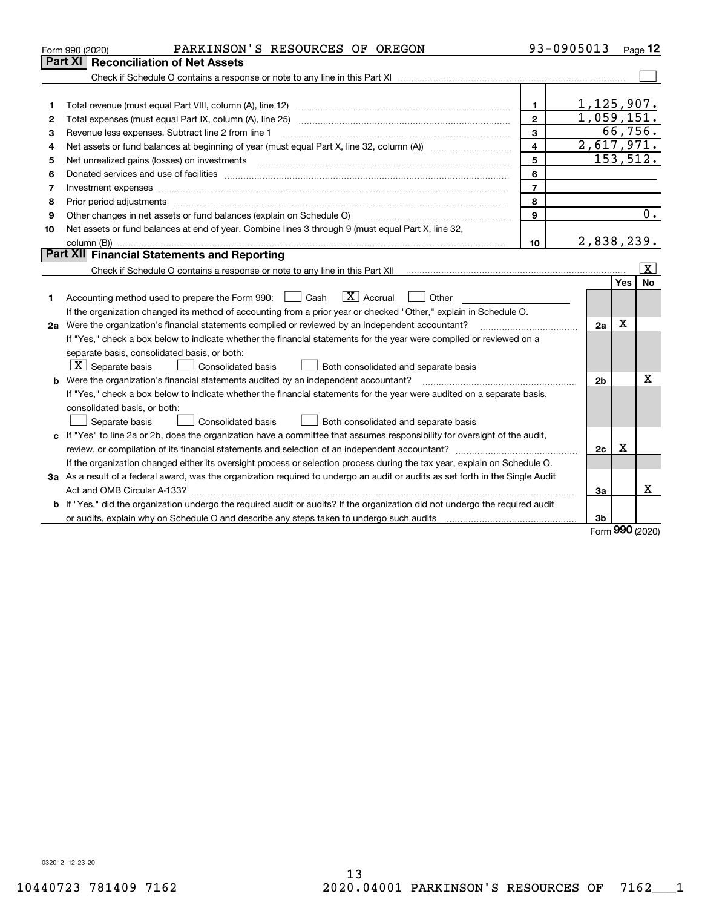Form 990 (2020) PARKINSON'S RESOURCES OF OREGON 93-0905013 Page 12

## Part XI Reconciliation of Net Assets

Check if Schedule O contains a response or note to any line in this Part XI ☐

| | | | |
|---|---|---|---|
| 1 | Total revenue (must equal Part VIII, column (A), line 12) | 1 | 1,125,907. |
| 2 | Total expenses (must equal Part IX, column (A), line 25) | 2 | 1,059,151. |
| 3 | Revenue less expenses. Subtract line 2 from line 1 | 3 | 66,756. |
| 4 | Net assets or fund balances at beginning of year (must equal Part X, line 32, column (A)) | 4 | 2,617,971. |
| 5 | Net unrealized gains (losses) on investments | 5 | 153,512. |
| 6 | Donated services and use of facilities | 6 | |
| 7 | Investment expenses | 7 | |
| 8 | Prior period adjustments | 8 | |
| 9 | Other changes in net assets or fund balances (explain on Schedule O) | 9 | 0. |
| 10 | Net assets or fund balances at end of year. Combine lines 3 through 9 (must equal Part X, line 32, column (B)) | 10 | 2,838,239. |

## Part XII Financial Statements and Reporting

Check if Schedule O contains a response or note to any line in this Part XII ☒

| | | | Yes | No |
|---|---|---|---|---|
| 1 | Accounting method used to prepare the Form 990: ☐ Cash ☒ Accrual ☐ Other<br>If the organization changed its method of accounting from a prior year or checked "Other," explain in Schedule O. | | | |
| 2a | Were the organization's financial statements compiled or reviewed by an independent accountant?<br>If "Yes," check a box below to indicate whether the financial statements for the year were compiled or reviewed on a separate basis, consolidated basis, or both:<br>☒ Separate basis ☐ Consolidated basis ☐ Both consolidated and separate basis | 2a | X | |
| b | Were the organization's financial statements audited by an independent accountant?<br>If "Yes," check a box below to indicate whether the financial statements for the year were audited on a separate basis, consolidated basis, or both:<br>☐ Separate basis ☐ Consolidated basis ☐ Both consolidated and separate basis | 2b | | X |
| c | If "Yes" to line 2a or 2b, does the organization have a committee that assumes responsibility for oversight of the audit, review, or compilation of its financial statements and selection of an independent accountant?<br>If the organization changed either its oversight process or selection process during the tax year, explain on Schedule O. | 2c | X | |
| 3a | As a result of a federal award, was the organization required to undergo an audit or audits as set forth in the Single Audit Act and OMB Circular A-133? | 3a | | X |
| b | If "Yes," did the organization undergo the required audit or audits? If the organization did not undergo the required audit or audits, explain why on Schedule O and describe any steps taken to undergo such audits | 3b | | |

Form 990 (2020)

032012 12-23-20

10440723 781409 7162 2020.04001 PARKINSON'S RESOURCES OF 7162___1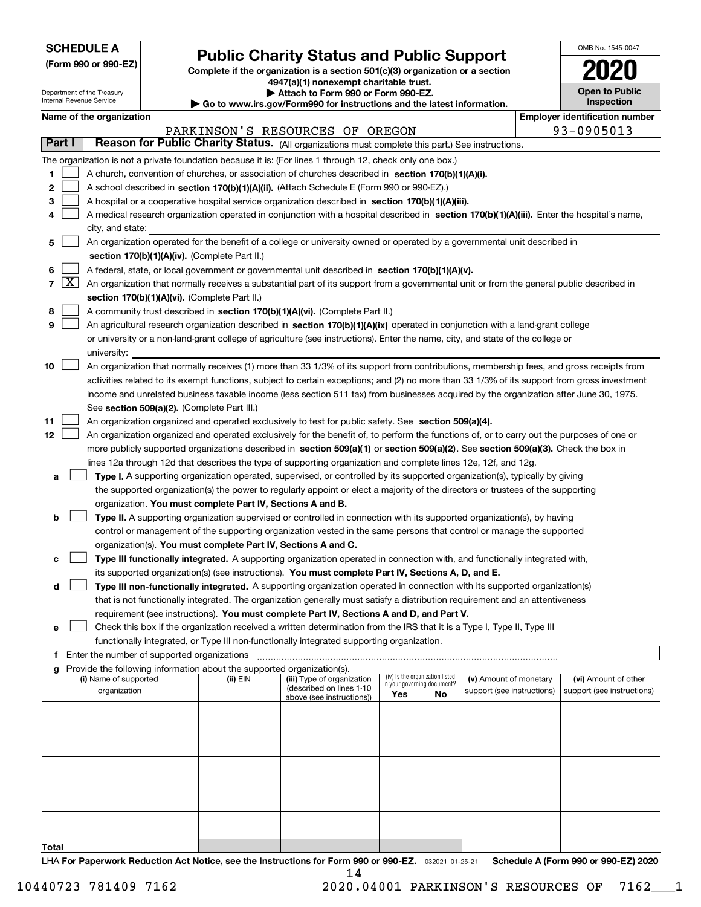**SCHEDULE A**
**(Form 990 or 990-EZ)**

Department of the Treasury
Internal Revenue Service

# Public Charity Status and Public Support

**Complete if the organization is a section 501(c)(3) organization or a section 4947(a)(1) nonexempt charitable trust.**
**▶ Attach to Form 990 or Form 990-EZ.**
**▶ Go to www.irs.gov/Form990 for instructions and the latest information.**

OMB No. 1545-0047
**2020**
**Open to Public Inspection**

**Name of the organization:** PARKINSON'S RESOURCES OF OREGON
**Employer identification number:** 93-0905013

## Part I Reason for Public Charity Status. (All organizations must complete this part.) See instructions.

The organization is not a private foundation because it is: (For lines 1 through 12, check only one box.)

1. [ ] A church, convention of churches, or association of churches described in **section 170(b)(1)(A)(i).**
2. [ ] A school described in **section 170(b)(1)(A)(ii).** (Attach Schedule E (Form 990 or 990-EZ).)
3. [ ] A hospital or a cooperative hospital service organization described in **section 170(b)(1)(A)(iii).**
4. [ ] A medical research organization operated in conjunction with a hospital described in **section 170(b)(1)(A)(iii).** Enter the hospital's name, city, and state:
5. [ ] An organization operated for the benefit of a college or university owned or operated by a governmental unit described in **section 170(b)(1)(A)(iv).** (Complete Part II.)
6. [ ] A federal, state, or local government or governmental unit described in **section 170(b)(1)(A)(v).**
7. [X] An organization that normally receives a substantial part of its support from a governmental unit or from the general public described in **section 170(b)(1)(A)(vi).** (Complete Part II.)
8. [ ] A community trust described in **section 170(b)(1)(A)(vi).** (Complete Part II.)
9. [ ] An agricultural research organization described in **section 170(b)(1)(A)(ix)** operated in conjunction with a land-grant college or university or a non-land-grant college of agriculture (see instructions). Enter the name, city, and state of the college or university:
10. [ ] An organization that normally receives (1) more than 33 1/3% of its support from contributions, membership fees, and gross receipts from activities related to its exempt functions, subject to certain exceptions; and (2) no more than 33 1/3% of its support from gross investment income and unrelated business taxable income (less section 511 tax) from businesses acquired by the organization after June 30, 1975. See **section 509(a)(2).** (Complete Part III.)
11. [ ] An organization organized and operated exclusively to test for public safety. See **section 509(a)(4).**
12. [ ] An organization organized and operated exclusively for the benefit of, to perform the functions of, or to carry out the purposes of one or more publicly supported organizations described in **section 509(a)(1)** or **section 509(a)(2).** See **section 509(a)(3).** Check the box in lines 12a through 12d that describes the type of supporting organization and complete lines 12e, 12f, and 12g.
   - **a** [ ] **Type I.** A supporting organization operated, supervised, or controlled by its supported organization(s), typically by giving the supported organization(s) the power to regularly appoint or elect a majority of the directors or trustees of the supporting organization. **You must complete Part IV, Sections A and B.**
   - **b** [ ] **Type II.** A supporting organization supervised or controlled in connection with its supported organization(s), by having control or management of the supporting organization vested in the same persons that control or manage the supported organization(s). **You must complete Part IV, Sections A and C.**
   - **c** [ ] **Type III functionally integrated.** A supporting organization operated in connection with, and functionally integrated with, its supported organization(s) (see instructions). **You must complete Part IV, Sections A, D, and E.**
   - **d** [ ] **Type III non-functionally integrated.** A supporting organization operated in connection with its supported organization(s) that is not functionally integrated. The organization generally must satisfy a distribution requirement and an attentiveness requirement (see instructions). **You must complete Part IV, Sections A and D, and Part V.**
   - **e** [ ] Check this box if the organization received a written determination from the IRS that it is a Type I, Type II, Type III functionally integrated, or Type III non-functionally integrated supporting organization.
   - **f** Enter the number of supported organizations
   - **g** Provide the following information about the supported organization(s).

| (i) Name of supported organization | (ii) EIN | (iii) Type of organization (described on lines 1-10 above (see instructions)) | (iv) Is the organization listed in your governing document? Yes | No | (v) Amount of monetary support (see instructions) | (vi) Amount of other support (see instructions) |
|---|---|---|---|---|---|---|
| | | | | | | |
| | | | | | | |
| | | | | | | |
| | | | | | | |
| | | | | | | |
| **Total** | | | | | | |

LHA **For Paperwork Reduction Act Notice, see the Instructions for Form 990 or 990-EZ.** 032021 01-25-21 **Schedule A (Form 990 or 990-EZ) 2020**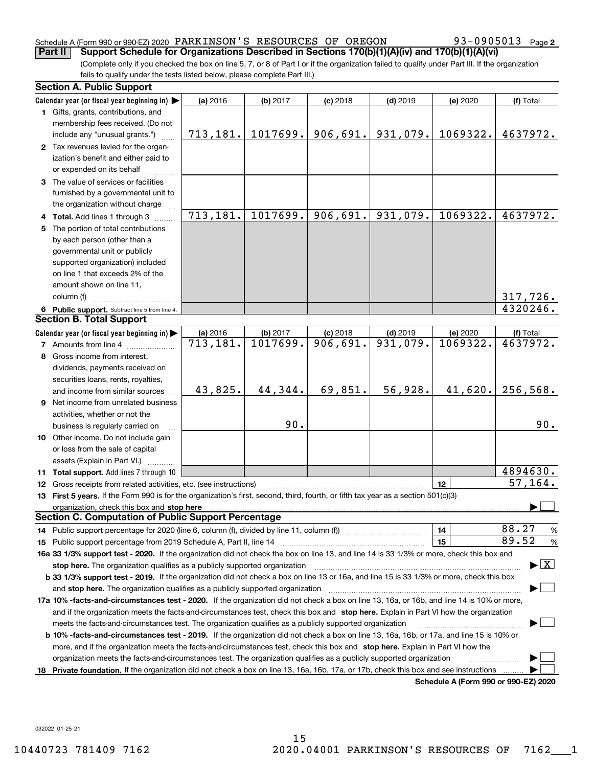Schedule A (Form 990 or 990-EZ) 2020 PARKINSON'S RESOURCES OF OREGON 93-0905013

## Part II Support Schedule for Organizations Described in Sections 170(b)(1)(A)(iv) and 170(b)(1)(A)(vi)

(Complete only if you checked the box on line 5, 7, or 8 of Part I or if the organization failed to qualify under Part III. If the organization fails to qualify under the tests listed below, please complete Part III.)

### Section A. Public Support

| Calendar year (or fiscal year beginning in) | (a) 2016 | (b) 2017 | (c) 2018 | (d) 2019 | (e) 2020 | (f) Total |
|---|---|---|---|---|---|---|
| 1 Gifts, grants, contributions, and membership fees received. (Do not include any "unusual grants.") | 713,181. | 1017699. | 906,691. | 931,079. | 1069322. | 4637972. |
| 2 Tax revenues levied for the organization's benefit and either paid to or expended on its behalf | | | | | | |
| 3 The value of services or facilities furnished by a governmental unit to the organization without charge | | | | | | |
| 4 Total. Add lines 1 through 3 | 713,181. | 1017699. | 906,691. | 931,079. | 1069322. | 4637972. |
| 5 The portion of total contributions by each person (other than a governmental unit or publicly supported organization) included on line 1 that exceeds 2% of the amount shown on line 11, column (f) | | | | | | 317,726. |
| 6 Public support. Subtract line 5 from line 4. | | | | | | 4320246. |

### Section B. Total Support

| Calendar year (or fiscal year beginning in) | (a) 2016 | (b) 2017 | (c) 2018 | (d) 2019 | (e) 2020 | (f) Total |
|---|---|---|---|---|---|---|
| 7 Amounts from line 4 | 713,181. | 1017699. | 906,691. | 931,079. | 1069322. | 4637972. |
| 8 Gross income from interest, dividends, payments received on securities loans, rents, royalties, and income from similar sources | 43,825. | 44,344. | 69,851. | 56,928. | 41,620. | 256,568. |
| 9 Net income from unrelated business activities, whether or not the business is regularly carried on | | 90. | | | | 90. |
| 10 Other income. Do not include gain or loss from the sale of capital assets (Explain in Part VI.) | | | | | | |
| 11 Total support. Add lines 7 through 10 | | | | | | 4894630. |

**12** Gross receipts from related activities, etc. (see instructions) — 12 — 57,164.

**13 First 5 years.** If the Form 990 is for the organization's first, second, third, fourth, or fifth tax year as a section 501(c)(3) organization, check this box and **stop here** ☐

### Section C. Computation of Public Support Percentage

**14** Public support percentage for 2020 (line 6, column (f), divided by line 11, column (f)) — 14 — 88.27 %

**15** Public support percentage from 2019 Schedule A, Part II, line 14 — 15 — 89.52 %

**16a 33 1/3% support test - 2020.** If the organization did not check the box on line 13, and line 14 is 33 1/3% or more, check this box and **stop here.** The organization qualifies as a publicly supported organization ☒

**b 33 1/3% support test - 2019.** If the organization did not check a box on line 13 or 16a, and line 15 is 33 1/3% or more, check this box and **stop here.** The organization qualifies as a publicly supported organization ☐

**17a 10% -facts-and-circumstances test - 2020.** If the organization did not check a box on line 13, 16a, or 16b, and line 14 is 10% or more, and if the organization meets the facts-and-circumstances test, check this box and **stop here.** Explain in Part VI how the organization meets the facts-and-circumstances test. The organization qualifies as a publicly supported organization ☐

**b 10% -facts-and-circumstances test - 2019.** If the organization did not check a box on line 13, 16a, 16b, or 17a, and line 15 is 10% or more, and if the organization meets the facts-and-circumstances test, check this box and **stop here.** Explain in Part VI how the organization meets the facts-and-circumstances test. The organization qualifies as a publicly supported organization ☐

**18 Private foundation.** If the organization did not check a box on line 13, 16a, 16b, 17a, or 17b, check this box and see instructions ☐

**Schedule A (Form 990 or 990-EZ) 2020**

032022 01-25-21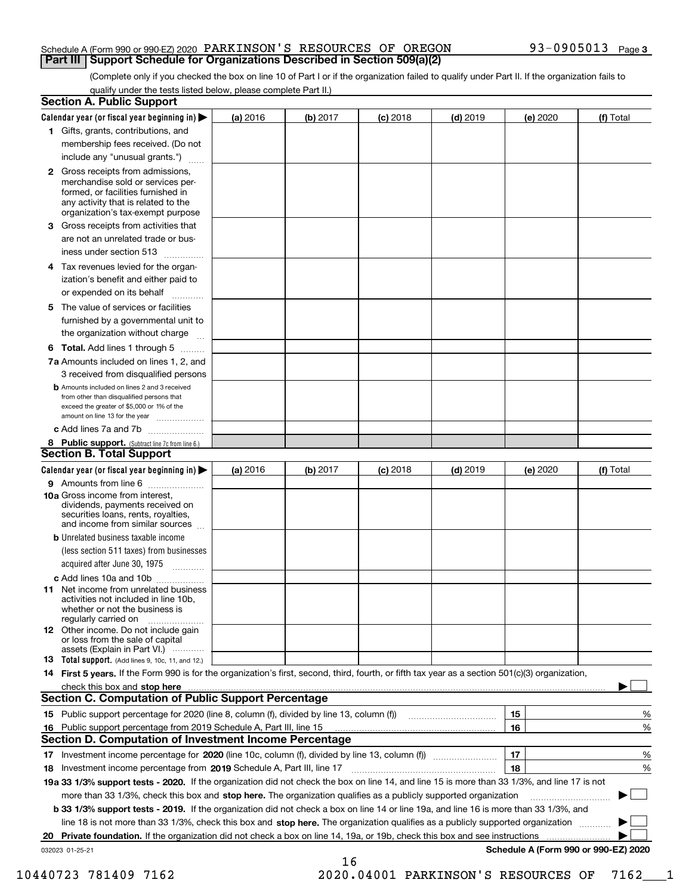Schedule A (Form 990 or 990-EZ) 2020 PARKINSON'S RESOURCES OF OREGON 93-0905013 Page 3

## Part III Support Schedule for Organizations Described in Section 509(a)(2)

(Complete only if you checked the box on line 10 of Part I or if the organization failed to qualify under Part II. If the organization fails to qualify under the tests listed below, please complete Part II.)

### Section A. Public Support

| Calendar year (or fiscal year beginning in) ▶ | (a) 2016 | (b) 2017 | (c) 2018 | (d) 2019 | (e) 2020 | (f) Total |
|---|---|---|---|---|---|---|
| 1 Gifts, grants, contributions, and membership fees received. (Do not include any "unusual grants.") | | | | | | |
| 2 Gross receipts from admissions, merchandise sold or services performed, or facilities furnished in any activity that is related to the organization's tax-exempt purpose | | | | | | |
| 3 Gross receipts from activities that are not an unrelated trade or business under section 513 | | | | | | |
| 4 Tax revenues levied for the organization's benefit and either paid to or expended on its behalf | | | | | | |
| 5 The value of services or facilities furnished by a governmental unit to the organization without charge | | | | | | |
| 6 **Total.** Add lines 1 through 5 | | | | | | |
| 7a Amounts included on lines 1, 2, and 3 received from disqualified persons | | | | | | |
| b Amounts included on lines 2 and 3 received from other than disqualified persons that exceed the greater of $5,000 or 1% of the amount on line 13 for the year | | | | | | |
| c Add lines 7a and 7b | | | | | | |
| 8 **Public support.** (Subtract line 7c from line 6.) | | | | | | |

### Section B. Total Support

| Calendar year (or fiscal year beginning in) ▶ | (a) 2016 | (b) 2017 | (c) 2018 | (d) 2019 | (e) 2020 | (f) Total |
|---|---|---|---|---|---|---|
| 9 Amounts from line 6 | | | | | | |
| 10a Gross income from interest, dividends, payments received on securities loans, rents, royalties, and income from similar sources | | | | | | |
| b Unrelated business taxable income (less section 511 taxes) from businesses acquired after June 30, 1975 | | | | | | |
| c Add lines 10a and 10b | | | | | | |
| 11 Net income from unrelated business activities not included in line 10b, whether or not the business is regularly carried on | | | | | | |
| 12 Other income. Do not include gain or loss from the sale of capital assets (Explain in Part VI.) | | | | | | |
| 13 **Total support.** (Add lines 9, 10c, 11, and 12.) | | | | | | |

14 **First 5 years.** If the Form 990 is for the organization's first, second, third, fourth, or fifth tax year as a section 501(c)(3) organization, check this box and **stop here** ▶ ☐

### Section C. Computation of Public Support Percentage

| | | | |
|---|---|---|---|
| 15 Public support percentage for 2020 (line 8, column (f), divided by line 13, column (f)) | 15 | | % |
| 16 Public support percentage from 2019 Schedule A, Part III, line 15 | 16 | | % |

### Section D. Computation of Investment Income Percentage

| | | | |
|---|---|---|---|
| 17 Investment income percentage for **2020** (line 10c, column (f), divided by line 13, column (f)) | 17 | | % |
| 18 Investment income percentage from **2019** Schedule A, Part III, line 17 | 18 | | % |

**19a 33 1/3% support tests - 2020.** If the organization did not check the box on line 14, and line 15 is more than 33 1/3%, and line 17 is not more than 33 1/3%, check this box and **stop here.** The organization qualifies as a publicly supported organization ▶ ☐

**b 33 1/3% support tests - 2019.** If the organization did not check a box on line 14 or line 19a, and line 16 is more than 33 1/3%, and line 18 is not more than 33 1/3%, check this box and **stop here.** The organization qualifies as a publicly supported organization ▶ ☐

**20 Private foundation.** If the organization did not check a box on line 14, 19a, or 19b, check this box and see instructions ▶ ☐

032023 01-25-21 **Schedule A (Form 990 or 990-EZ) 2020**

10440723 781409 7162 2020.04001 PARKINSON'S RESOURCES OF 7162___1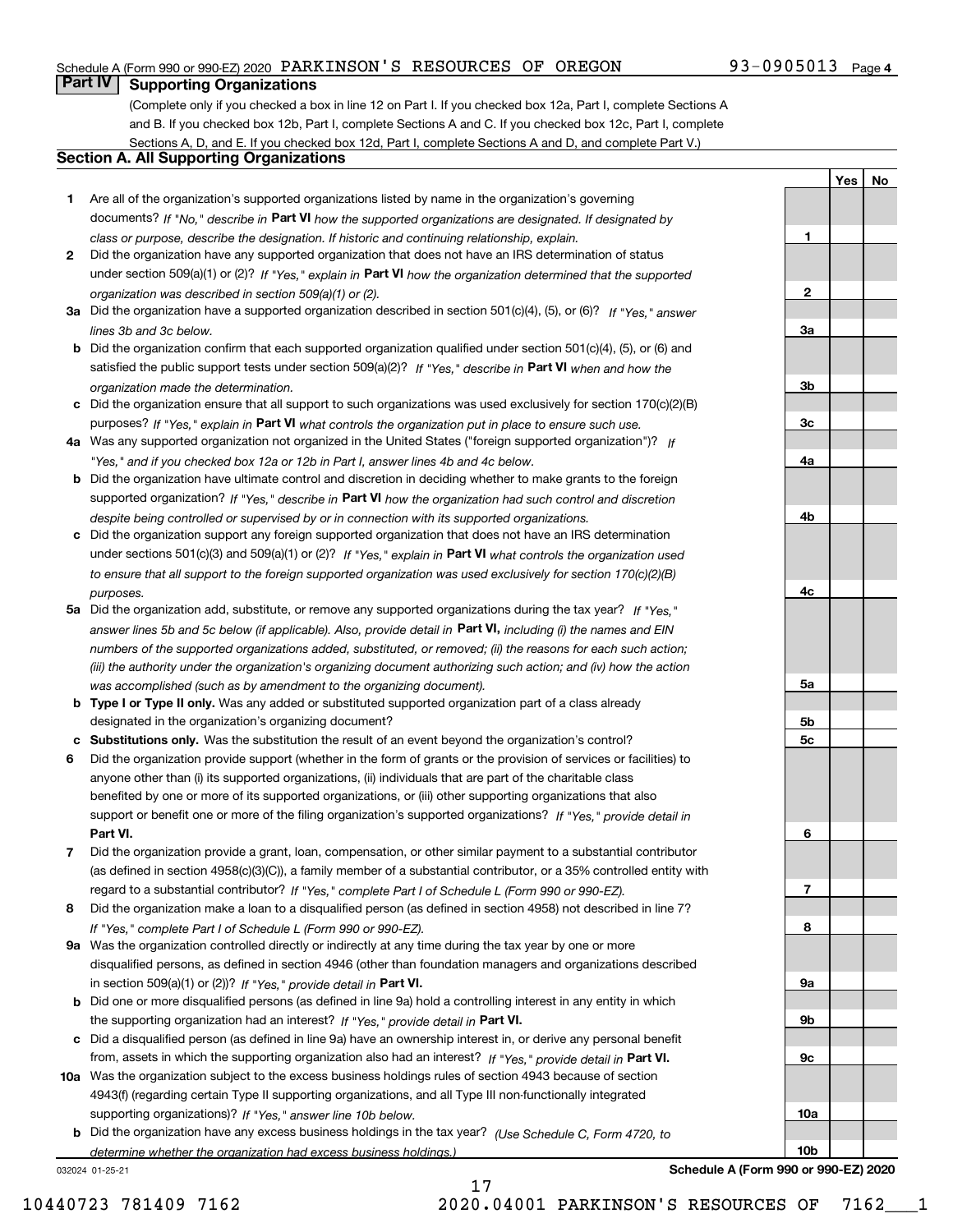Schedule A (Form 990 or 990-EZ) 2020 PARKINSON'S RESOURCES OF OREGON 93-0905013 Page 4

## Part IV Supporting Organizations

(Complete only if you checked a box in line 12 on Part I. If you checked box 12a, Part I, complete Sections A and B. If you checked box 12b, Part I, complete Sections A and C. If you checked box 12c, Part I, complete Sections A, D, and E. If you checked box 12d, Part I, complete Sections A and D, and complete Part V.)

### Section A. All Supporting Organizations

| | | | Yes | No |
|---|---|---|---|---|
| **1** | Are all of the organization's supported organizations listed by name in the organization's governing documents? *If "No," describe in* **Part VI** *how the supported organizations are designated. If designated by class or purpose, describe the designation. If historic and continuing relationship, explain.* | **1** | | |
| **2** | Did the organization have any supported organization that does not have an IRS determination of status under section 509(a)(1) or (2)? *If "Yes," explain in* **Part VI** *how the organization determined that the supported organization was described in section 509(a)(1) or (2).* | **2** | | |
| **3a** | Did the organization have a supported organization described in section 501(c)(4), (5), or (6)? *If "Yes," answer lines 3b and 3c below.* | **3a** | | |
| **b** | Did the organization confirm that each supported organization qualified under section 501(c)(4), (5), or (6) and satisfied the public support tests under section 509(a)(2)? *If "Yes," describe in* **Part VI** *when and how the organization made the determination.* | **3b** | | |
| **c** | Did the organization ensure that all support to such organizations was used exclusively for section 170(c)(2)(B) purposes? *If "Yes," explain in* **Part VI** *what controls the organization put in place to ensure such use.* | **3c** | | |
| **4a** | Was any supported organization not organized in the United States ("foreign supported organization")? *If "Yes," and if you checked box 12a or 12b in Part I, answer lines 4b and 4c below.* | **4a** | | |
| **b** | Did the organization have ultimate control and discretion in deciding whether to make grants to the foreign supported organization? *If "Yes," describe in* **Part VI** *how the organization had such control and discretion despite being controlled or supervised by or in connection with its supported organizations.* | **4b** | | |
| **c** | Did the organization support any foreign supported organization that does not have an IRS determination under sections 501(c)(3) and 509(a)(1) or (2)? *If "Yes," explain in* **Part VI** *what controls the organization used to ensure that all support to the foreign supported organization was used exclusively for section 170(c)(2)(B) purposes.* | **4c** | | |
| **5a** | Did the organization add, substitute, or remove any supported organizations during the tax year? *If "Yes," answer lines 5b and 5c below (if applicable). Also, provide detail in* **Part VI,** *including (i) the names and EIN numbers of the supported organizations added, substituted, or removed; (ii) the reasons for each such action; (iii) the authority under the organization's organizing document authorizing such action; and (iv) how the action was accomplished (such as by amendment to the organizing document).* | **5a** | | |
| **b** | **Type I or Type II only.** Was any added or substituted supported organization part of a class already designated in the organization's organizing document? | **5b** | | |
| **c** | **Substitutions only.** Was the substitution the result of an event beyond the organization's control? | **5c** | | |
| **6** | Did the organization provide support (whether in the form of grants or the provision of services or facilities) to anyone other than (i) its supported organizations, (ii) individuals that are part of the charitable class benefited by one or more of its supported organizations, or (iii) other supporting organizations that also support or benefit one or more of the filing organization's supported organizations? *If "Yes," provide detail in* **Part VI.** | **6** | | |
| **7** | Did the organization provide a grant, loan, compensation, or other similar payment to a substantial contributor (as defined in section 4958(c)(3)(C)), a family member of a substantial contributor, or a 35% controlled entity with regard to a substantial contributor? *If "Yes," complete Part I of Schedule L (Form 990 or 990-EZ).* | **7** | | |
| **8** | Did the organization make a loan to a disqualified person (as defined in section 4958) not described in line 7? *If "Yes," complete Part I of Schedule L (Form 990 or 990-EZ).* | **8** | | |
| **9a** | Was the organization controlled directly or indirectly at any time during the tax year by one or more disqualified persons, as defined in section 4946 (other than foundation managers and organizations described in section 509(a)(1) or (2))? *If "Yes," provide detail in* **Part VI.** | **9a** | | |
| **b** | Did one or more disqualified persons (as defined in line 9a) hold a controlling interest in any entity in which the supporting organization had an interest? *If "Yes," provide detail in* **Part VI.** | **9b** | | |
| **c** | Did a disqualified person (as defined in line 9a) have an ownership interest in, or derive any personal benefit from, assets in which the supporting organization also had an interest? *If "Yes," provide detail in* **Part VI.** | **9c** | | |
| **10a** | Was the organization subject to the excess business holdings rules of section 4943 because of section 4943(f) (regarding certain Type II supporting organizations, and all Type III non-functionally integrated supporting organizations)? *If "Yes," answer line 10b below.* | **10a** | | |
| **b** | Did the organization have any excess business holdings in the tax year? *(Use Schedule C, Form 4720, to determine whether the organization had excess business holdings.)* | **10b** | | |

032024 01-25-21 **Schedule A (Form 990 or 990-EZ) 2020**

10440723 781409 7162 2020.04001 PARKINSON'S RESOURCES OF 7162___1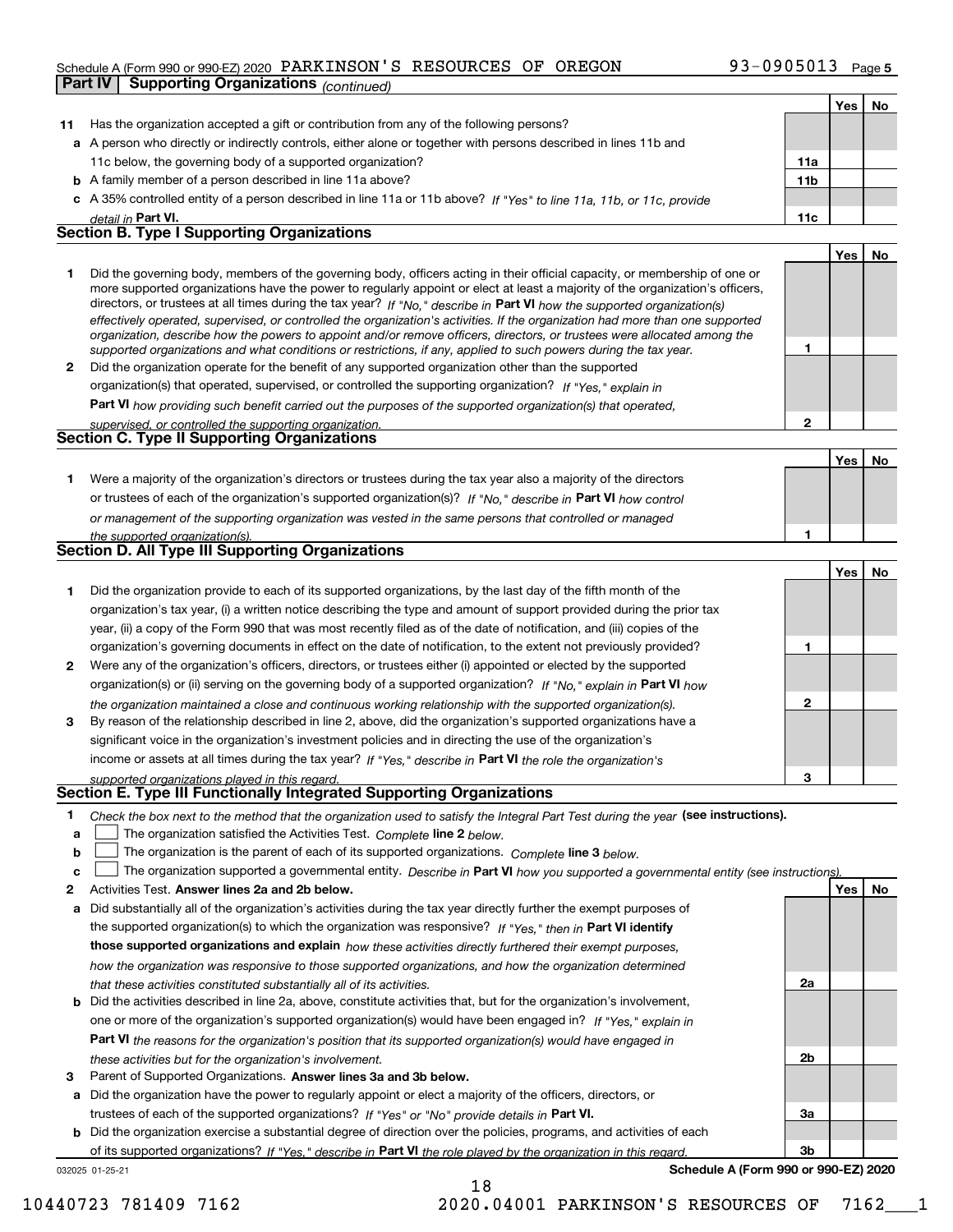Schedule A (Form 990 or 990-EZ) 2020 PARKINSON'S RESOURCES OF OREGON 93-0905013 Page 5

**Part IV Supporting Organizations** *(continued)*

| | | | Yes | No |
|---|---|---|---|---|
| **11** | Has the organization accepted a gift or contribution from any of the following persons? | | | |
| **a** | A person who directly or indirectly controls, either alone or together with persons described in lines 11b and 11c below, the governing body of a supported organization? | 11a | | |
| **b** | A family member of a person described in line 11a above? | 11b | | |
| **c** | A 35% controlled entity of a person described in line 11a or 11b above? *If "Yes" to line 11a, 11b, or 11c, provide detail in* **Part VI.** | 11c | | |

## Section B. Type I Supporting Organizations

| | | | Yes | No |
|---|---|---|---|---|
| **1** | Did the governing body, members of the governing body, officers acting in their official capacity, or membership of one or more supported organizations have the power to regularly appoint or elect at least a majority of the organization's officers, directors, or trustees at all times during the tax year? *If "No," describe in* **Part VI** *how the supported organization(s) effectively operated, supervised, or controlled the organization's activities. If the organization had more than one supported organization, describe how the powers to appoint and/or remove officers, directors, or trustees were allocated among the supported organizations and what conditions or restrictions, if any, applied to such powers during the tax year.* | 1 | | |
| **2** | Did the organization operate for the benefit of any supported organization other than the supported organization(s) that operated, supervised, or controlled the supporting organization? *If "Yes," explain in* **Part VI** *how providing such benefit carried out the purposes of the supported organization(s) that operated, supervised, or controlled the supporting organization.* | 2 | | |

## Section C. Type II Supporting Organizations

| | | | Yes | No |
|---|---|---|---|---|
| **1** | Were a majority of the organization's directors or trustees during the tax year also a majority of the directors or trustees of each of the organization's supported organization(s)? *If "No," describe in* **Part VI** *how control or management of the supporting organization was vested in the same persons that controlled or managed the supported organization(s).* | 1 | | |

## Section D. All Type III Supporting Organizations

| | | | Yes | No |
|---|---|---|---|---|
| **1** | Did the organization provide to each of its supported organizations, by the last day of the fifth month of the organization's tax year, (i) a written notice describing the type and amount of support provided during the prior tax year, (ii) a copy of the Form 990 that was most recently filed as of the date of notification, and (iii) copies of the organization's governing documents in effect on the date of notification, to the extent not previously provided? | 1 | | |
| **2** | Were any of the organization's officers, directors, or trustees either (i) appointed or elected by the supported organization(s) or (ii) serving on the governing body of a supported organization? *If "No," explain in* **Part VI** *how the organization maintained a close and continuous working relationship with the supported organization(s).* | 2 | | |
| **3** | By reason of the relationship described in line 2, above, did the organization's supported organizations have a significant voice in the organization's investment policies and in directing the use of the organization's income or assets at all times during the tax year? *If "Yes," describe in* **Part VI** *the role the organization's supported organizations played in this regard.* | 3 | | |

## Section E. Type III Functionally Integrated Supporting Organizations

**1** *Check the box next to the method that the organization used to satisfy the Integral Part Test during the year* **(see instructions).**

- **a** ☐ The organization satisfied the Activities Test. *Complete* **line 2** *below.*
- **b** ☐ The organization is the parent of each of its supported organizations. *Complete* **line 3** *below.*
- **c** ☐ The organization supported a governmental entity. *Describe in* **Part VI** *how you supported a governmental entity (see instructions).*

| | | | Yes | No |
|---|---|---|---|---|
| **2** | Activities Test. **Answer lines 2a and 2b below.** | | | |
| **a** | Did substantially all of the organization's activities during the tax year directly further the exempt purposes of the supported organization(s) to which the organization was responsive? *If "Yes," then in* **Part VI identify those supported organizations and explain** *how these activities directly furthered their exempt purposes, how the organization was responsive to those supported organizations, and how the organization determined that these activities constituted substantially all of its activities.* | 2a | | |
| **b** | Did the activities described in line 2a, above, constitute activities that, but for the organization's involvement, one or more of the organization's supported organization(s) would have been engaged in? *If "Yes," explain in* **Part VI** *the reasons for the organization's position that its supported organization(s) would have engaged in these activities but for the organization's involvement.* | 2b | | |
| **3** | Parent of Supported Organizations. **Answer lines 3a and 3b below.** | | | |
| **a** | Did the organization have the power to regularly appoint or elect a majority of the officers, directors, or trustees of each of the supported organizations? *If "Yes" or "No" provide details in* **Part VI.** | 3a | | |
| **b** | Did the organization exercise a substantial degree of direction over the policies, programs, and activities of each of its supported organizations? *If "Yes," describe in* **Part VI** *the role played by the organization in this regard.* | 3b | | |

032025 01-25-21 **Schedule A (Form 990 or 990-EZ) 2020**

10440723 781409 7162 2020.04001 PARKINSON'S RESOURCES OF 7162___1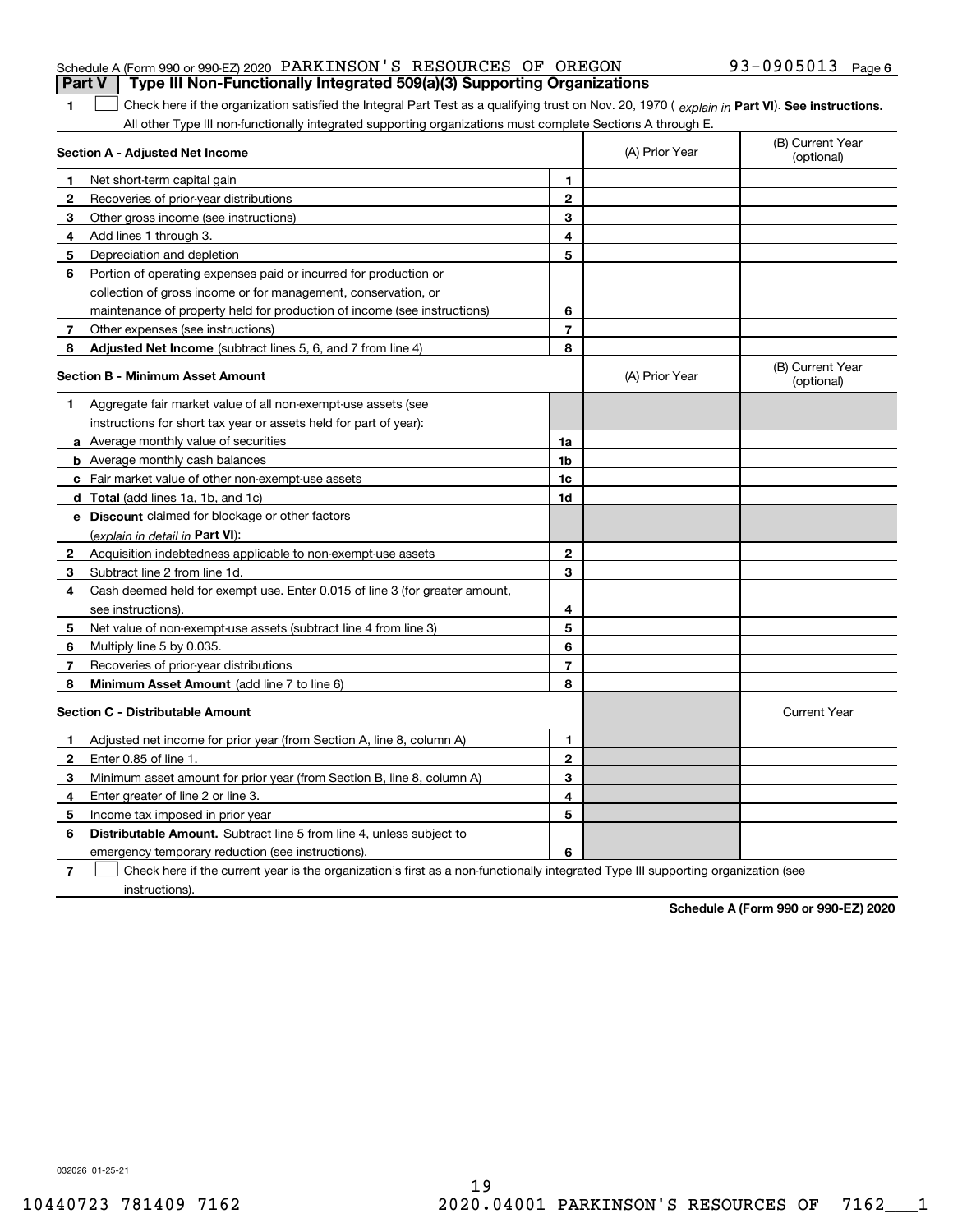Schedule A (Form 990 or 990-EZ) 2020 PARKINSON'S RESOURCES OF OREGON 93-0905013 Page 6

## Part V Type III Non-Functionally Integrated 509(a)(3) Supporting Organizations

**1** ☐ Check here if the organization satisfied the Integral Part Test as a qualifying trust on Nov. 20, 1970 ( *explain in* **Part VI**). **See instructions.** All other Type III non-functionally integrated supporting organizations must complete Sections A through E.

| **Section A - Adjusted Net Income** | | | (A) Prior Year | (B) Current Year (optional) |
|---|---|---|---|---|
| 1 | Net short-term capital gain | 1 | | |
| 2 | Recoveries of prior-year distributions | 2 | | |
| 3 | Other gross income (see instructions) | 3 | | |
| 4 | Add lines 1 through 3. | 4 | | |
| 5 | Depreciation and depletion | 5 | | |
| 6 | Portion of operating expenses paid or incurred for production or collection of gross income or for management, conservation, or maintenance of property held for production of income (see instructions) | 6 | | |
| 7 | Other expenses (see instructions) | 7 | | |
| 8 | **Adjusted Net Income** (subtract lines 5, 6, and 7 from line 4) | 8 | | |

| **Section B - Minimum Asset Amount** | | | (A) Prior Year | (B) Current Year (optional) |
|---|---|---|---|---|
| 1 | Aggregate fair market value of all non-exempt-use assets (see instructions for short tax year or assets held for part of year): | | | |
| a | Average monthly value of securities | 1a | | |
| b | Average monthly cash balances | 1b | | |
| c | Fair market value of other non-exempt-use assets | 1c | | |
| d | **Total** (add lines 1a, 1b, and 1c) | 1d | | |
| e | **Discount** claimed for blockage or other factors (*explain in detail in* **Part VI**): | | | |
| 2 | Acquisition indebtedness applicable to non-exempt-use assets | 2 | | |
| 3 | Subtract line 2 from line 1d. | 3 | | |
| 4 | Cash deemed held for exempt use. Enter 0.015 of line 3 (for greater amount, see instructions). | 4 | | |
| 5 | Net value of non-exempt-use assets (subtract line 4 from line 3) | 5 | | |
| 6 | Multiply line 5 by 0.035. | 6 | | |
| 7 | Recoveries of prior-year distributions | 7 | | |
| 8 | **Minimum Asset Amount** (add line 7 to line 6) | 8 | | |

| **Section C - Distributable Amount** | | | | Current Year |
|---|---|---|---|---|
| 1 | Adjusted net income for prior year (from Section A, line 8, column A) | 1 | | |
| 2 | Enter 0.85 of line 1. | 2 | | |
| 3 | Minimum asset amount for prior year (from Section B, line 8, column A) | 3 | | |
| 4 | Enter greater of line 2 or line 3. | 4 | | |
| 5 | Income tax imposed in prior year | 5 | | |
| 6 | **Distributable Amount.** Subtract line 5 from line 4, unless subject to emergency temporary reduction (see instructions). | 6 | | |

**7** ☐ Check here if the current year is the organization's first as a non-functionally integrated Type III supporting organization (see instructions).

**Schedule A (Form 990 or 990-EZ) 2020**

032026 01-25-21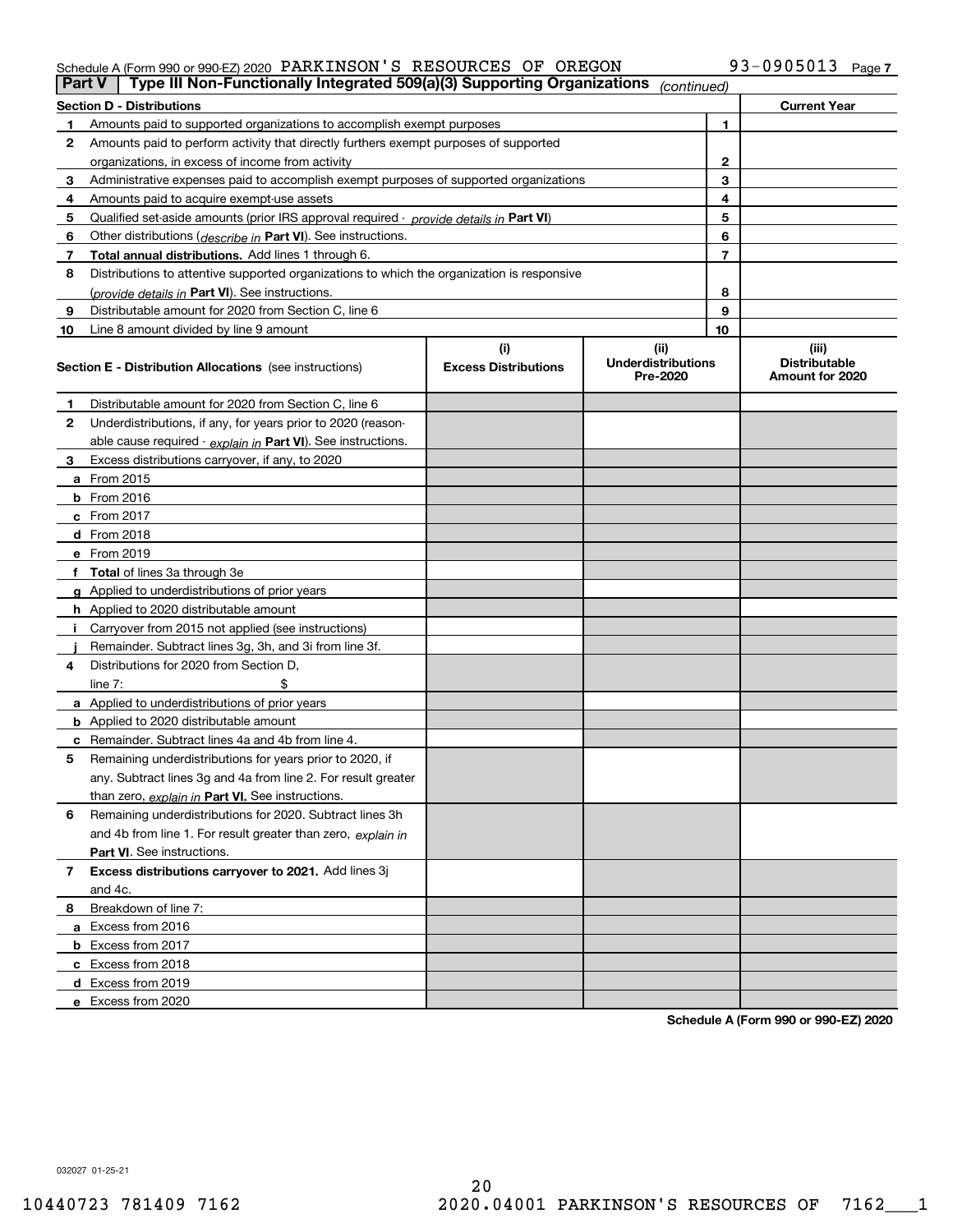Schedule A (Form 990 or 990-EZ) 2020 PARKINSON'S RESOURCES OF OREGON 93-0905013 Page 7

## Part V Type III Non-Functionally Integrated 509(a)(3) Supporting Organizations *(continued)*

| Section D - Distributions | | | Current Year |
|---|---|---|---|
| 1 | Amounts paid to supported organizations to accomplish exempt purposes | 1 | |
| 2 | Amounts paid to perform activity that directly furthers exempt purposes of supported organizations, in excess of income from activity | 2 | |
| 3 | Administrative expenses paid to accomplish exempt purposes of supported organizations | 3 | |
| 4 | Amounts paid to acquire exempt-use assets | 4 | |
| 5 | Qualified set-aside amounts (prior IRS approval required - *provide details in* **Part VI**) | 5 | |
| 6 | Other distributions (*describe in* **Part VI**). See instructions. | 6 | |
| 7 | **Total annual distributions.** Add lines 1 through 6. | 7 | |
| 8 | Distributions to attentive supported organizations to which the organization is responsive (*provide details in* **Part VI**). See instructions. | 8 | |
| 9 | Distributable amount for 2020 from Section C, line 6 | 9 | |
| 10 | Line 8 amount divided by line 9 amount | 10 | |

| Section E - Distribution Allocations (see instructions) | (i) Excess Distributions | (ii) Underdistributions Pre-2020 | (iii) Distributable Amount for 2020 |
|---|---|---|---|
| 1 Distributable amount for 2020 from Section C, line 6 | | | |
| 2 Underdistributions, if any, for years prior to 2020 (reasonable cause required - *explain in* **Part VI**). See instructions. | | | |
| 3 Excess distributions carryover, if any, to 2020 | | | |
| a From 2015 | | | |
| b From 2016 | | | |
| c From 2017 | | | |
| d From 2018 | | | |
| e From 2019 | | | |
| f **Total** of lines 3a through 3e | | | |
| g Applied to underdistributions of prior years | | | |
| h Applied to 2020 distributable amount | | | |
| i Carryover from 2015 not applied (see instructions) | | | |
| j Remainder. Subtract lines 3g, 3h, and 3i from line 3f. | | | |
| 4 Distributions for 2020 from Section D, line 7: $ | | | |
| a Applied to underdistributions of prior years | | | |
| b Applied to 2020 distributable amount | | | |
| c Remainder. Subtract lines 4a and 4b from line 4. | | | |
| 5 Remaining underdistributions for years prior to 2020, if any. Subtract lines 3g and 4a from line 2. For result greater than zero, *explain in* **Part VI.** See instructions. | | | |
| 6 Remaining underdistributions for 2020. Subtract lines 3h and 4b from line 1. For result greater than zero, *explain in* **Part VI**. See instructions. | | | |
| 7 **Excess distributions carryover to 2021.** Add lines 3j and 4c. | | | |
| 8 Breakdown of line 7: | | | |
| a Excess from 2016 | | | |
| b Excess from 2017 | | | |
| c Excess from 2018 | | | |
| d Excess from 2019 | | | |
| e Excess from 2020 | | | |

**Schedule A (Form 990 or 990-EZ) 2020**

032027 01-25-21

10440723 781409 7162 2020.04001 PARKINSON'S RESOURCES OF 7162___1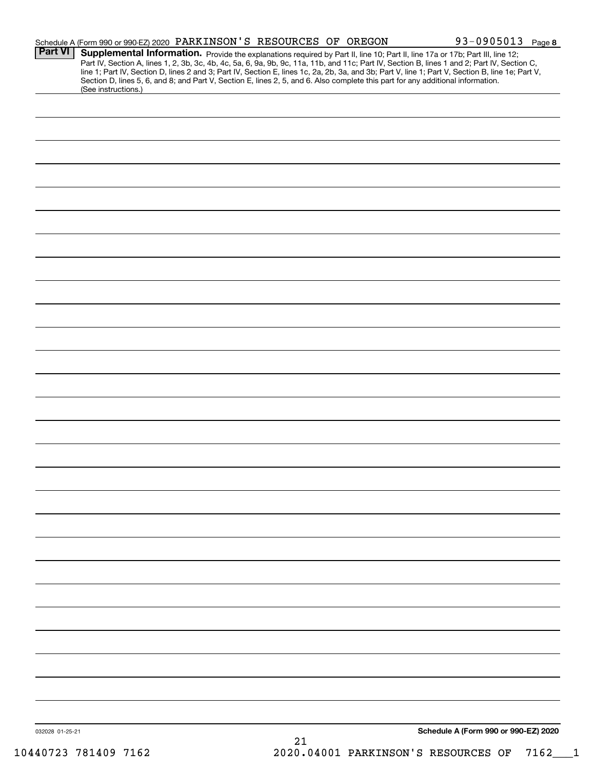Schedule A (Form 990 or 990-EZ) 2020 PARKINSON'S RESOURCES OF OREGON 93-0905013 Page **8**

**Part VI** **Supplemental Information.** Provide the explanations required by Part II, line 10; Part II, line 17a or 17b; Part III, line 12; Part IV, Section A, lines 1, 2, 3b, 3c, 4b, 4c, 5a, 6, 9a, 9b, 9c, 11a, 11b, and 11c; Part IV, Section B, lines 1 and 2; Part IV, Section C, line 1; Part IV, Section D, lines 2 and 3; Part IV, Section E, lines 1c, 2a, 2b, 3a, and 3b; Part V, line 1; Part V, Section B, line 1e; Part V, Section D, lines 5, 6, and 8; and Part V, Section E, lines 2, 5, and 6. Also complete this part for any additional information. (See instructions.)

032028 01-25-21

**Schedule A (Form 990 or 990-EZ) 2020**

10440723 781409 7162 2020.04001 PARKINSON'S RESOURCES OF 7162___1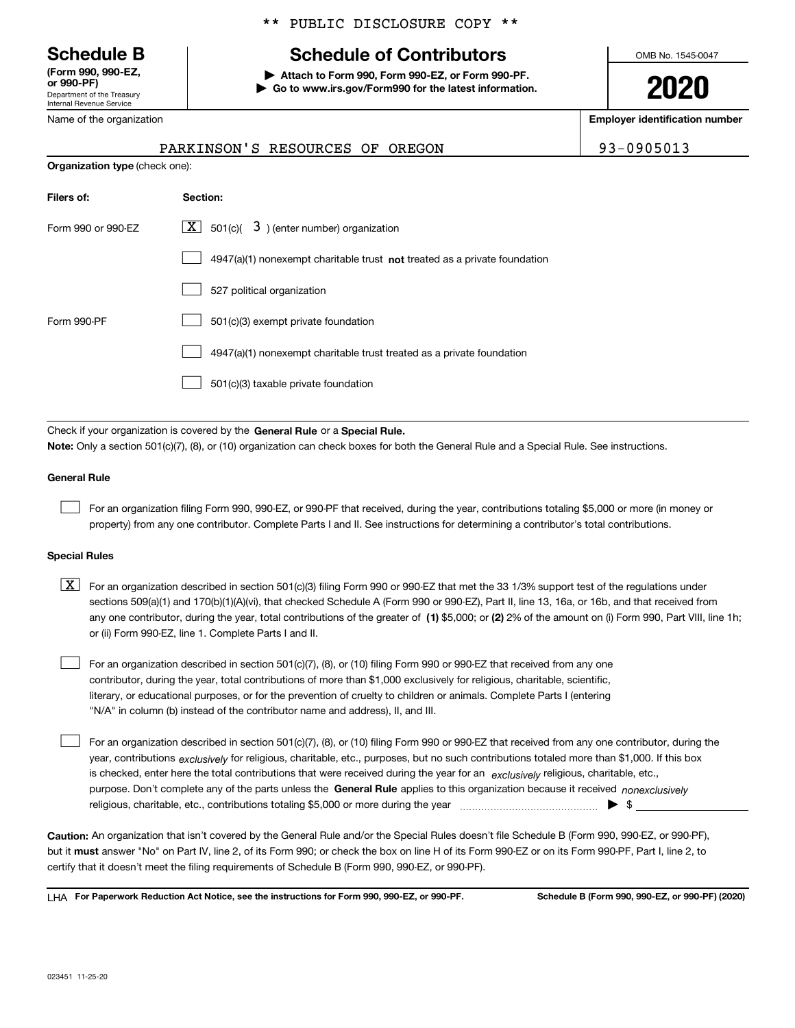** PUBLIC DISCLOSURE COPY **

# Schedule B

**(Form 990, 990-EZ, or 990-PF)**
Department of the Treasury
Internal Revenue Service

## Schedule of Contributors

▶ **Attach to Form 990, Form 990-EZ, or Form 990-PF.**
▶ **Go to www.irs.gov/Form990 for the latest information.**

OMB No. 1545-0047

**2020**

Name of the organization: PARKINSON'S RESOURCES OF OREGON

**Employer identification number:** 93-0905013

**Organization type** (check one):

| Filers of: | Section: |
|---|---|
| Form 990 or 990-EZ | [X] 501(c)( 3 ) (enter number) organization |
| | [ ] 4947(a)(1) nonexempt charitable trust **not** treated as a private foundation |
| | [ ] 527 political organization |
| Form 990-PF | [ ] 501(c)(3) exempt private foundation |
| | [ ] 4947(a)(1) nonexempt charitable trust treated as a private foundation |
| | [ ] 501(c)(3) taxable private foundation |

Check if your organization is covered by the **General Rule** or a **Special Rule.**

**Note:** Only a section 501(c)(7), (8), or (10) organization can check boxes for both the General Rule and a Special Rule. See instructions.

### General Rule

[ ] For an organization filing Form 990, 990-EZ, or 990-PF that received, during the year, contributions totaling $5,000 or more (in money or property) from any one contributor. Complete Parts I and II. See instructions for determining a contributor's total contributions.

### Special Rules

[X] For an organization described in section 501(c)(3) filing Form 990 or 990-EZ that met the 33 1/3% support test of the regulations under sections 509(a)(1) and 170(b)(1)(A)(vi), that checked Schedule A (Form 990 or 990-EZ), Part II, line 13, 16a, or 16b, and that received from any one contributor, during the year, total contributions of the greater of **(1)** $5,000; or **(2)** 2% of the amount on (i) Form 990, Part VIII, line 1h; or (ii) Form 990-EZ, line 1. Complete Parts I and II.

[ ] For an organization described in section 501(c)(7), (8), or (10) filing Form 990 or 990-EZ that received from any one contributor, during the year, total contributions of more than $1,000 exclusively for religious, charitable, scientific, literary, or educational purposes, or for the prevention of cruelty to children or animals. Complete Parts I (entering "N/A" in column (b) instead of the contributor name and address), II, and III.

[ ] For an organization described in section 501(c)(7), (8), or (10) filing Form 990 or 990-EZ that received from any one contributor, during the year, contributions *exclusively* for religious, charitable, etc., purposes, but no such contributions totaled more than $1,000. If this box is checked, enter here the total contributions that were received during the year for an *exclusively* religious, charitable, etc., purpose. Don't complete any of the parts unless the **General Rule** applies to this organization because it received *nonexclusively* religious, charitable, etc., contributions totaling $5,000 or more during the year ▶ $

**Caution:** An organization that isn't covered by the General Rule and/or the Special Rules doesn't file Schedule B (Form 990, 990-EZ, or 990-PF), but it **must** answer "No" on Part IV, line 2, of its Form 990; or check the box on line H of its Form 990-EZ or on its Form 990-PF, Part I, line 2, to certify that it doesn't meet the filing requirements of Schedule B (Form 990, 990-EZ, or 990-PF).

LHA **For Paperwork Reduction Act Notice, see the instructions for Form 990, 990-EZ, or 990-PF.** **Schedule B (Form 990, 990-EZ, or 990-PF) (2020)**

023451 11-25-20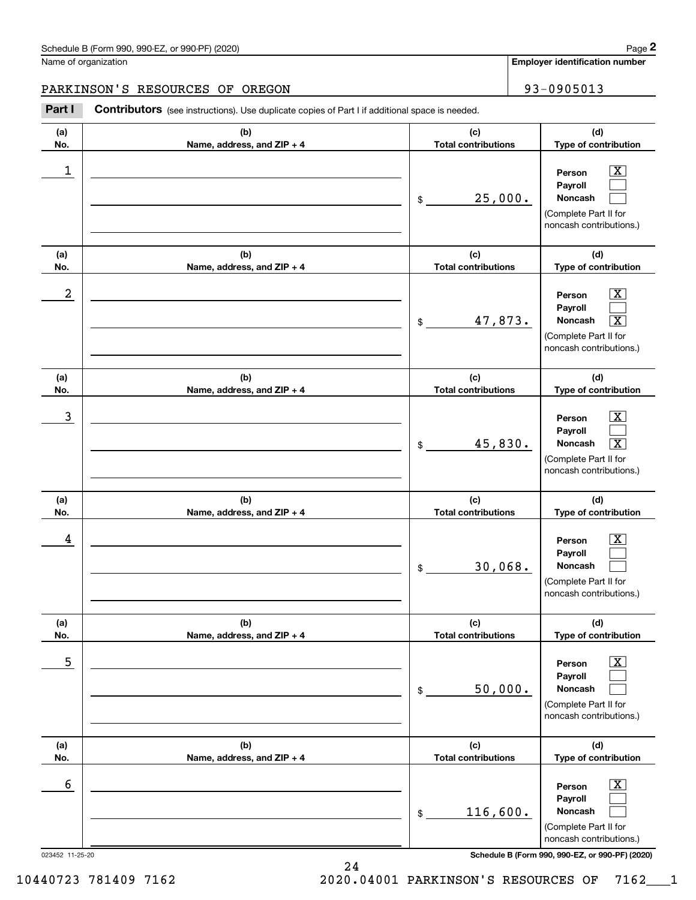Schedule B (Form 990, 990-EZ, or 990-PF) (2020)

Name of organization: PARKINSON'S RESOURCES OF OREGON

Employer identification number: 93-0905013

**Part I** **Contributors** (see instructions). Use duplicate copies of Part I if additional space is needed.

| (a) No. | (b) Name, address, and ZIP + 4 | (c) Total contributions | (d) Type of contribution |
|---|---|---|---|
| 1 | | $ 25,000. | Person [X] Payroll [ ] Noncash [ ] (Complete Part II for noncash contributions.) |
| 2 | | $ 47,873. | Person [X] Payroll [ ] Noncash [X] (Complete Part II for noncash contributions.) |
| 3 | | $ 45,830. | Person [X] Payroll [ ] Noncash [X] (Complete Part II for noncash contributions.) |
| 4 | | $ 30,068. | Person [X] Payroll [ ] Noncash [ ] (Complete Part II for noncash contributions.) |
| 5 | | $ 50,000. | Person [X] Payroll [ ] Noncash [ ] (Complete Part II for noncash contributions.) |
| 6 | | $ 116,600. | Person [X] Payroll [ ] Noncash [ ] (Complete Part II for noncash contributions.) |

023452 11-25-20

Schedule B (Form 990, 990-EZ, or 990-PF) (2020)

10440723 781409 7162 2020.04001 PARKINSON'S RESOURCES OF 7162___1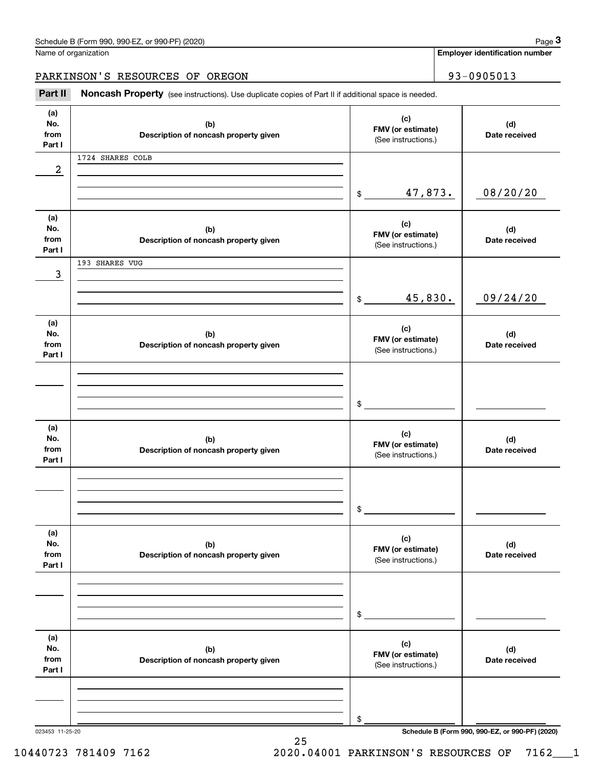Name of organization | Employer identification number

PARKINSON'S RESOURCES OF OREGON | 93-0905013

**Part II** **Noncash Property** (see instructions). Use duplicate copies of Part II if additional space is needed.

| (a) No. from Part I | (b) Description of noncash property given | (c) FMV (or estimate) (See instructions.) | (d) Date received |
|---|---|---|---|
| 2 | 1724 SHARES COLB | $ 47,873. | 08/20/20 |
| 3 | 193 SHARES VUG | $ 45,830. | 09/24/20 |
| | | $ | |
| | | $ | |
| | | $ | |
| | | $ | |

Schedule B (Form 990, 990-EZ, or 990-PF) (2020)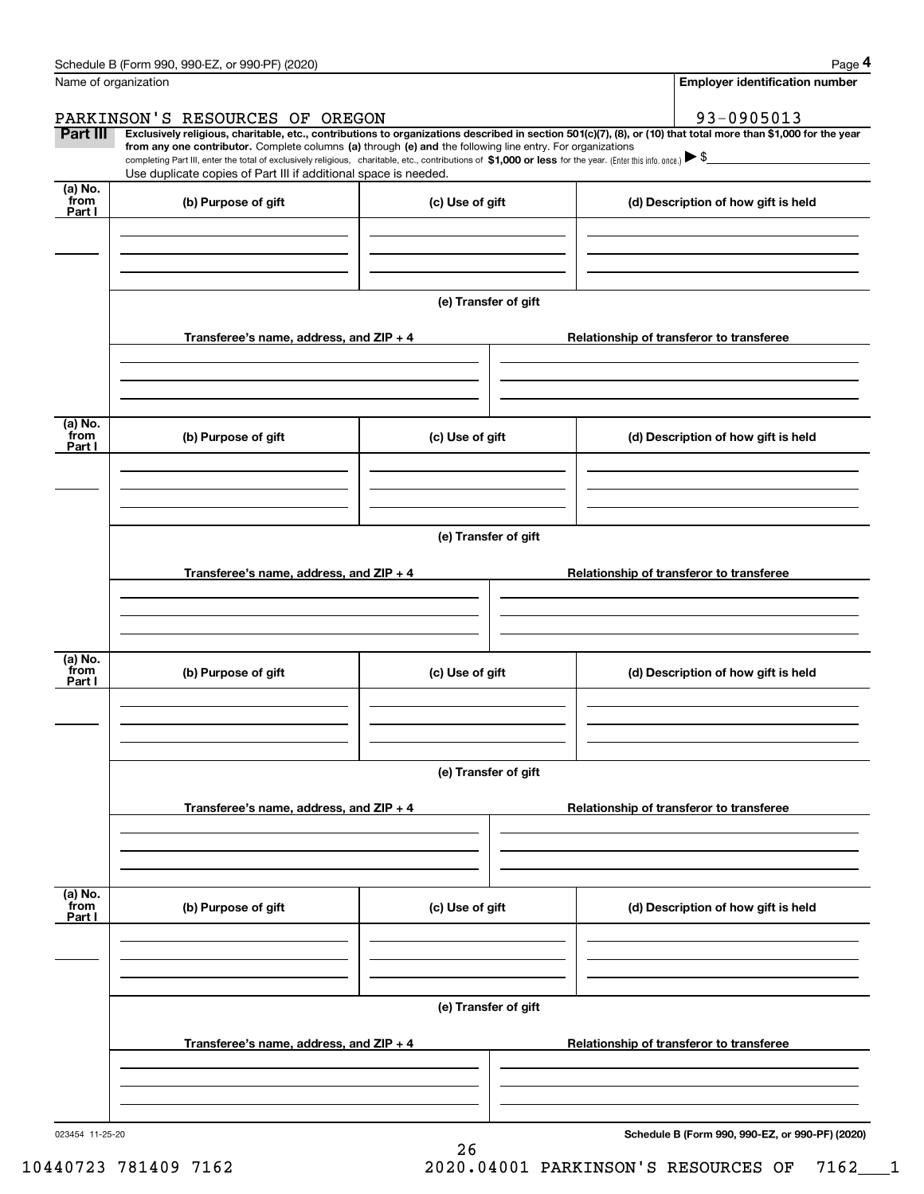Name of organization

**Employer identification number**

PARKINSON'S RESOURCES OF OREGON

93-0905013

**Part III** **Exclusively religious, charitable, etc., contributions to organizations described in section 501(c)(7), (8), or (10) that total more than $1,000 for the year from any one contributor.** Complete columns **(a)** through **(e) and** the following line entry. For organizations completing Part III, enter the total of exclusively religious, charitable, etc., contributions of **$1,000 or less** for the year. (Enter this info. once.) ▶ $

Use duplicate copies of Part III if additional space is needed.

| (a) No. from Part I | (b) Purpose of gift | (c) Use of gift | (d) Description of how gift is held |
|---|---|---|---|
| | | | |

**(e) Transfer of gift**

| Transferee's name, address, and ZIP + 4 | Relationship of transferor to transferee |
|---|---|
| | |

| (a) No. from Part I | (b) Purpose of gift | (c) Use of gift | (d) Description of how gift is held |
|---|---|---|---|
| | | | |

**(e) Transfer of gift**

| Transferee's name, address, and ZIP + 4 | Relationship of transferor to transferee |
|---|---|
| | |

| (a) No. from Part I | (b) Purpose of gift | (c) Use of gift | (d) Description of how gift is held |
|---|---|---|---|
| | | | |

**(e) Transfer of gift**

| Transferee's name, address, and ZIP + 4 | Relationship of transferor to transferee |
|---|---|
| | |

| (a) No. from Part I | (b) Purpose of gift | (c) Use of gift | (d) Description of how gift is held |
|---|---|---|---|
| | | | |

**(e) Transfer of gift**

| Transferee's name, address, and ZIP + 4 | Relationship of transferor to transferee |
|---|---|
| | |

023454 11-25-20

**Schedule B (Form 990, 990-EZ, or 990-PF) (2020)**

10440723 781409 7162 2020.04001 PARKINSON'S RESOURCES OF 7162___1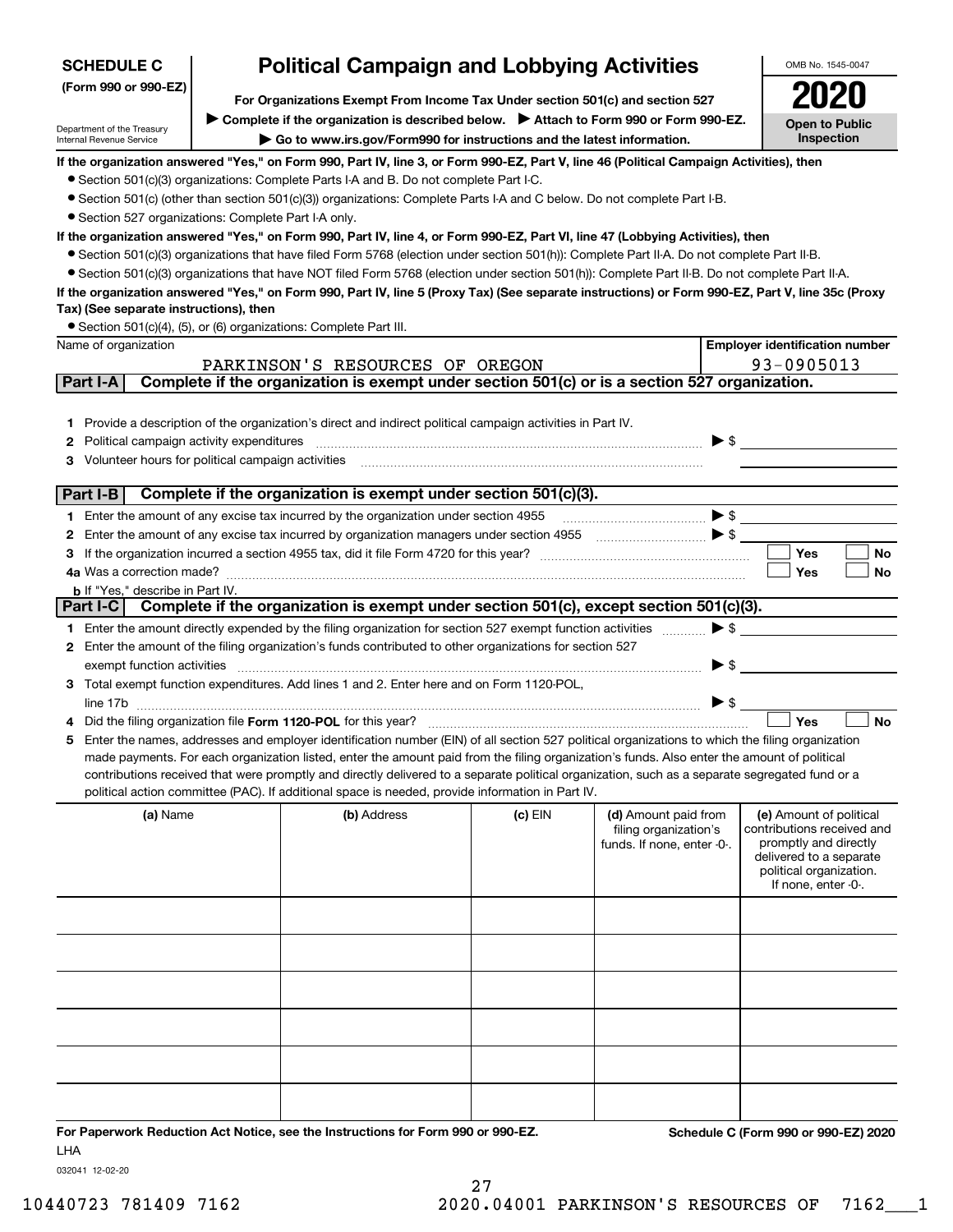**SCHEDULE C (Form 990 or 990-EZ)**

Department of the Treasury
Internal Revenue Service

# Political Campaign and Lobbying Activities

**For Organizations Exempt From Income Tax Under section 501(c) and section 527**

▶ Complete if the organization is described below. ▶ Attach to Form 990 or Form 990-EZ.

▶ Go to www.irs.gov/Form990 for instructions and the latest information.

OMB No. 1545-0047

**2020**

**Open to Public Inspection**

**If the organization answered "Yes," on Form 990, Part IV, line 3, or Form 990-EZ, Part V, line 46 (Political Campaign Activities), then**

- Section 501(c)(3) organizations: Complete Parts I-A and B. Do not complete Part I-C.
- Section 501(c) (other than section 501(c)(3)) organizations: Complete Parts I-A and C below. Do not complete Part I-B.
- Section 527 organizations: Complete Part I-A only.

**If the organization answered "Yes," on Form 990, Part IV, line 4, or Form 990-EZ, Part VI, line 47 (Lobbying Activities), then**

- Section 501(c)(3) organizations that have filed Form 5768 (election under section 501(h)): Complete Part II-A. Do not complete Part II-B.
- Section 501(c)(3) organizations that have NOT filed Form 5768 (election under section 501(h)): Complete Part II-B. Do not complete Part II-A.

**If the organization answered "Yes," on Form 990, Part IV, line 5 (Proxy Tax) (See separate instructions) or Form 990-EZ, Part V, line 35c (Proxy Tax) (See separate instructions), then**

- Section 501(c)(4), (5), or (6) organizations: Complete Part III.

| Name of organization | Employer identification number |
|---|---|
| PARKINSON'S RESOURCES OF OREGON | 93-0905013 |

## Part I-A Complete if the organization is exempt under section 501(c) or is a section 527 organization.

1. Provide a description of the organization's direct and indirect political campaign activities in Part IV.
2. Political campaign activity expenditures ▶ $
3. Volunteer hours for political campaign activities

## Part I-B Complete if the organization is exempt under section 501(c)(3).

1. Enter the amount of any excise tax incurred by the organization under section 4955 ▶ $
2. Enter the amount of any excise tax incurred by organization managers under section 4955 ▶ $
3. If the organization incurred a section 4955 tax, did it file Form 4720 for this year? ☐ Yes ☐ No
4. a Was a correction made? ☐ Yes ☐ No
   b If "Yes," describe in Part IV.

## Part I-C Complete if the organization is exempt under section 501(c), except section 501(c)(3).

1. Enter the amount directly expended by the filing organization for section 527 exempt function activities ▶ $
2. Enter the amount of the filing organization's funds contributed to other organizations for section 527 exempt function activities ▶ $
3. Total exempt function expenditures. Add lines 1 and 2. Enter here and on Form 1120-POL, line 17b ▶ $
4. Did the filing organization file **Form 1120-POL** for this year? ☐ Yes ☐ No
5. Enter the names, addresses and employer identification number (EIN) of all section 527 political organizations to which the filing organization made payments. For each organization listed, enter the amount paid from the filing organization's funds. Also enter the amount of political contributions received that were promptly and directly delivered to a separate political organization, such as a separate segregated fund or a political action committee (PAC). If additional space is needed, provide information in Part IV.

| (a) Name | (b) Address | (c) EIN | (d) Amount paid from filing organization's funds. If none, enter -0-. | (e) Amount of political contributions received and promptly and directly delivered to a separate political organization. If none, enter -0-. |
|---|---|---|---|---|
| | | | | |
| | | | | |
| | | | | |
| | | | | |
| | | | | |
| | | | | |

**For Paperwork Reduction Act Notice, see the Instructions for Form 990 or 990-EZ.** **Schedule C (Form 990 or 990-EZ) 2020**

LHA

032041 12-02-20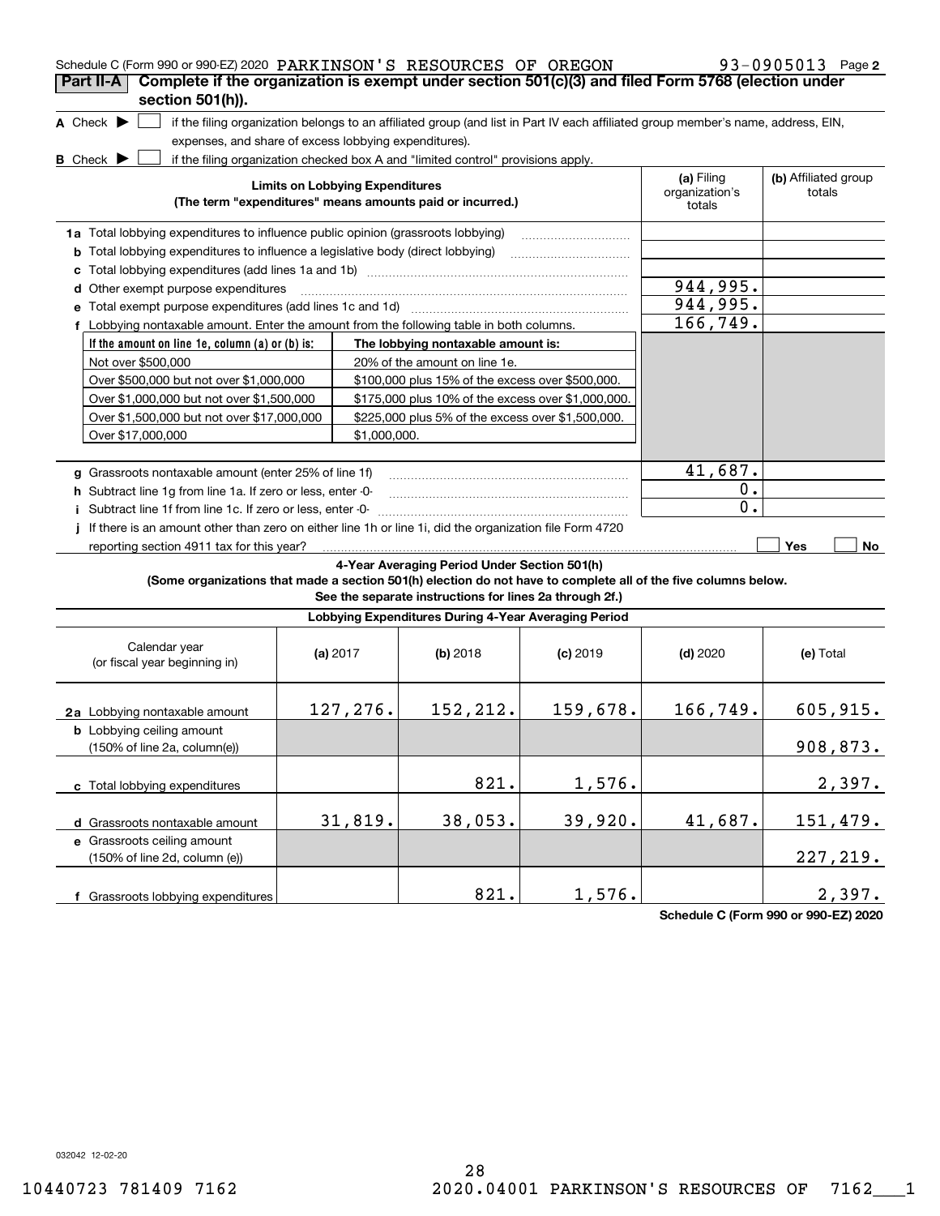Schedule C (Form 990 or 990-EZ) 2020 PARKINSON'S RESOURCES OF OREGON 93-0905013 Page 2

**Part II-A** **Complete if the organization is exempt under section 501(c)(3) and filed Form 5768 (election under section 501(h)).**

**A** Check ▶ ☐ if the filing organization belongs to an affiliated group (and list in Part IV each affiliated group member's name, address, EIN, expenses, and share of excess lobbying expenditures).

**B** Check ▶ ☐ if the filing organization checked box A and "limited control" provisions apply.

| **Limits on Lobbying Expenditures** (The term "expenditures" means amounts paid or incurred.) | **(a)** Filing organization's totals | **(b)** Affiliated group totals |
|---|---|---|
| **1a** Total lobbying expenditures to influence public opinion (grassroots lobbying) | | |
| **b** Total lobbying expenditures to influence a legislative body (direct lobbying) | | |
| **c** Total lobbying expenditures (add lines 1a and 1b) | | |
| **d** Other exempt purpose expenditures | 944,995. | |
| **e** Total exempt purpose expenditures (add lines 1c and 1d) | 944,995. | |
| **f** Lobbying nontaxable amount. Enter the amount from the following table in both columns. | 166,749. | |

| If the amount on line 1e, column (a) or (b) is: | The lobbying nontaxable amount is: |
|---|---|
| Not over $500,000 | 20% of the amount on line 1e. |
| Over $500,000 but not over $1,000,000 | $100,000 plus 15% of the excess over $500,000. |
| Over $1,000,000 but not over $1,500,000 | $175,000 plus 10% of the excess over $1,000,000. |
| Over $1,500,000 but not over $17,000,000 | $225,000 plus 5% of the excess over $1,500,000. |
| Over $17,000,000 | $1,000,000. |

| | (a) | (b) |
|---|---|---|
| **g** Grassroots nontaxable amount (enter 25% of line 1f) | 41,687. | |
| **h** Subtract line 1g from line 1a. If zero or less, enter -0- | 0. | |
| **i** Subtract line 1f from line 1c. If zero or less, enter -0- | 0. | |
| **j** If there is an amount other than zero on either line 1h or line 1i, did the organization file Form 4720 reporting section 4911 tax for this year? | ☐ Yes | ☐ No |

**4-Year Averaging Period Under Section 501(h)**
**(Some organizations that made a section 501(h) election do not have to complete all of the five columns below. See the separate instructions for lines 2a through 2f.)**

**Lobbying Expenditures During 4-Year Averaging Period**

| Calendar year (or fiscal year beginning in) | (a) 2017 | (b) 2018 | (c) 2019 | (d) 2020 | (e) Total |
|---|---|---|---|---|---|
| **2a** Lobbying nontaxable amount | 127,276. | 152,212. | 159,678. | 166,749. | 605,915. |
| **b** Lobbying ceiling amount (150% of line 2a, column(e)) | | | | | 908,873. |
| **c** Total lobbying expenditures | | 821. | 1,576. | | 2,397. |
| **d** Grassroots nontaxable amount | 31,819. | 38,053. | 39,920. | 41,687. | 151,479. |
| **e** Grassroots ceiling amount (150% of line 2d, column (e)) | | | | | 227,219. |
| **f** Grassroots lobbying expenditures | | 821. | 1,576. | | 2,397. |

**Schedule C (Form 990 or 990-EZ) 2020**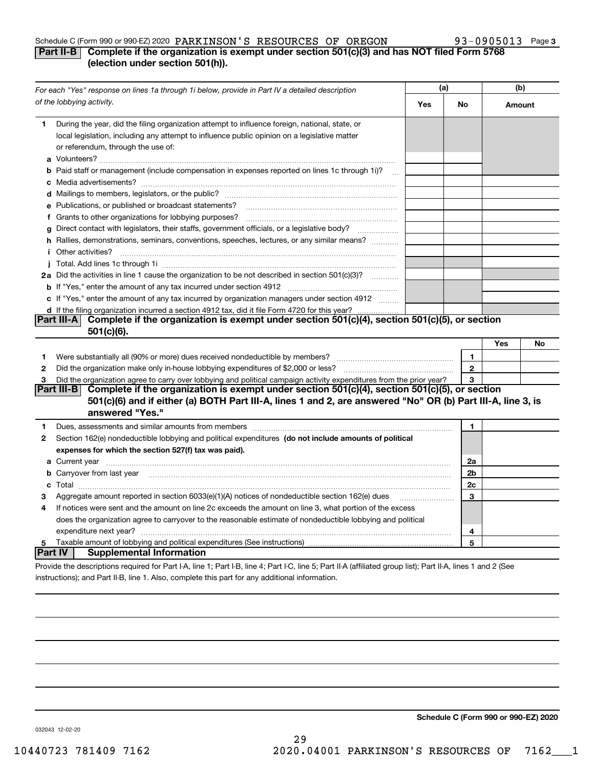Schedule C (Form 990 or 990-EZ) 2020 PARKINSON'S RESOURCES OF OREGON 93-0905013 Page 3

## Part II-B Complete if the organization is exempt under section 501(c)(3) and has NOT filed Form 5768 (election under section 501(h)).

| *For each "Yes" response on lines 1a through 1i below, provide in Part IV a detailed description of the lobbying activity.* | (a) Yes | (a) No | (b) Amount |
|---|---|---|---|
| **1** During the year, did the filing organization attempt to influence foreign, national, state, or local legislation, including any attempt to influence public opinion on a legislative matter or referendum, through the use of: | | | |
| **a** Volunteers? | | | |
| **b** Paid staff or management (include compensation in expenses reported on lines 1c through 1i)? | | | |
| **c** Media advertisements? | | | |
| **d** Mailings to members, legislators, or the public? | | | |
| **e** Publications, or published or broadcast statements? | | | |
| **f** Grants to other organizations for lobbying purposes? | | | |
| **g** Direct contact with legislators, their staffs, government officials, or a legislative body? | | | |
| **h** Rallies, demonstrations, seminars, conventions, speeches, lectures, or any similar means? | | | |
| **i** Other activities? | | | |
| **j** Total. Add lines 1c through 1i | | | |
| **2a** Did the activities in line 1 cause the organization to be not described in section 501(c)(3)? | | | |
| **b** If "Yes," enter the amount of any tax incurred under section 4912 | | | |
| **c** If "Yes," enter the amount of any tax incurred by organization managers under section 4912 | | | |
| **d** If the filing organization incurred a section 4912 tax, did it file Form 4720 for this year? | | | |

## Part III-A Complete if the organization is exempt under section 501(c)(4), section 501(c)(5), or section 501(c)(6).

| | | | Yes | No |
|---|---|---|---|---|
| **1** | Were substantially all (90% or more) dues received nondeductible by members? | 1 | | |
| **2** | Did the organization make only in-house lobbying expenditures of $2,000 or less? | 2 | | |
| **3** | Did the organization agree to carry over lobbying and political campaign activity expenditures from the prior year? | 3 | | |

## Part III-B Complete if the organization is exempt under section 501(c)(4), section 501(c)(5), or section 501(c)(6) and if either (a) BOTH Part III-A, lines 1 and 2, are answered "No" OR (b) Part III-A, line 3, is answered "Yes."

| | | | |
|---|---|---|---|
| **1** | Dues, assessments and similar amounts from members | 1 | |
| **2** | Section 162(e) nondeductible lobbying and political expenditures **(do not include amounts of political expenses for which the section 527(f) tax was paid).** | | |
| **a** | Current year | 2a | |
| **b** | Carryover from last year | 2b | |
| **c** | Total | 2c | |
| **3** | Aggregate amount reported in section 6033(e)(1)(A) notices of nondeductible section 162(e) dues | 3 | |
| **4** | If notices were sent and the amount on line 2c exceeds the amount on line 3, what portion of the excess does the organization agree to carryover to the reasonable estimate of nondeductible lobbying and political expenditure next year? | 4 | |
| **5** | Taxable amount of lobbying and political expenditures (See instructions) | 5 | |

## Part IV Supplemental Information

Provide the descriptions required for Part I-A, line 1; Part I-B, line 4; Part I-C, line 5; Part II-A (affiliated group list); Part II-A, lines 1 and 2 (See instructions); and Part II-B, line 1. Also, complete this part for any additional information.

032043 12-02-20

**Schedule C (Form 990 or 990-EZ) 2020**

10440723 781409 7162 2020.04001 PARKINSON'S RESOURCES OF 7162___1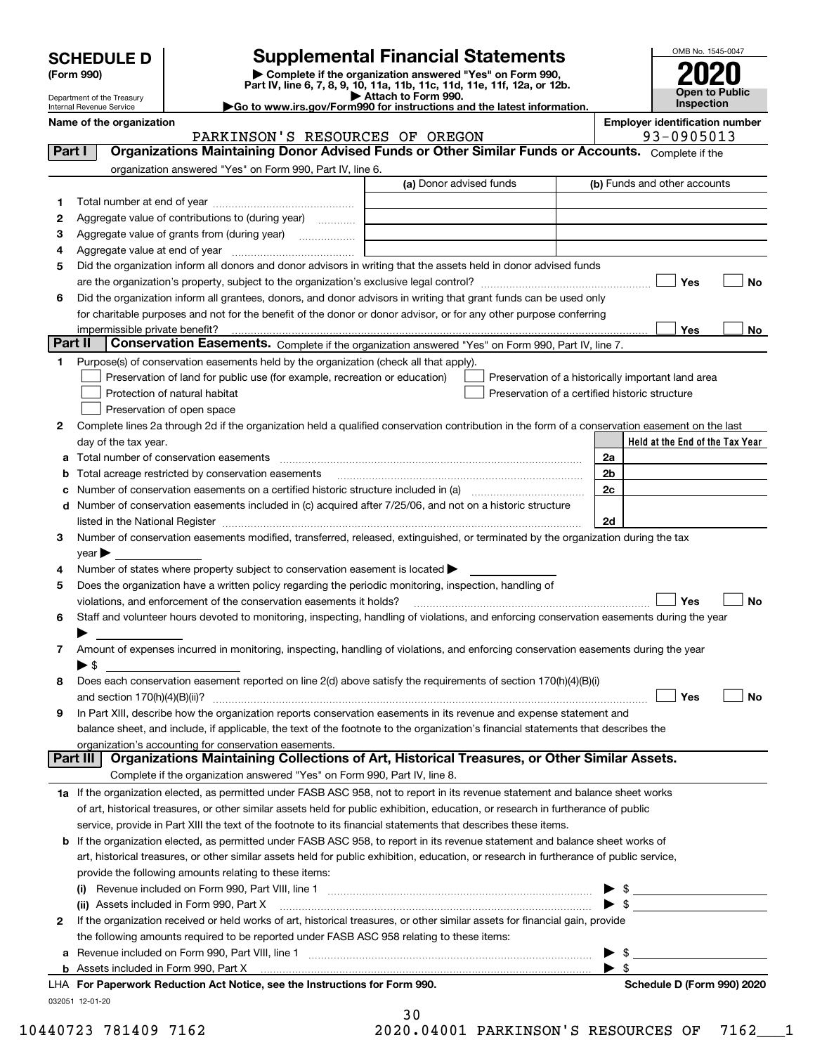# SCHEDULE D (Form 990)

Department of the Treasury
Internal Revenue Service

## Supplemental Financial Statements

▶ Complete if the organization answered "Yes" on Form 990, Part IV, line 6, 7, 8, 9, 10, 11a, 11b, 11c, 11d, 11e, 11f, 12a, or 12b.
▶ Attach to Form 990.
▶Go to www.irs.gov/Form990 for instructions and the latest information.

OMB No. 1545-0047
**2020**
**Open to Public Inspection**

**Name of the organization:** PARKINSON'S RESOURCES OF OREGON
**Employer identification number:** 93-0905013

### Part I Organizations Maintaining Donor Advised Funds or Other Similar Funds or Accounts. Complete if the organization answered "Yes" on Form 990, Part IV, line 6.

| | | (a) Donor advised funds | (b) Funds and other accounts |
|---|---|---|---|
| 1 | Total number at end of year | | |
| 2 | Aggregate value of contributions to (during year) | | |
| 3 | Aggregate value of grants from (during year) | | |
| 4 | Aggregate value at end of year | | |

5 Did the organization inform all donors and donor advisors in writing that the assets held in donor advised funds are the organization's property, subject to the organization's exclusive legal control? ☐ Yes ☐ No

6 Did the organization inform all grantees, donors, and donor advisors in writing that grant funds can be used only for charitable purposes and not for the benefit of the donor or donor advisor, or for any other purpose conferring impermissible private benefit? ☐ Yes ☐ No

### Part II Conservation Easements. Complete if the organization answered "Yes" on Form 990, Part IV, line 7.

1 Purpose(s) of conservation easements held by the organization (check all that apply).

- ☐ Preservation of land for public use (for example, recreation or education)
- ☐ Preservation of a historically important land area
- ☐ Protection of natural habitat
- ☐ Preservation of a certified historic structure
- ☐ Preservation of open space

2 Complete lines 2a through 2d if the organization held a qualified conservation contribution in the form of a conservation easement on the last day of the tax year.

| | | | Held at the End of the Tax Year |
|---|---|---|---|
| a | Total number of conservation easements | 2a | |
| b | Total acreage restricted by conservation easements | 2b | |
| c | Number of conservation easements on a certified historic structure included in (a) | 2c | |
| d | Number of conservation easements included in (c) acquired after 7/25/06, and not on a historic structure listed in the National Register | 2d | |

3 Number of conservation easements modified, transferred, released, extinguished, or terminated by the organization during the tax year ▶

4 Number of states where property subject to conservation easement is located ▶

5 Does the organization have a written policy regarding the periodic monitoring, inspection, handling of violations, and enforcement of the conservation easements it holds? ☐ Yes ☐ No

6 Staff and volunteer hours devoted to monitoring, inspecting, handling of violations, and enforcing conservation easements during the year ▶

7 Amount of expenses incurred in monitoring, inspecting, handling of violations, and enforcing conservation easements during the year ▶ $

8 Does each conservation easement reported on line 2(d) above satisfy the requirements of section 170(h)(4)(B)(i) and section 170(h)(4)(B)(ii)? ☐ Yes ☐ No

9 In Part XIII, describe how the organization reports conservation easements in its revenue and expense statement and balance sheet, and include, if applicable, the text of the footnote to the organization's financial statements that describes the organization's accounting for conservation easements.

### Part III Organizations Maintaining Collections of Art, Historical Treasures, or Other Similar Assets. Complete if the organization answered "Yes" on Form 990, Part IV, line 8.

1a If the organization elected, as permitted under FASB ASC 958, not to report in its revenue statement and balance sheet works of art, historical treasures, or other similar assets held for public exhibition, education, or research in furtherance of public service, provide in Part XIII the text of the footnote to its financial statements that describes these items.

b If the organization elected, as permitted under FASB ASC 958, to report in its revenue statement and balance sheet works of art, historical treasures, or other similar assets held for public exhibition, education, or research in furtherance of public service, provide the following amounts relating to these items:

(i) Revenue included on Form 990, Part VIII, line 1 ▶ $

(ii) Assets included in Form 990, Part X ▶ $

2 If the organization received or held works of art, historical treasures, or other similar assets for financial gain, provide the following amounts required to be reported under FASB ASC 958 relating to these items:

a Revenue included on Form 990, Part VIII, line 1 ▶ $

b Assets included in Form 990, Part X ▶ $

LHA For Paperwork Reduction Act Notice, see the Instructions for Form 990. Schedule D (Form 990) 2020

032051 12-01-20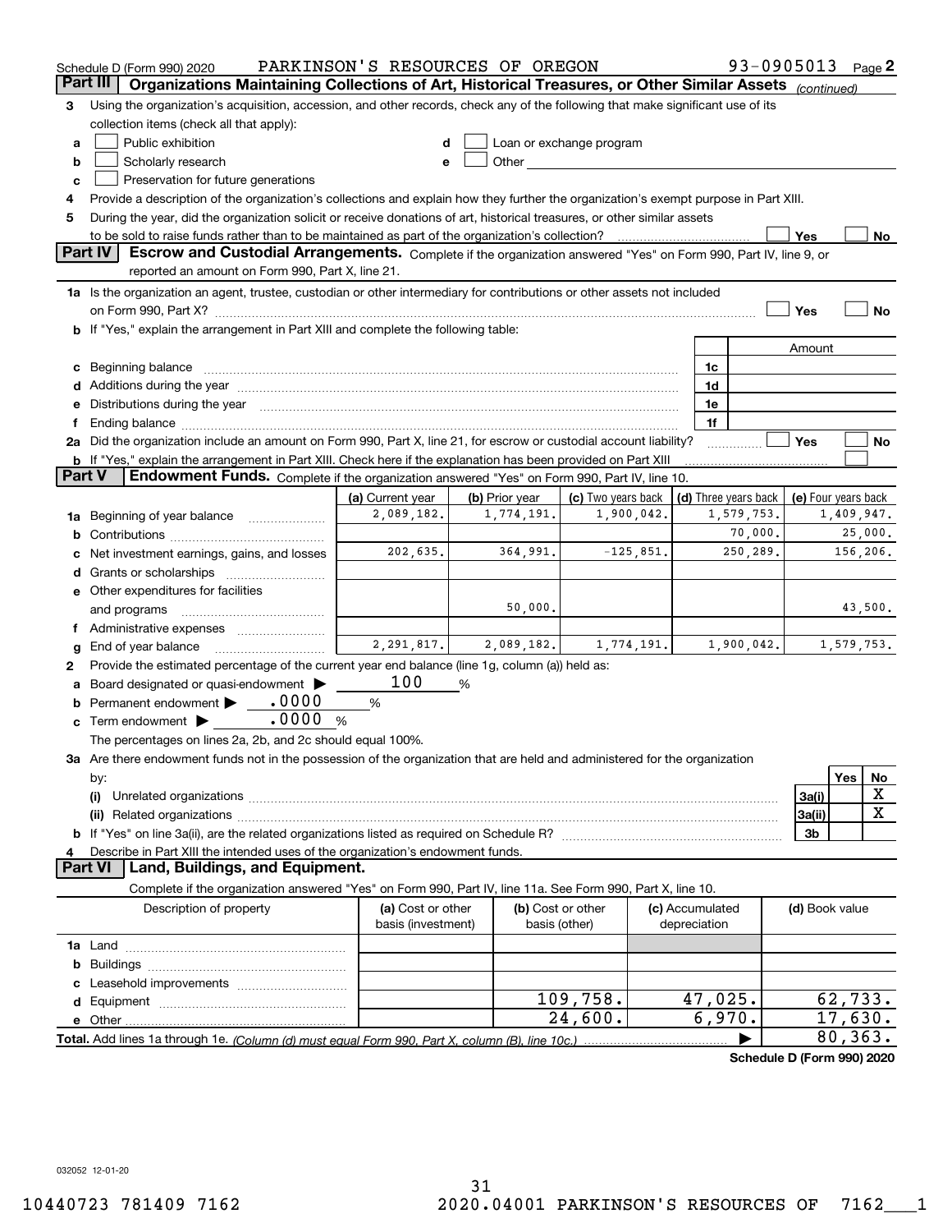Schedule D (Form 990) 2020 PARKINSON'S RESOURCES OF OREGON 93-0905013 Page 2

## Part III Organizations Maintaining Collections of Art, Historical Treasures, or Other Similar Assets *(continued)*

**3** Using the organization's acquisition, accession, and other records, check any of the following that make significant use of its collection items (check all that apply):

- **a** ☐ Public exhibition
- **b** ☐ Scholarly research
- **c** ☐ Preservation for future generations
- **d** ☐ Loan or exchange program
- **e** ☐ Other

**4** Provide a description of the organization's collections and explain how they further the organization's exempt purpose in Part XIII.

**5** During the year, did the organization solicit or receive donations of art, historical treasures, or other similar assets to be sold to raise funds rather than to be maintained as part of the organization's collection? ☐ Yes ☐ No

## Part IV Escrow and Custodial Arrangements.

Complete if the organization answered "Yes" on Form 990, Part IV, line 9, or reported an amount on Form 990, Part X, line 21.

**1a** Is the organization an agent, trustee, custodian or other intermediary for contributions or other assets not included on Form 990, Part X? ☐ Yes ☐ No

**b** If "Yes," explain the arrangement in Part XIII and complete the following table:

| | | Amount |
|---|---|---|
| **c** Beginning balance | 1c | |
| **d** Additions during the year | 1d | |
| **e** Distributions during the year | 1e | |
| **f** Ending balance | 1f | |

**2a** Did the organization include an amount on Form 990, Part X, line 21, for escrow or custodial account liability? ☐ Yes ☐ No

**b** If "Yes," explain the arrangement in Part XIII. Check here if the explanation has been provided on Part XIII ☐

## Part V Endowment Funds.

Complete if the organization answered "Yes" on Form 990, Part IV, line 10.

| | (a) Current year | (b) Prior year | (c) Two years back | (d) Three years back | (e) Four years back |
|---|---|---|---|---|---|
| **1a** Beginning of year balance | 2,089,182. | 1,774,191. | 1,900,042. | 1,579,753. | 1,409,947. |
| **b** Contributions | | | | 70,000. | 25,000. |
| **c** Net investment earnings, gains, and losses | 202,635. | 364,991. | -125,851. | 250,289. | 156,206. |
| **d** Grants or scholarships | | | | | |
| **e** Other expenditures for facilities and programs | | 50,000. | | | 43,500. |
| **f** Administrative expenses | | | | | |
| **g** End of year balance | 2,291,817. | 2,089,182. | 1,774,191. | 1,900,042. | 1,579,753. |

**2** Provide the estimated percentage of the current year end balance (line 1g, column (a)) held as:

- **a** Board designated or quasi-endowment ▶ 100 %
- **b** Permanent endowment ▶ .0000 %
- **c** Term endowment ▶ .0000 %

The percentages on lines 2a, 2b, and 2c should equal 100%.

**3a** Are there endowment funds not in the possession of the organization that are held and administered for the organization by:

| | | Yes | No |
|---|---|---|---|
| **(i)** Unrelated organizations | 3a(i) | | X |
| **(ii)** Related organizations | 3a(ii) | | X |
| **b** If "Yes" on line 3a(ii), are the related organizations listed as required on Schedule R? | 3b | | |

**4** Describe in Part XIII the intended uses of the organization's endowment funds.

## Part VI Land, Buildings, and Equipment.

Complete if the organization answered "Yes" on Form 990, Part IV, line 11a. See Form 990, Part X, line 10.

| Description of property | (a) Cost or other basis (investment) | (b) Cost or other basis (other) | (c) Accumulated depreciation | (d) Book value |
|---|---|---|---|---|
| **1a** Land | | | | |
| **b** Buildings | | | | |
| **c** Leasehold improvements | | | | |
| **d** Equipment | | 109,758. | 47,025. | 62,733. |
| **e** Other | | 24,600. | 6,970. | 17,630. |
| **Total.** Add lines 1a through 1e. *(Column (d) must equal Form 990, Part X, column (B), line 10c.)* | | | ▶ | 80,363. |

**Schedule D (Form 990) 2020**

032052 12-01-20

10440723 781409 7162 2020.04001 PARKINSON'S RESOURCES OF 7162___1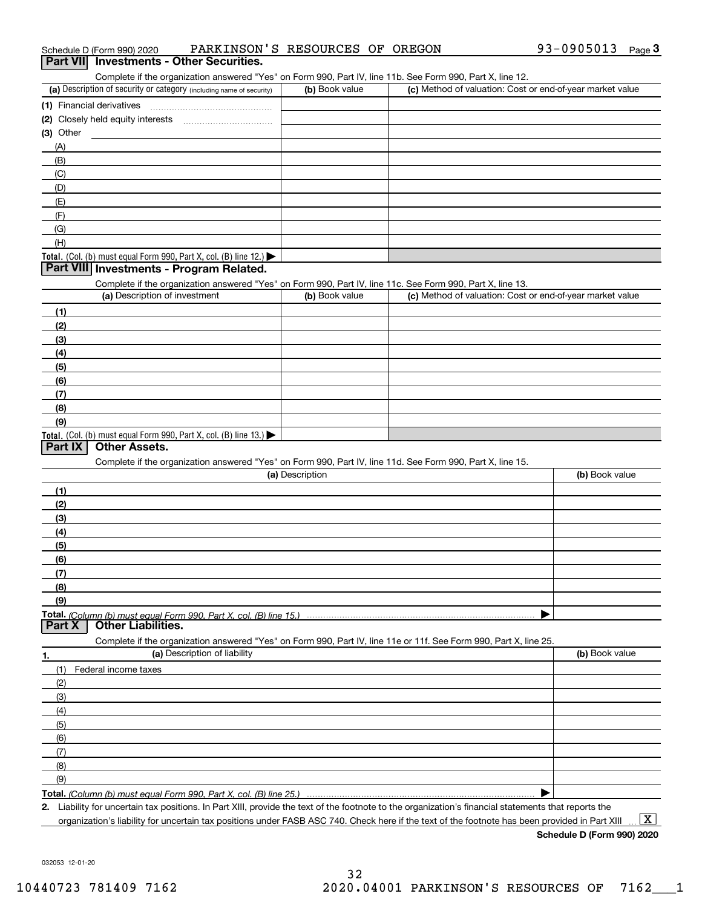Schedule D (Form 990) 2020 PARKINSON'S RESOURCES OF OREGON 93-0905013 Page 3

## Part VII Investments - Other Securities.

Complete if the organization answered "Yes" on Form 990, Part IV, line 11b. See Form 990, Part X, line 12.

| (a) Description of security or category (including name of security) | (b) Book value | (c) Method of valuation: Cost or end-of-year market value |
|---|---|---|
| (1) Financial derivatives | | |
| (2) Closely held equity interests | | |
| (3) Other | | |
| (A) | | |
| (B) | | |
| (C) | | |
| (D) | | |
| (E) | | |
| (F) | | |
| (G) | | |
| (H) | | |
| Total. (Col. (b) must equal Form 990, Part X, col. (B) line 12.) | | |

## Part VIII Investments - Program Related.

Complete if the organization answered "Yes" on Form 990, Part IV, line 11c. See Form 990, Part X, line 13.

| (a) Description of investment | (b) Book value | (c) Method of valuation: Cost or end-of-year market value |
|---|---|---|
| (1) | | |
| (2) | | |
| (3) | | |
| (4) | | |
| (5) | | |
| (6) | | |
| (7) | | |
| (8) | | |
| (9) | | |
| Total. (Col. (b) must equal Form 990, Part X, col. (B) line 13.) | | |

## Part IX Other Assets.

Complete if the organization answered "Yes" on Form 990, Part IV, line 11d. See Form 990, Part X, line 15.

| (a) Description | (b) Book value |
|---|---|
| (1) | |
| (2) | |
| (3) | |
| (4) | |
| (5) | |
| (6) | |
| (7) | |
| (8) | |
| (9) | |
| Total. *(Column (b) must equal Form 990, Part X, col. (B) line 15.)* | |

## Part X Other Liabilities.

Complete if the organization answered "Yes" on Form 990, Part IV, line 11e or 11f. See Form 990, Part X, line 25.

| 1. (a) Description of liability | (b) Book value |
|---|---|
| (1) Federal income taxes | |
| (2) | |
| (3) | |
| (4) | |
| (5) | |
| (6) | |
| (7) | |
| (8) | |
| (9) | |
| Total. *(Column (b) must equal Form 990, Part X, col. (B) line 25.)* | |

2. Liability for uncertain tax positions. In Part XIII, provide the text of the footnote to the organization's financial statements that reports the organization's liability for uncertain tax positions under FASB ASC 740. Check here if the text of the footnote has been provided in Part XIII [X]

**Schedule D (Form 990) 2020**

032053 12-01-20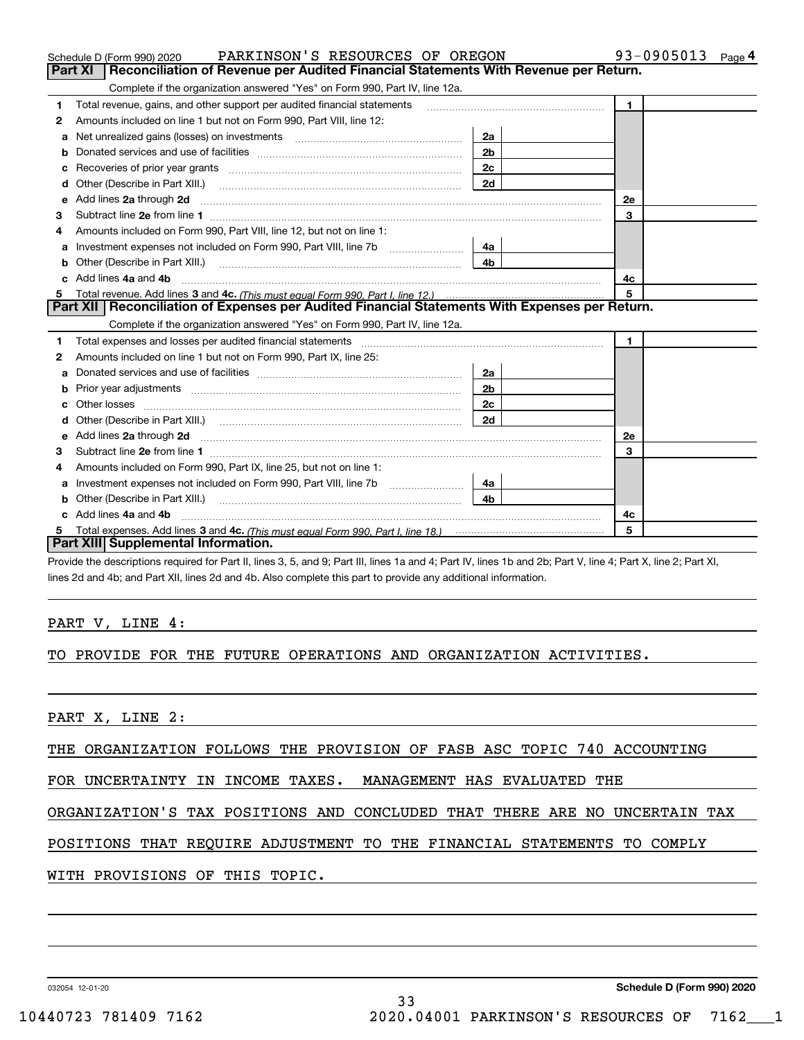Schedule D (Form 990) 2020 PARKINSON'S RESOURCES OF OREGON 93-0905013 Page 4

## Part XI Reconciliation of Revenue per Audited Financial Statements With Revenue per Return.

Complete if the organization answered "Yes" on Form 990, Part IV, line 12a.

| | | | | | |
|---|---|---|---|---|---|
| 1 | Total revenue, gains, and other support per audited financial statements | | | 1 | |
| 2 | Amounts included on line 1 but not on Form 990, Part VIII, line 12: | | | | |
| a | Net unrealized gains (losses) on investments | 2a | | | |
| b | Donated services and use of facilities | 2b | | | |
| c | Recoveries of prior year grants | 2c | | | |
| d | Other (Describe in Part XIII.) | 2d | | | |
| e | Add lines 2a through 2d | | | 2e | |
| 3 | Subtract line 2e from line 1 | | | 3 | |
| 4 | Amounts included on Form 990, Part VIII, line 12, but not on line 1: | | | | |
| a | Investment expenses not included on Form 990, Part VIII, line 7b | 4a | | | |
| b | Other (Describe in Part XIII.) | 4b | | | |
| c | Add lines 4a and 4b | | | 4c | |
| 5 | Total revenue. Add lines 3 and 4c. *(This must equal Form 990, Part I, line 12.)* | | | 5 | |

## Part XII Reconciliation of Expenses per Audited Financial Statements With Expenses per Return.

Complete if the organization answered "Yes" on Form 990, Part IV, line 12a.

| | | | | | |
|---|---|---|---|---|---|
| 1 | Total expenses and losses per audited financial statements | | | 1 | |
| 2 | Amounts included on line 1 but not on Form 990, Part IX, line 25: | | | | |
| a | Donated services and use of facilities | 2a | | | |
| b | Prior year adjustments | 2b | | | |
| c | Other losses | 2c | | | |
| d | Other (Describe in Part XIII.) | 2d | | | |
| e | Add lines 2a through 2d | | | 2e | |
| 3 | Subtract line 2e from line 1 | | | 3 | |
| 4 | Amounts included on Form 990, Part IX, line 25, but not on line 1: | | | | |
| a | Investment expenses not included on Form 990, Part VIII, line 7b | 4a | | | |
| b | Other (Describe in Part XIII.) | 4b | | | |
| c | Add lines 4a and 4b | | | 4c | |
| 5 | Total expenses. Add lines 3 and 4c. *(This must equal Form 990, Part I, line 18.)* | | | 5 | |

## Part XIII Supplemental Information.

Provide the descriptions required for Part II, lines 3, 5, and 9; Part III, lines 1a and 4; Part IV, lines 1b and 2b; Part V, line 4; Part X, line 2; Part XI, lines 2d and 4b; and Part XII, lines 2d and 4b. Also complete this part to provide any additional information.

PART V, LINE 4:

TO PROVIDE FOR THE FUTURE OPERATIONS AND ORGANIZATION ACTIVITIES.

PART X, LINE 2:

THE ORGANIZATION FOLLOWS THE PROVISION OF FASB ASC TOPIC 740 ACCOUNTING FOR UNCERTAINTY IN INCOME TAXES. MANAGEMENT HAS EVALUATED THE ORGANIZATION'S TAX POSITIONS AND CONCLUDED THAT THERE ARE NO UNCERTAIN TAX POSITIONS THAT REQUIRE ADJUSTMENT TO THE FINANCIAL STATEMENTS TO COMPLY WITH PROVISIONS OF THIS TOPIC.

032054 12-01-20 Schedule D (Form 990) 2020

10440723 781409 7162 2020.04001 PARKINSON'S RESOURCES OF 7162___1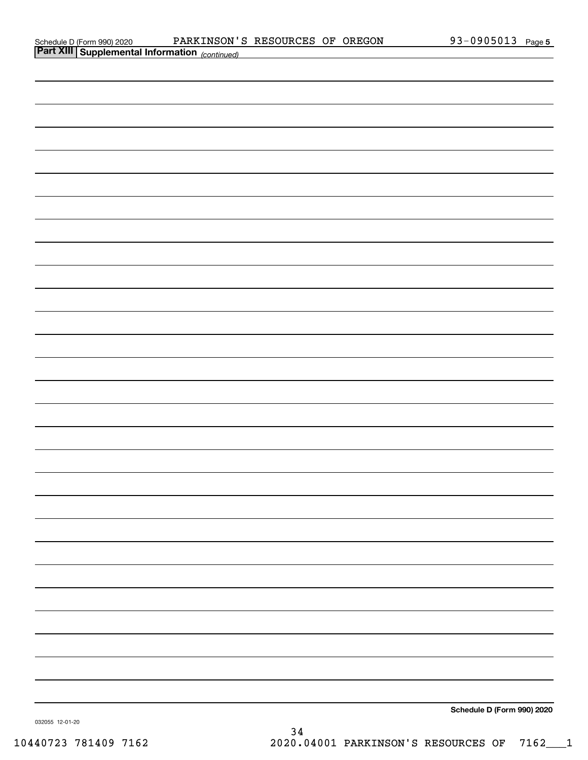Schedule D (Form 990) 2020    PARKINSON'S RESOURCES OF OREGON    93-0905013

## Part XIII Supplemental Information *(continued)*

Schedule D (Form 990) 2020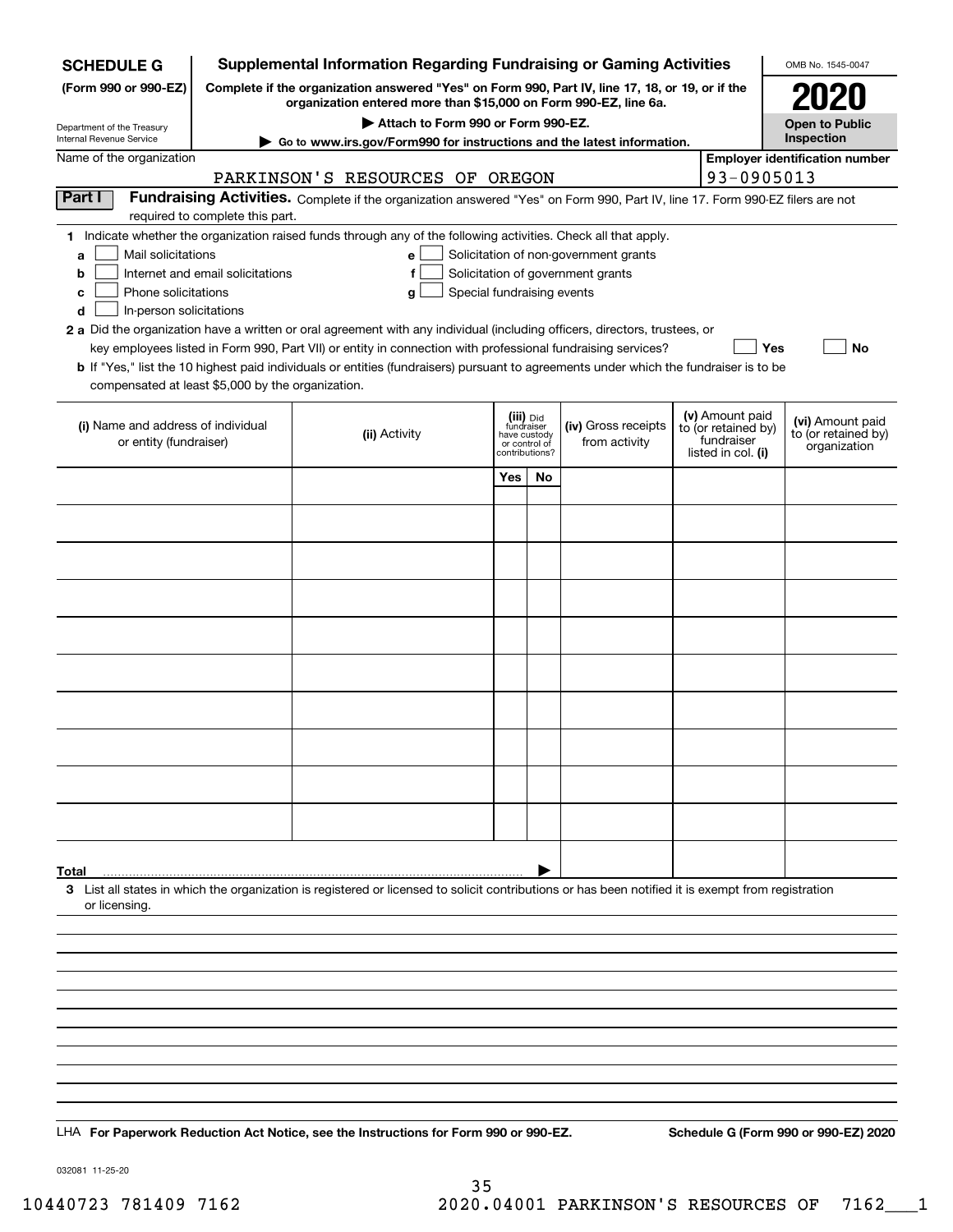**SCHEDULE G**
**(Form 990 or 990-EZ)**

Department of the Treasury
Internal Revenue Service

# Supplemental Information Regarding Fundraising or Gaming Activities

**Complete if the organization answered "Yes" on Form 990, Part IV, line 17, 18, or 19, or if the organization entered more than $15,000 on Form 990-EZ, line 6a.**

▶ **Attach to Form 990 or Form 990-EZ.**

▶ **Go to www.irs.gov/Form990 for instructions and the latest information.**

OMB No. 1545-0047

**2020**

**Open to Public Inspection**

Name of the organization: PARKINSON'S RESOURCES OF OREGON

**Employer identification number:** 93-0905013

**Part I** **Fundraising Activities.** Complete if the organization answered "Yes" on Form 990, Part IV, line 17. Form 990-EZ filers are not required to complete this part.

**1** Indicate whether the organization raised funds through any of the following activities. Check all that apply.

- **a** ☐ Mail solicitations
- **b** ☐ Internet and email solicitations
- **c** ☐ Phone solicitations
- **d** ☐ In-person solicitations
- **e** ☐ Solicitation of non-government grants
- **f** ☐ Solicitation of government grants
- **g** ☐ Special fundraising events

**2 a** Did the organization have a written or oral agreement with any individual (including officers, directors, trustees, or key employees listed in Form 990, Part VII) or entity in connection with professional fundraising services? ☐ **Yes** ☐ **No**

**b** If "Yes," list the 10 highest paid individuals or entities (fundraisers) pursuant to agreements under which the fundraiser is to be compensated at least $5,000 by the organization.

| (i) Name and address of individual or entity (fundraiser) | (ii) Activity | (iii) Did fundraiser have custody or control of contributions? Yes | No | (iv) Gross receipts from activity | (v) Amount paid to (or retained by) fundraiser listed in col. (i) | (vi) Amount paid to (or retained by) organization |
|---|---|---|---|---|---|---|
| | | | | | | |
| | | | | | | |
| | | | | | | |
| | | | | | | |
| | | | | | | |
| | | | | | | |
| | | | | | | |
| | | | | | | |
| | | | | | | |
| | | | | | | |
| **Total** ▶ | | | | | | |

**3** List all states in which the organization is registered or licensed to solicit contributions or has been notified it is exempt from registration or licensing.

LHA **For Paperwork Reduction Act Notice, see the Instructions for Form 990 or 990-EZ.** **Schedule G (Form 990 or 990-EZ) 2020**

032081 11-25-20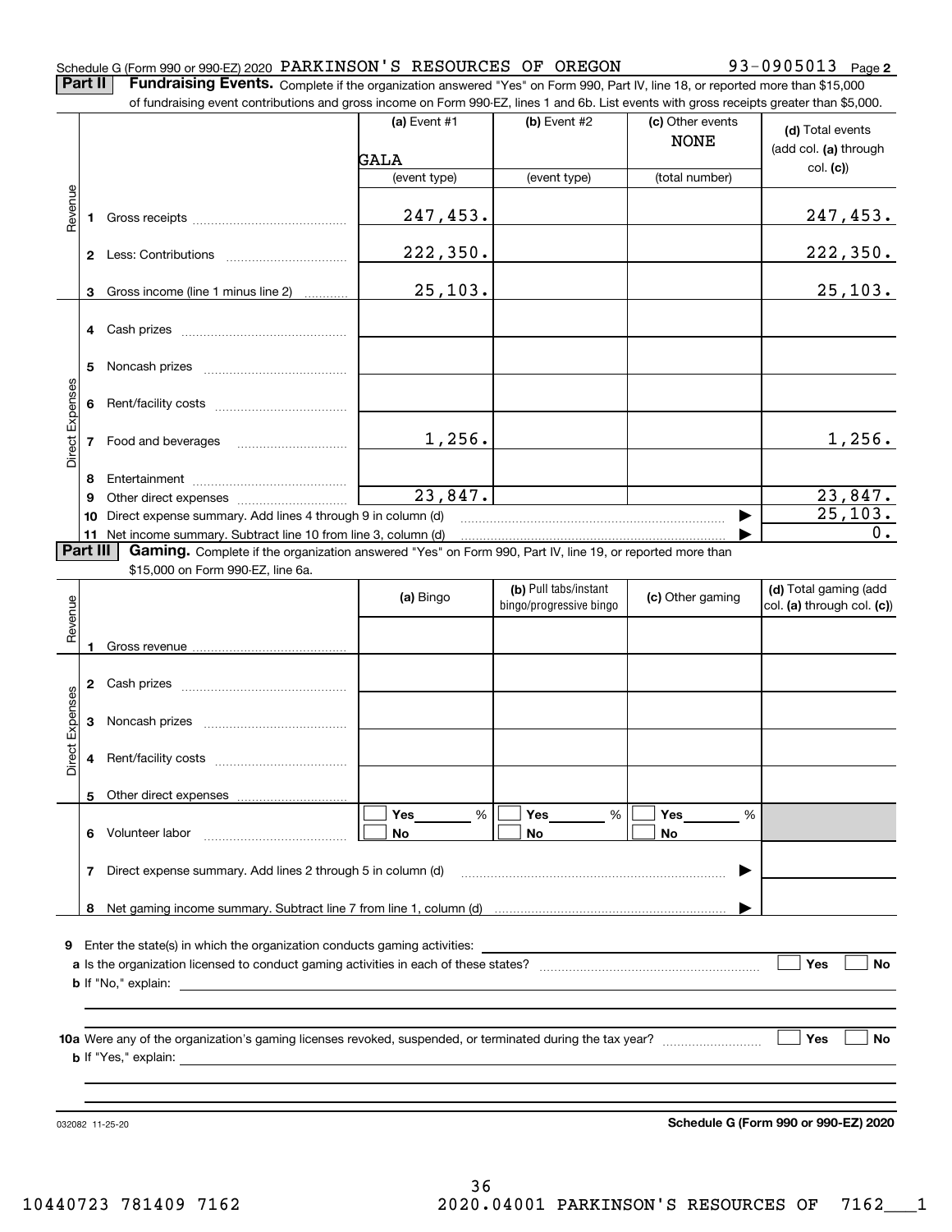Schedule G (Form 990 or 990-EZ) 2020 PARKINSON'S RESOURCES OF OREGON 93-0905013 Page **2**

**Part II** **Fundraising Events.** Complete if the organization answered "Yes" on Form 990, Part IV, line 18, or reported more than $15,000 of fundraising event contributions and gross income on Form 990-EZ, lines 1 and 6b. List events with gross receipts greater than $5,000.

| | | (a) Event #1 GALA (event type) | (b) Event #2 (event type) | (c) Other events NONE (total number) | (d) Total events (add col. (a) through col. (c)) |
|---|---|---|---|---|---|
| Revenue | 1 Gross receipts | 247,453. | | | 247,453. |
| | 2 Less: Contributions | 222,350. | | | 222,350. |
| | 3 Gross income (line 1 minus line 2) | 25,103. | | | 25,103. |
| Direct Expenses | 4 Cash prizes | | | | |
| | 5 Noncash prizes | | | | |
| | 6 Rent/facility costs | | | | |
| | 7 Food and beverages | 1,256. | | | 1,256. |
| | 8 Entertainment | | | | |
| | 9 Other direct expenses | 23,847. | | | 23,847. |
| | 10 Direct expense summary. Add lines 4 through 9 in column (d) | | | ▶ | 25,103. |
| | 11 Net income summary. Subtract line 10 from line 3, column (d) | | | ▶ | 0. |

**Part III** **Gaming.** Complete if the organization answered "Yes" on Form 990, Part IV, line 19, or reported more than $15,000 on Form 990-EZ, line 6a.

| | | (a) Bingo | (b) Pull tabs/instant bingo/progressive bingo | (c) Other gaming | (d) Total gaming (add col. (a) through col. (c)) |
|---|---|---|---|---|---|
| Revenue | 1 Gross revenue | | | | |
| Direct Expenses | 2 Cash prizes | | | | |
| | 3 Noncash prizes | | | | |
| | 4 Rent/facility costs | | | | |
| | 5 Other direct expenses | | | | |
| | 6 Volunteer labor | ☐ Yes ____ % ☐ No | ☐ Yes ____ % ☐ No | ☐ Yes ____ % ☐ No | |
| | 7 Direct expense summary. Add lines 2 through 5 in column (d) | | | ▶ | |
| | 8 Net gaming income summary. Subtract line 7 from line 1, column (d) | | | ▶ | |

**9** Enter the state(s) in which the organization conducts gaming activities: ____________________

**a** Is the organization licensed to conduct gaming activities in each of these states? ☐ Yes ☐ No

**b** If "No," explain: ____________________

**10a** Were any of the organization's gaming licenses revoked, suspended, or terminated during the tax year? ☐ Yes ☐ No

**b** If "Yes," explain: ____________________

032082 11-25-20 **Schedule G (Form 990 or 990-EZ) 2020**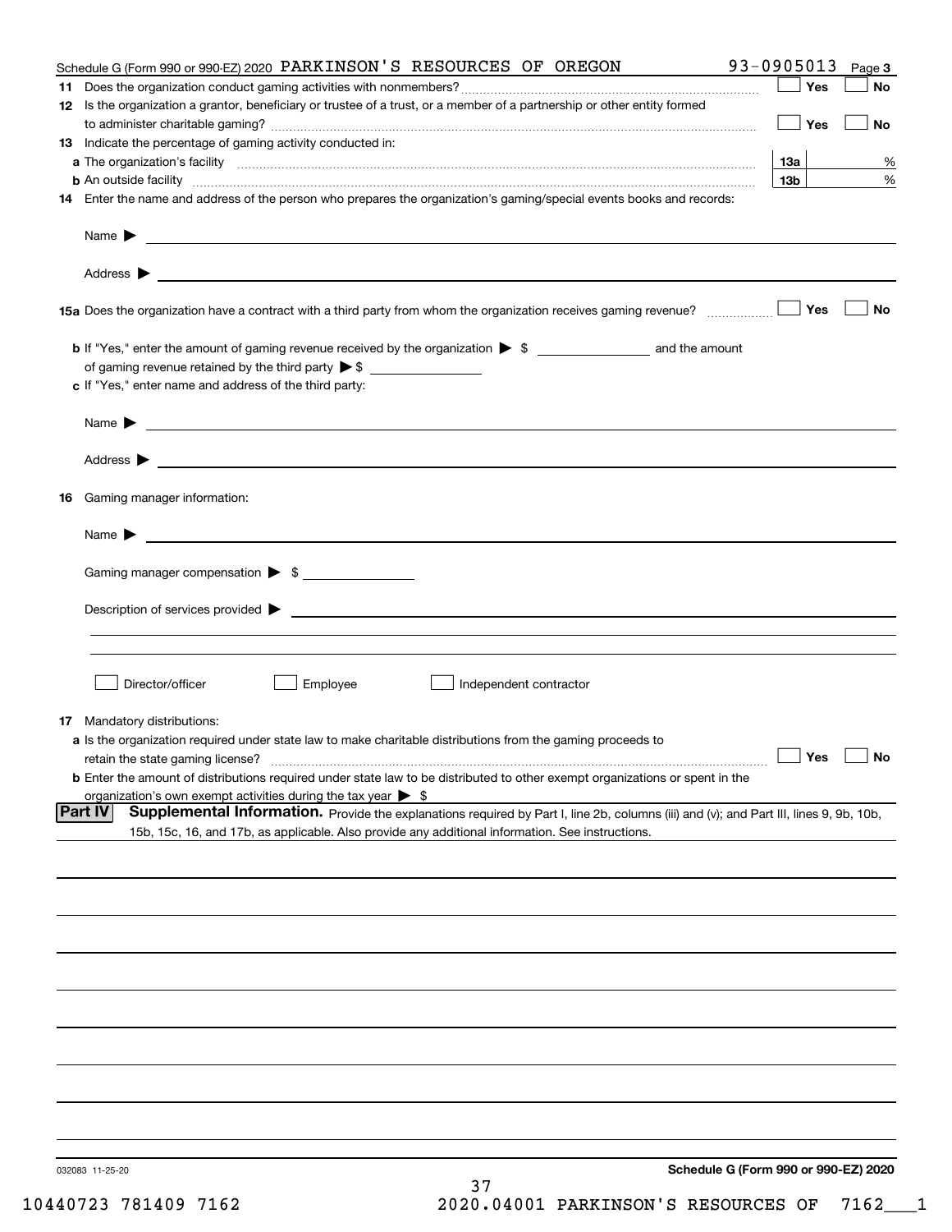Schedule G (Form 990 or 990-EZ) 2020 PARKINSON'S RESOURCES OF OREGON 93-0905013 Page **3**

**11** Does the organization conduct gaming activities with nonmembers? ☐ Yes ☐ No

**12** Is the organization a grantor, beneficiary or trustee of a trust, or a member of a partnership or other entity formed to administer charitable gaming? ☐ Yes ☐ No

**13** Indicate the percentage of gaming activity conducted in:

**a** The organization's facility **13a** %

**b** An outside facility **13b** %

**14** Enter the name and address of the person who prepares the organization's gaming/special events books and records:

Name ▶

Address ▶

**15a** Does the organization have a contract with a third party from whom the organization receives gaming revenue? ☐ Yes ☐ No

**b** If "Yes," enter the amount of gaming revenue received by the organization ▶ $ and the amount of gaming revenue retained by the third party ▶ $

**c** If "Yes," enter name and address of the third party:

Name ▶

Address ▶

**16** Gaming manager information:

Name ▶

Gaming manager compensation ▶ $

Description of services provided ▶

☐ Director/officer ☐ Employee ☐ Independent contractor

**17** Mandatory distributions:

**a** Is the organization required under state law to make charitable distributions from the gaming proceeds to retain the state gaming license? ☐ Yes ☐ No

**b** Enter the amount of distributions required under state law to be distributed to other exempt organizations or spent in the organization's own exempt activities during the tax year ▶ $

**Part IV** **Supplemental Information.** Provide the explanations required by Part I, line 2b, columns (iii) and (v); and Part III, lines 9, 9b, 10b, 15b, 15c, 16, and 17b, as applicable. Also provide any additional information. See instructions.

032083 11-25-20 **Schedule G (Form 990 or 990-EZ) 2020**

10440723 781409 7162 2020.04001 PARKINSON'S RESOURCES OF 7162___1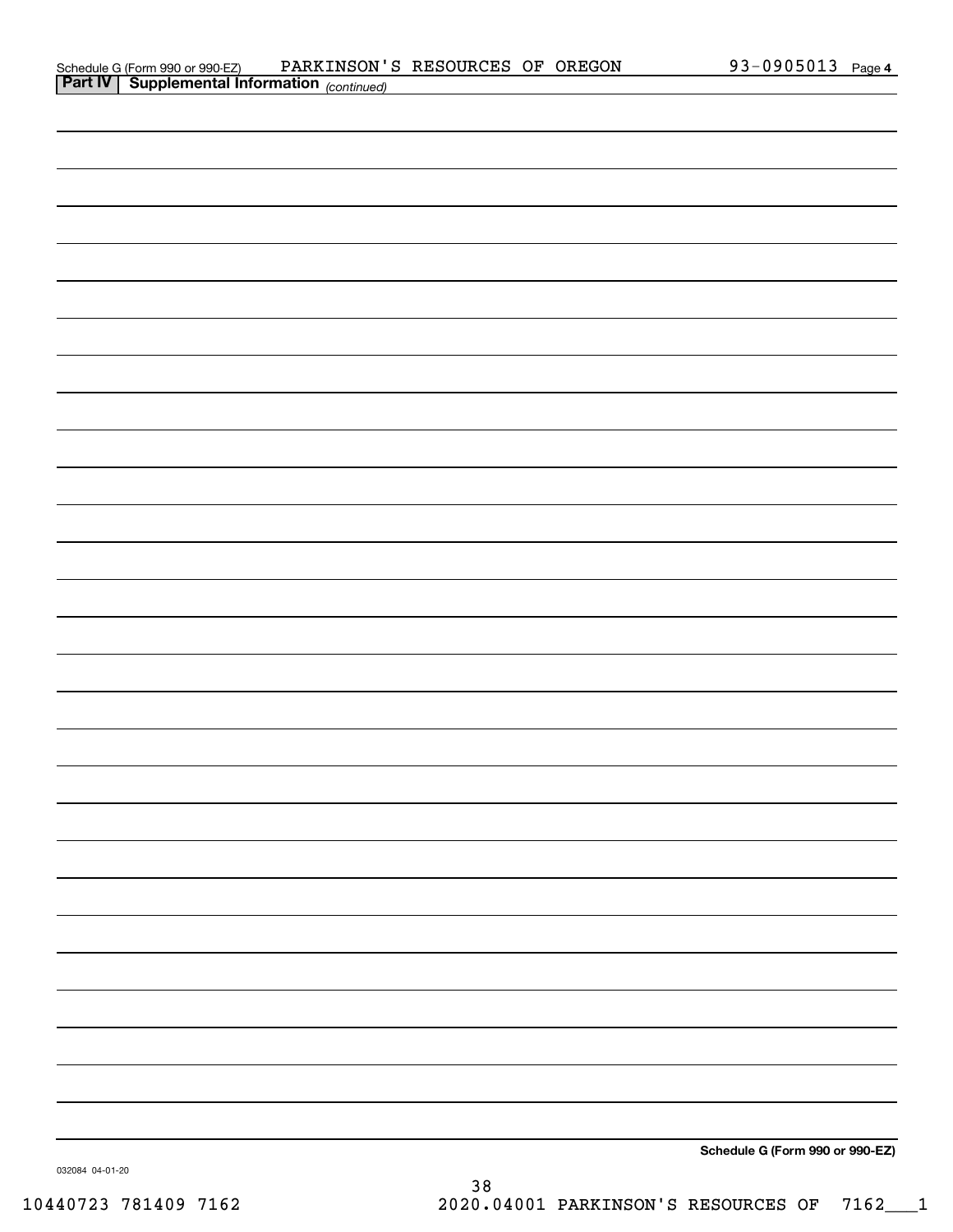Schedule G (Form 990 or 990-EZ) PARKINSON'S RESOURCES OF OREGON 93-0905013 Page 4

**Part IV Supplemental Information** *(continued)*

**Schedule G (Form 990 or 990-EZ)**

032084 04-01-20

10440723 781409 7162 2020.04001 PARKINSON'S RESOURCES OF 7162___1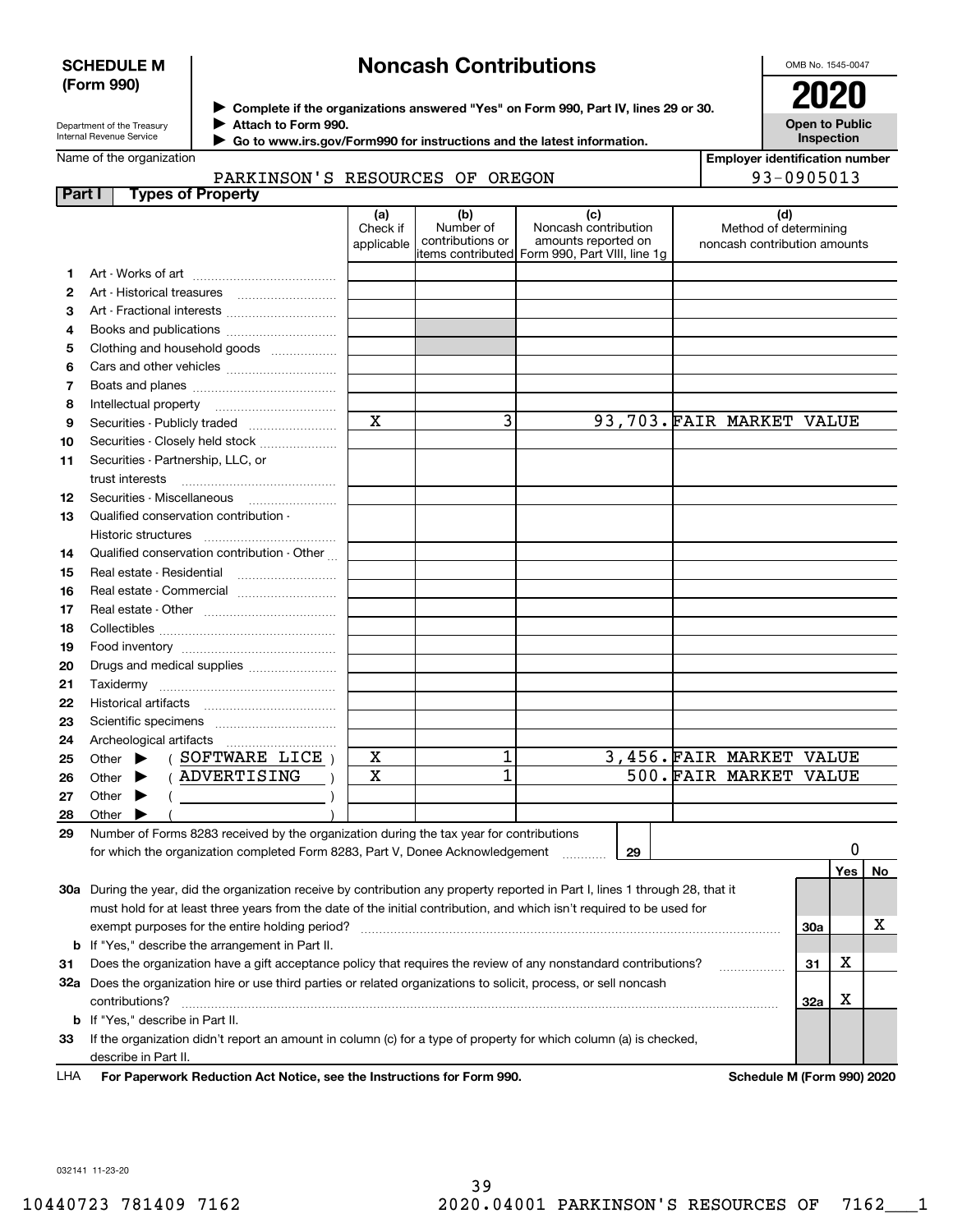**SCHEDULE M (Form 990)**

Department of the Treasury
Internal Revenue Service

# Noncash Contributions

▶ Complete if the organizations answered "Yes" on Form 990, Part IV, lines 29 or 30.
▶ Attach to Form 990.
▶ Go to www.irs.gov/Form990 for instructions and the latest information.

OMB No. 1545-0047

**2020**

**Open to Public Inspection**

Name of the organization: PARKINSON'S RESOURCES OF OREGON

Employer identification number: 93-0905013

## Part I Types of Property

| | | (a) Check if applicable | (b) Number of contributions or items contributed | (c) Noncash contribution amounts reported on Form 990, Part VIII, line 1g | (d) Method of determining noncash contribution amounts |
|---|---|---|---|---|---|
| 1 | Art - Works of art | | | | |
| 2 | Art - Historical treasures | | | | |
| 3 | Art - Fractional interests | | | | |
| 4 | Books and publications | | | | |
| 5 | Clothing and household goods | | | | |
| 6 | Cars and other vehicles | | | | |
| 7 | Boats and planes | | | | |
| 8 | Intellectual property | | | | |
| 9 | Securities - Publicly traded | X | 3 | 93,703. | FAIR MARKET VALUE |
| 10 | Securities - Closely held stock | | | | |
| 11 | Securities - Partnership, LLC, or trust interests | | | | |
| 12 | Securities - Miscellaneous | | | | |
| 13 | Qualified conservation contribution - Historic structures | | | | |
| 14 | Qualified conservation contribution - Other | | | | |
| 15 | Real estate - Residential | | | | |
| 16 | Real estate - Commercial | | | | |
| 17 | Real estate - Other | | | | |
| 18 | Collectibles | | | | |
| 19 | Food inventory | | | | |
| 20 | Drugs and medical supplies | | | | |
| 21 | Taxidermy | | | | |
| 22 | Historical artifacts | | | | |
| 23 | Scientific specimens | | | | |
| 24 | Archeological artifacts | | | | |
| 25 | Other ▶ ( SOFTWARE LICE ) | X | 1 | 3,456. | FAIR MARKET VALUE |
| 26 | Other ▶ ( ADVERTISING ) | X | 1 | 500. | FAIR MARKET VALUE |
| 27 | Other ▶ ( ) | | | | |
| 28 | Other ▶ ( ) | | | | |

29 Number of Forms 8283 received by the organization during the tax year for contributions for which the organization completed Form 8283, Part V, Donee Acknowledgement ..... **29** | 0

| | | | Yes | No |
|---|---|---|---|---|
| 30a | During the year, did the organization receive by contribution any property reported in Part I, lines 1 through 28, that it must hold for at least three years from the date of the initial contribution, and which isn't required to be used for exempt purposes for the entire holding period? | 30a | | X |
| b | If "Yes," describe the arrangement in Part II. | | | |
| 31 | Does the organization have a gift acceptance policy that requires the review of any nonstandard contributions? | 31 | X | |
| 32a | Does the organization hire or use third parties or related organizations to solicit, process, or sell noncash contributions? | 32a | X | |
| b | If "Yes," describe in Part II. | | | |
| 33 | If the organization didn't report an amount in column (c) for a type of property for which column (a) is checked, describe in Part II. | | | |

LHA For Paperwork Reduction Act Notice, see the Instructions for Form 990. Schedule M (Form 990) 2020

032141 11-23-20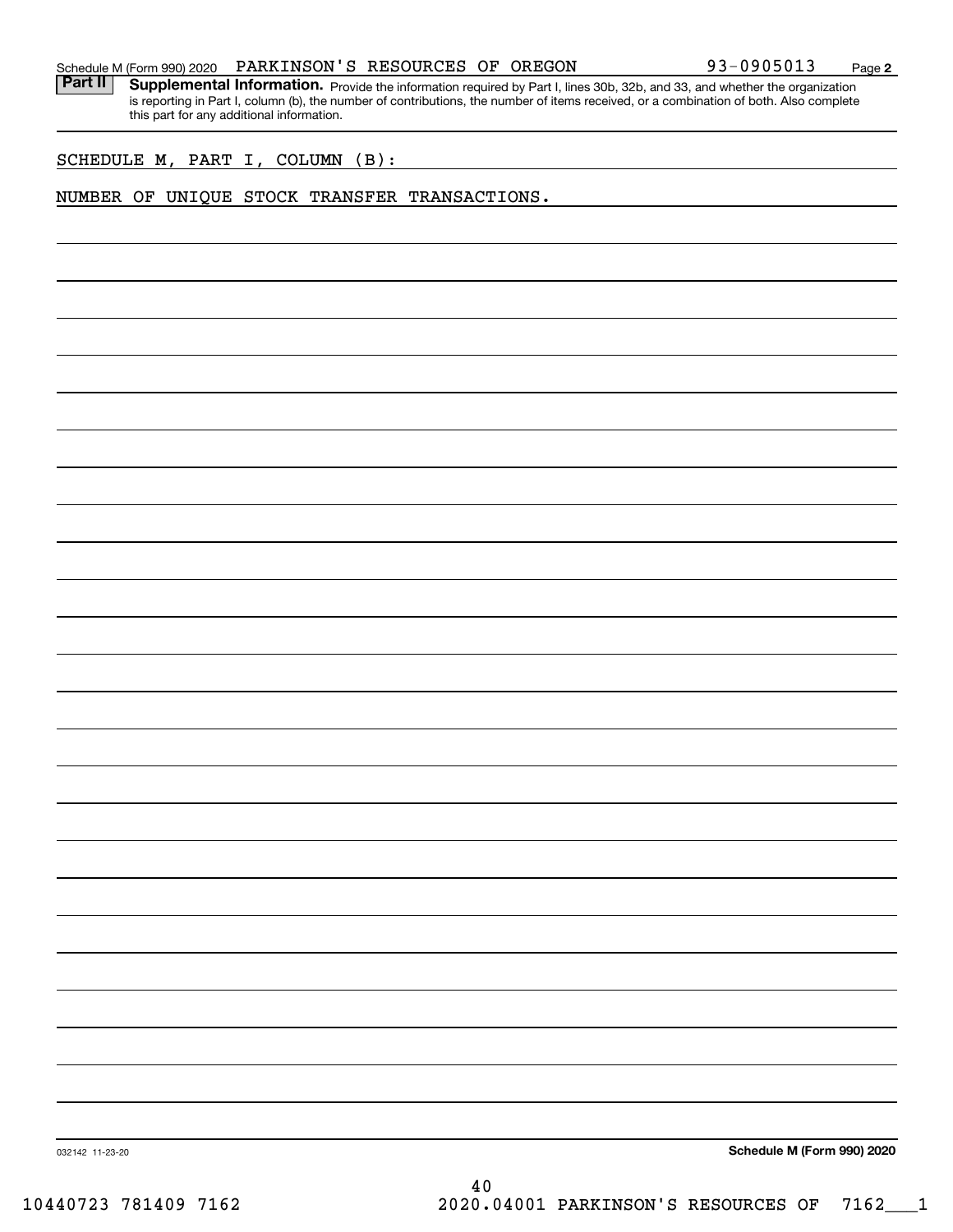Schedule M (Form 990) 2020 PARKINSON'S RESOURCES OF OREGON 93-0905013 Page 2

**Part II** **Supplemental Information.** Provide the information required by Part I, lines 30b, 32b, and 33, and whether the organization is reporting in Part I, column (b), the number of contributions, the number of items received, or a combination of both. Also complete this part for any additional information.

SCHEDULE M, PART I, COLUMN (B):

NUMBER OF UNIQUE STOCK TRANSFER TRANSACTIONS.

032142 11-23-20

**Schedule M (Form 990) 2020**

10440723 781409 7162 2020.04001 PARKINSON'S RESOURCES OF 7162___1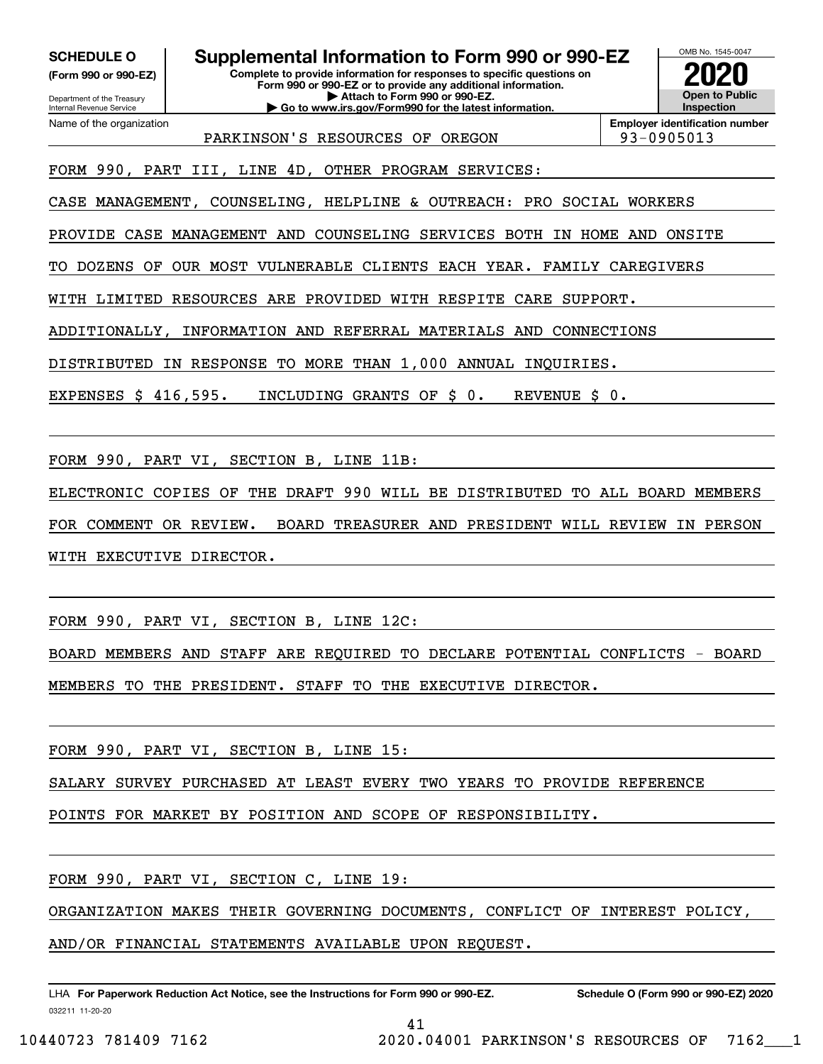**SCHEDULE O**
**(Form 990 or 990-EZ)**

Department of the Treasury
Internal Revenue Service

# Supplemental Information to Form 990 or 990-EZ

**Complete to provide information for responses to specific questions on Form 990 or 990-EZ or to provide any additional information.**
**▶ Attach to Form 990 or 990-EZ.**
**▶ Go to www.irs.gov/Form990 for the latest information.**

OMB No. 1545-0047
**2020**
**Open to Public Inspection**

Name of the organization: PARKINSON'S RESOURCES OF OREGON
**Employer identification number**: 93-0905013

FORM 990, PART III, LINE 4D, OTHER PROGRAM SERVICES:

CASE MANAGEMENT, COUNSELING, HELPLINE & OUTREACH: PRO SOCIAL WORKERS PROVIDE CASE MANAGEMENT AND COUNSELING SERVICES BOTH IN HOME AND ONSITE TO DOZENS OF OUR MOST VULNERABLE CLIENTS EACH YEAR. FAMILY CAREGIVERS WITH LIMITED RESOURCES ARE PROVIDED WITH RESPITE CARE SUPPORT. ADDITIONALLY, INFORMATION AND REFERRAL MATERIALS AND CONNECTIONS DISTRIBUTED IN RESPONSE TO MORE THAN 1,000 ANNUAL INQUIRIES.

EXPENSES $ 416,595.   INCLUDING GRANTS OF $ 0.   REVENUE $ 0.

FORM 990, PART VI, SECTION B, LINE 11B:

ELECTRONIC COPIES OF THE DRAFT 990 WILL BE DISTRIBUTED TO ALL BOARD MEMBERS FOR COMMENT OR REVIEW.  BOARD TREASURER AND PRESIDENT WILL REVIEW IN PERSON WITH EXECUTIVE DIRECTOR.

FORM 990, PART VI, SECTION B, LINE 12C:

BOARD MEMBERS AND STAFF ARE REQUIRED TO DECLARE POTENTIAL CONFLICTS - BOARD MEMBERS TO THE PRESIDENT. STAFF TO THE EXECUTIVE DIRECTOR.

FORM 990, PART VI, SECTION B, LINE 15:

SALARY SURVEY PURCHASED AT LEAST EVERY TWO YEARS TO PROVIDE REFERENCE POINTS FOR MARKET BY POSITION AND SCOPE OF RESPONSIBILITY.

FORM 990, PART VI, SECTION C, LINE 19:

ORGANIZATION MAKES THEIR GOVERNING DOCUMENTS, CONFLICT OF INTEREST POLICY, AND/OR FINANCIAL STATEMENTS AVAILABLE UPON REQUEST.

LHA **For Paperwork Reduction Act Notice, see the Instructions for Form 990 or 990-EZ.** **Schedule O (Form 990 or 990-EZ) 2020**
032211 11-20-20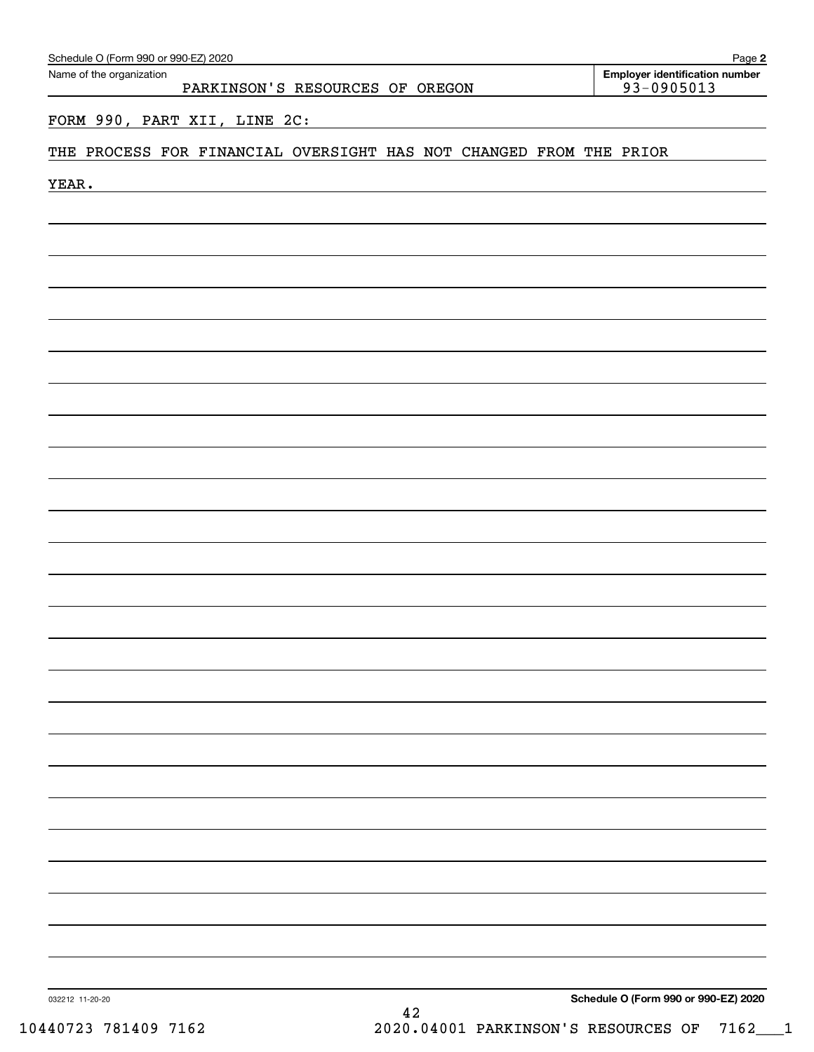Schedule O (Form 990 or 990-EZ) 2020

| Name of the organization | Employer identification number |
| --- | --- |
| PARKINSON'S RESOURCES OF OREGON | 93-0905013 |

FORM 990, PART XII, LINE 2C:

THE PROCESS FOR FINANCIAL OVERSIGHT HAS NOT CHANGED FROM THE PRIOR YEAR.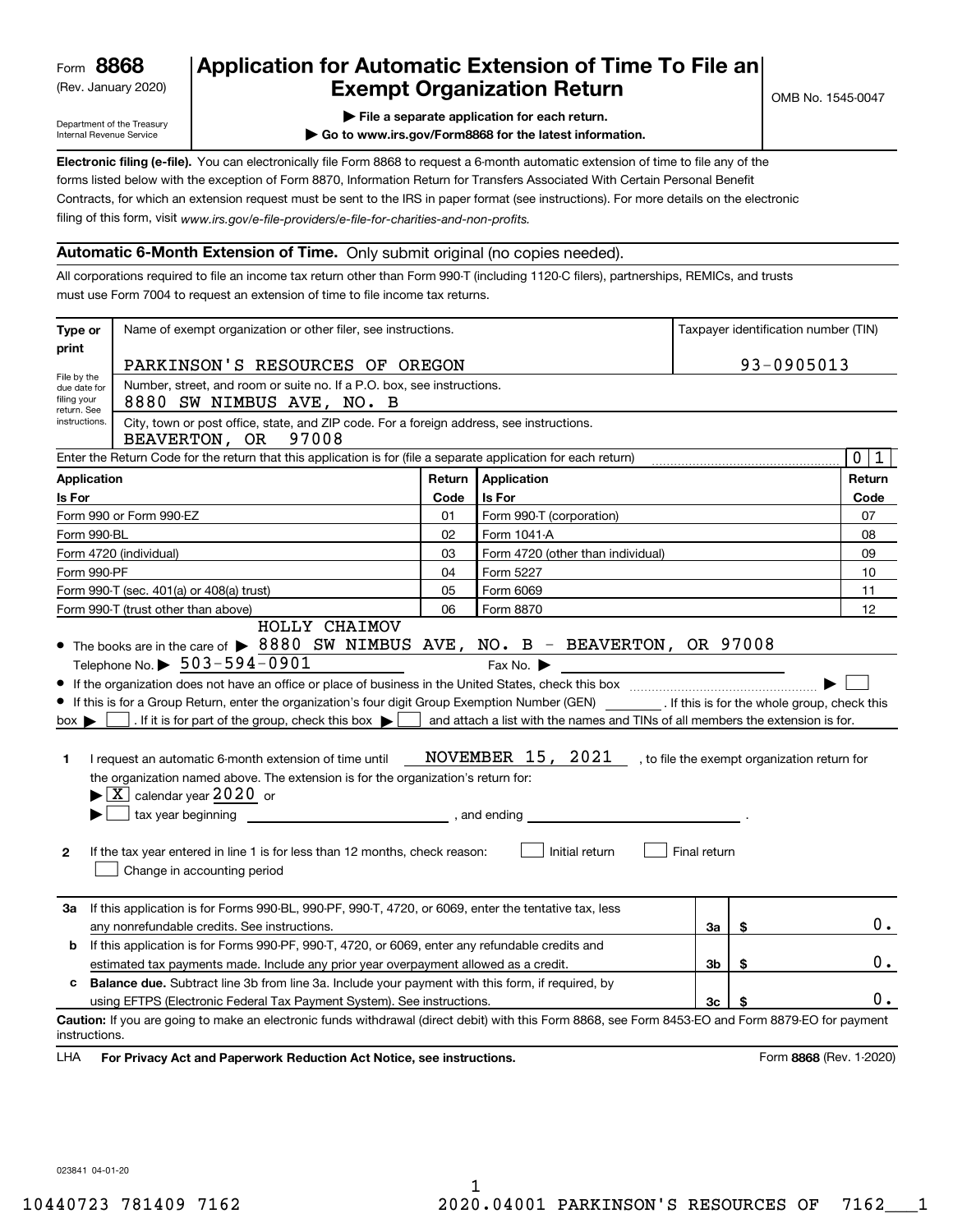Form **8868**
(Rev. January 2020)
Department of the Treasury
Internal Revenue Service

# Application for Automatic Extension of Time To File an Exempt Organization Return

▶ File a separate application for each return.
▶ Go to www.irs.gov/Form8868 for the latest information.

OMB No. 1545-0047

**Electronic filing (e-file).** You can electronically file Form 8868 to request a 6-month automatic extension of time to file any of the forms listed below with the exception of Form 8870, Information Return for Transfers Associated With Certain Personal Benefit Contracts, for which an extension request must be sent to the IRS in paper format (see instructions). For more details on the electronic filing of this form, visit *www.irs.gov/e-file-providers/e-file-for-charities-and-non-profits.*

## Automatic 6-Month Extension of Time. Only submit original (no copies needed).

All corporations required to file an income tax return other than Form 990-T (including 1120-C filers), partnerships, REMICs, and trusts must use Form 7004 to request an extension of time to file income tax returns.

| Type or print | | |
|---|---|---|
| File by the due date for filing your return. See instructions. | Name of exempt organization or other filer, see instructions.<br>PARKINSON'S RESOURCES OF OREGON | Taxpayer identification number (TIN)<br>93-0905013 |
| | Number, street, and room or suite no. If a P.O. box, see instructions.<br>8880 SW NIMBUS AVE, NO. B | |
| | City, town or post office, state, and ZIP code. For a foreign address, see instructions.<br>BEAVERTON, OR 97008 | |

Enter the Return Code for the return that this application is for (file a separate application for each return) .......... 0 1

| Application Is For | Return Code | Application Is For | Return Code |
|---|---|---|---|
| Form 990 or Form 990-EZ | 01 | Form 990-T (corporation) | 07 |
| Form 990-BL | 02 | Form 1041-A | 08 |
| Form 4720 (individual) | 03 | Form 4720 (other than individual) | 09 |
| Form 990-PF | 04 | Form 5227 | 10 |
| Form 990-T (sec. 401(a) or 408(a) trust) | 05 | Form 6069 | 11 |
| Form 990-T (trust other than above) | 06 | Form 8870 | 12 |

- The books are in the care of ▶ HOLLY CHAIMOV 8880 SW NIMBUS AVE, NO. B - BEAVERTON, OR 97008
  Telephone No. ▶ 503-594-0901 Fax No. ▶
- If the organization does not have an office or place of business in the United States, check this box .......... ▶ ☐
- If this is for a Group Return, enter the organization's four digit Group Exemption Number (GEN) ________ . If this is for the whole group, check this box ▶ ☐ . If it is for part of the group, check this box ▶ ☐ and attach a list with the names and TINs of all members the extension is for.

**1** I request an automatic 6-month extension of time until NOVEMBER 15, 2021 , to file the exempt organization return for the organization named above. The extension is for the organization's return for:
▶ ☒ calendar year 2020 or
▶ ☐ tax year beginning ________________ , and ending ________________ .

**2** If the tax year entered in line 1 is for less than 12 months, check reason: ☐ Initial return ☐ Final return ☐ Change in accounting period

| | | | |
|---|---|---|---|
| **3a** | If this application is for Forms 990-BL, 990-PF, 990-T, 4720, or 6069, enter the tentative tax, less any nonrefundable credits. See instructions. | 3a | $ 0. |
| **b** | If this application is for Forms 990-PF, 990-T, 4720, or 6069, enter any refundable credits and estimated tax payments made. Include any prior year overpayment allowed as a credit. | 3b | $ 0. |
| **c** | **Balance due.** Subtract line 3b from line 3a. Include your payment with this form, if required, by using EFTPS (Electronic Federal Tax Payment System). See instructions. | 3c | $ 0. |

**Caution:** If you are going to make an electronic funds withdrawal (direct debit) with this Form 8868, see Form 8453-EO and Form 8879-EO for payment instructions.

LHA **For Privacy Act and Paperwork Reduction Act Notice, see instructions.** Form **8868** (Rev. 1-2020)

023841 04-01-20

10440723 781409 7162 2020.04001 PARKINSON'S RESOURCES OF 7162___1